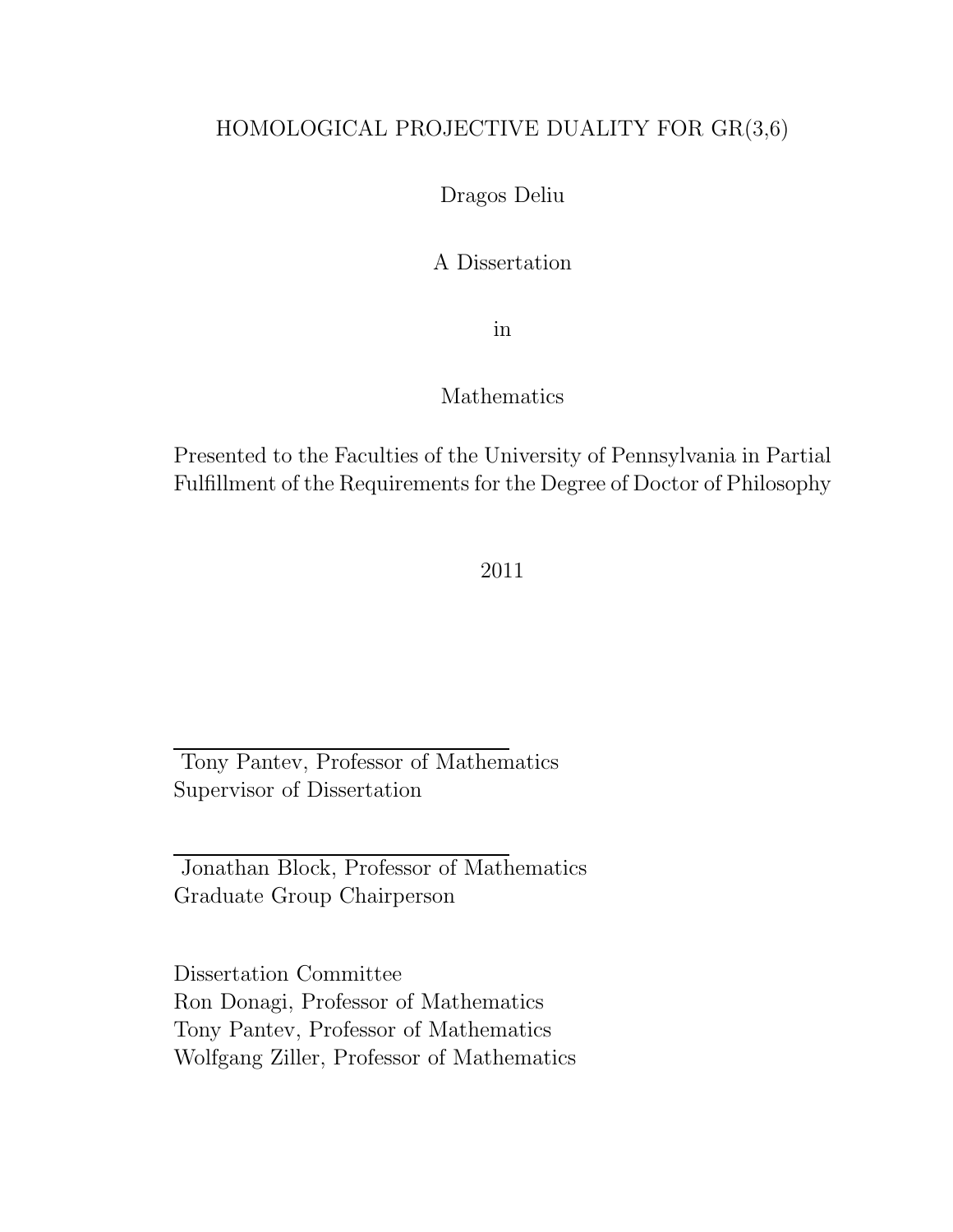# HOMOLOGICAL PROJECTIVE DUALITY FOR GR(3,6)

Dragos Deliu

A Dissertation

in

Mathematics

Presented to the Faculties of the University of Pennsylvania in Partial Fulfillment of the Requirements for the Degree of Doctor of Philosophy

2011

Tony Pantev, Professor of Mathematics
Supervisor of Dissertation

Jonathan Block, Professor of Mathematics
Graduate Group Chairperson

Dissertation Committee
Ron Donagi, Professor of Mathematics
Tony Pantev, Professor of Mathematics
Wolfgang Ziller, Professor of Mathematics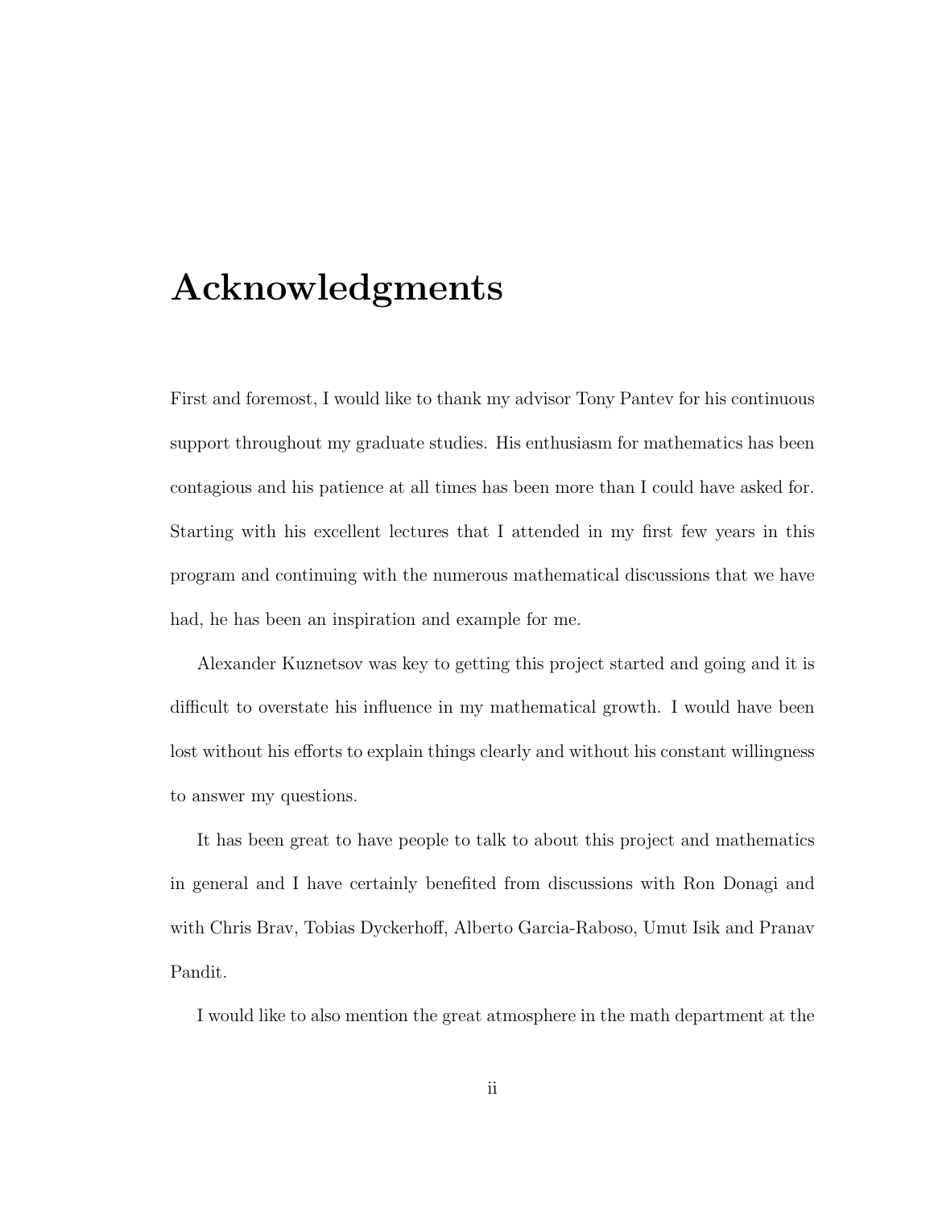# Acknowledgments

First and foremost, I would like to thank my advisor Tony Pantev for his continuous support throughout my graduate studies. His enthusiasm for mathematics has been contagious and his patience at all times has been more than I could have asked for. Starting with his excellent lectures that I attended in my first few years in this program and continuing with the numerous mathematical discussions that we have had, he has been an inspiration and example for me.

Alexander Kuznetsov was key to getting this project started and going and it is difficult to overstate his influence in my mathematical growth. I would have been lost without his efforts to explain things clearly and without his constant willingness to answer my questions.

It has been great to have people to talk to about this project and mathematics in general and I have certainly benefited from discussions with Ron Donagi and with Chris Brav, Tobias Dyckerhoff, Alberto Garcia-Raboso, Umut Isik and Pranav Pandit.

I would like to also mention the great atmosphere in the math department at the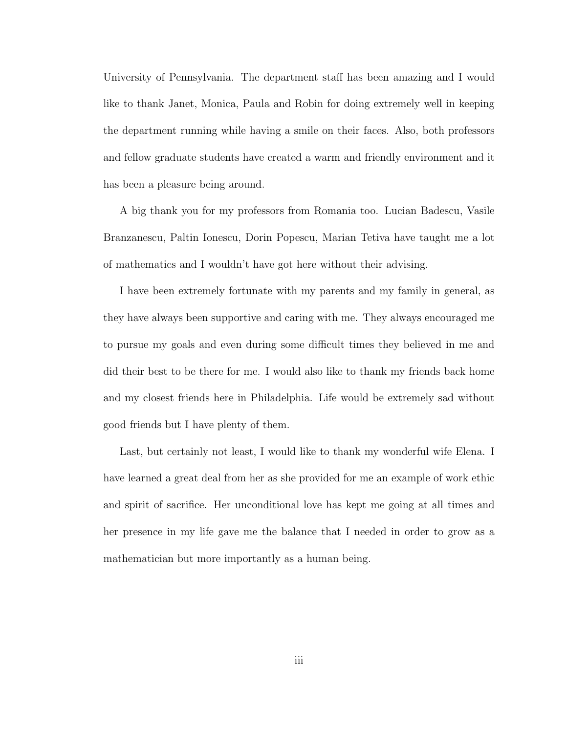University of Pennsylvania. The department staff has been amazing and I would like to thank Janet, Monica, Paula and Robin for doing extremely well in keeping the department running while having a smile on their faces. Also, both professors and fellow graduate students have created a warm and friendly environment and it has been a pleasure being around.

A big thank you for my professors from Romania too. Lucian Badescu, Vasile Branzanescu, Paltin Ionescu, Dorin Popescu, Marian Tetiva have taught me a lot of mathematics and I wouldn't have got here without their advising.

I have been extremely fortunate with my parents and my family in general, as they have always been supportive and caring with me. They always encouraged me to pursue my goals and even during some difficult times they believed in me and did their best to be there for me. I would also like to thank my friends back home and my closest friends here in Philadelphia. Life would be extremely sad without good friends but I have plenty of them.

Last, but certainly not least, I would like to thank my wonderful wife Elena. I have learned a great deal from her as she provided for me an example of work ethic and spirit of sacrifice. Her unconditional love has kept me going at all times and her presence in my life gave me the balance that I needed in order to grow as a mathematician but more importantly as a human being.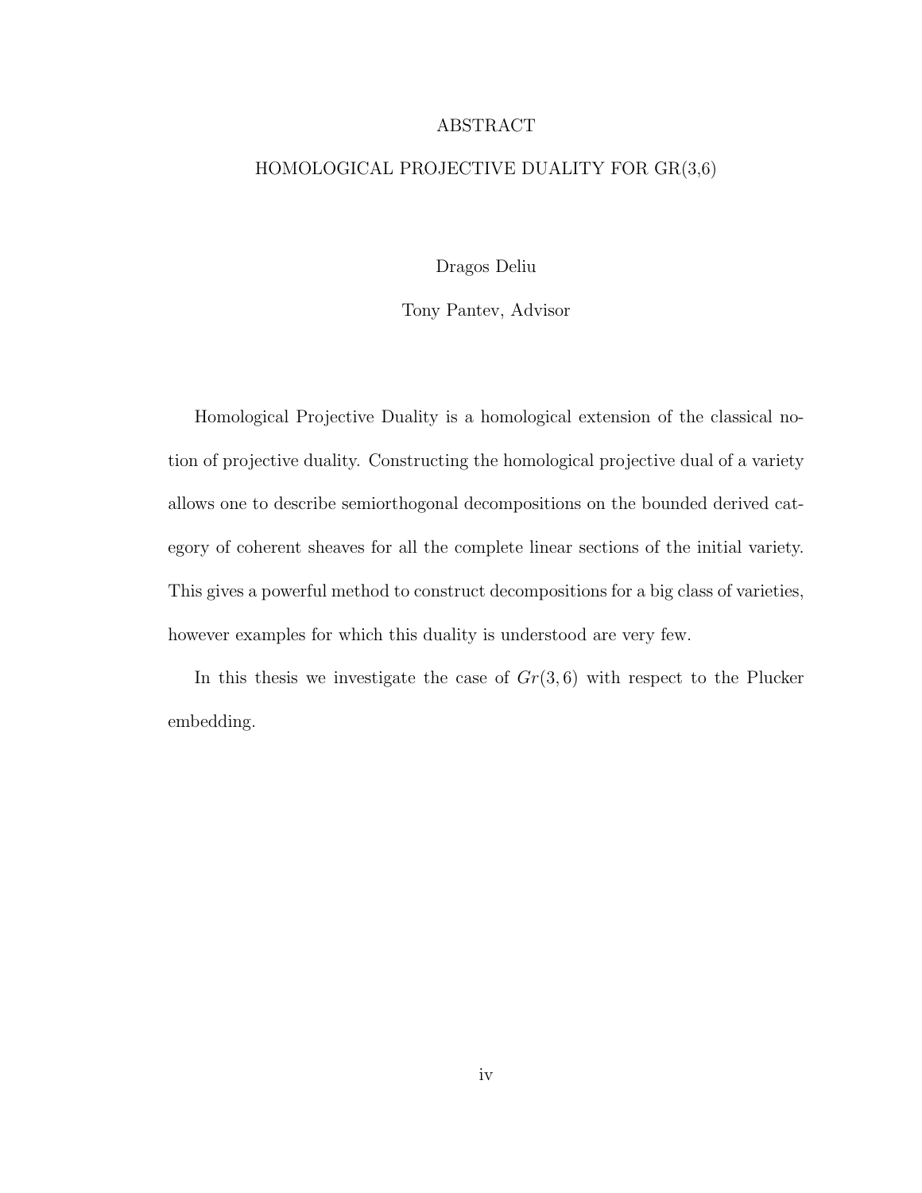# ABSTRACT

## HOMOLOGICAL PROJECTIVE DUALITY FOR GR(3,6)

Dragos Deliu

Tony Pantev, Advisor

Homological Projective Duality is a homological extension of the classical notion of projective duality. Constructing the homological projective dual of a variety allows one to describe semiorthogonal decompositions on the bounded derived category of coherent sheaves for all the complete linear sections of the initial variety. This gives a powerful method to construct decompositions for a big class of varieties, however examples for which this duality is understood are very few.

In this thesis we investigate the case of $Gr(3,6)$ with respect to the Plucker embedding.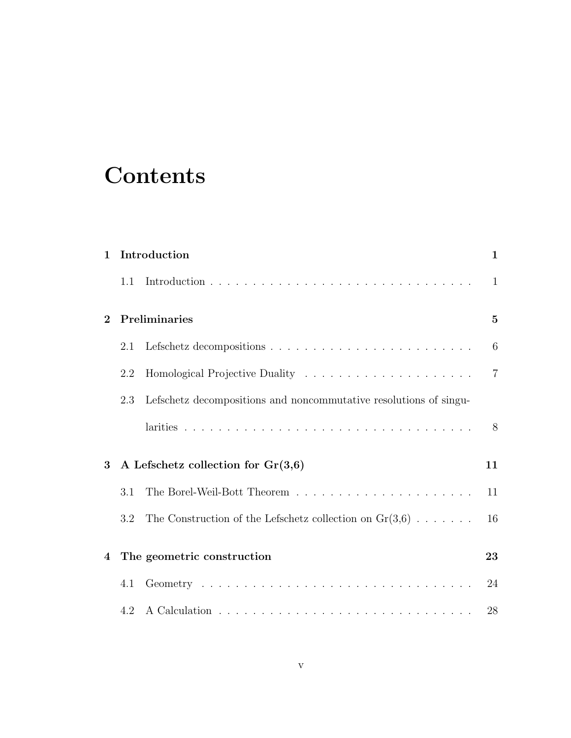# Contents

**1 Introduction** **1**

1.1 Introduction . . . . . . . . . . . . . . . . . . . . . . . . . . . . . . . . 1

**2 Preliminaries** **5**

2.1 Lefschetz decompositions . . . . . . . . . . . . . . . . . . . . . . . . . 6

2.2 Homological Projective Duality . . . . . . . . . . . . . . . . . . . . . 7

2.3 Lefschetz decompositions and noncommutative resolutions of singularities . . . . . . . . . . . . . . . . . . . . . . . . . . . . . . . . . . . 8

**3 A Lefschetz collection for Gr(3,6)** **11**

3.1 The Borel-Weil-Bott Theorem . . . . . . . . . . . . . . . . . . . . . . 11

3.2 The Construction of the Lefschetz collection on Gr(3,6) . . . . . . . 16

**4 The geometric construction** **23**

4.1 Geometry . . . . . . . . . . . . . . . . . . . . . . . . . . . . . . . . . . 24

4.2 A Calculation . . . . . . . . . . . . . . . . . . . . . . . . . . . . . . . 28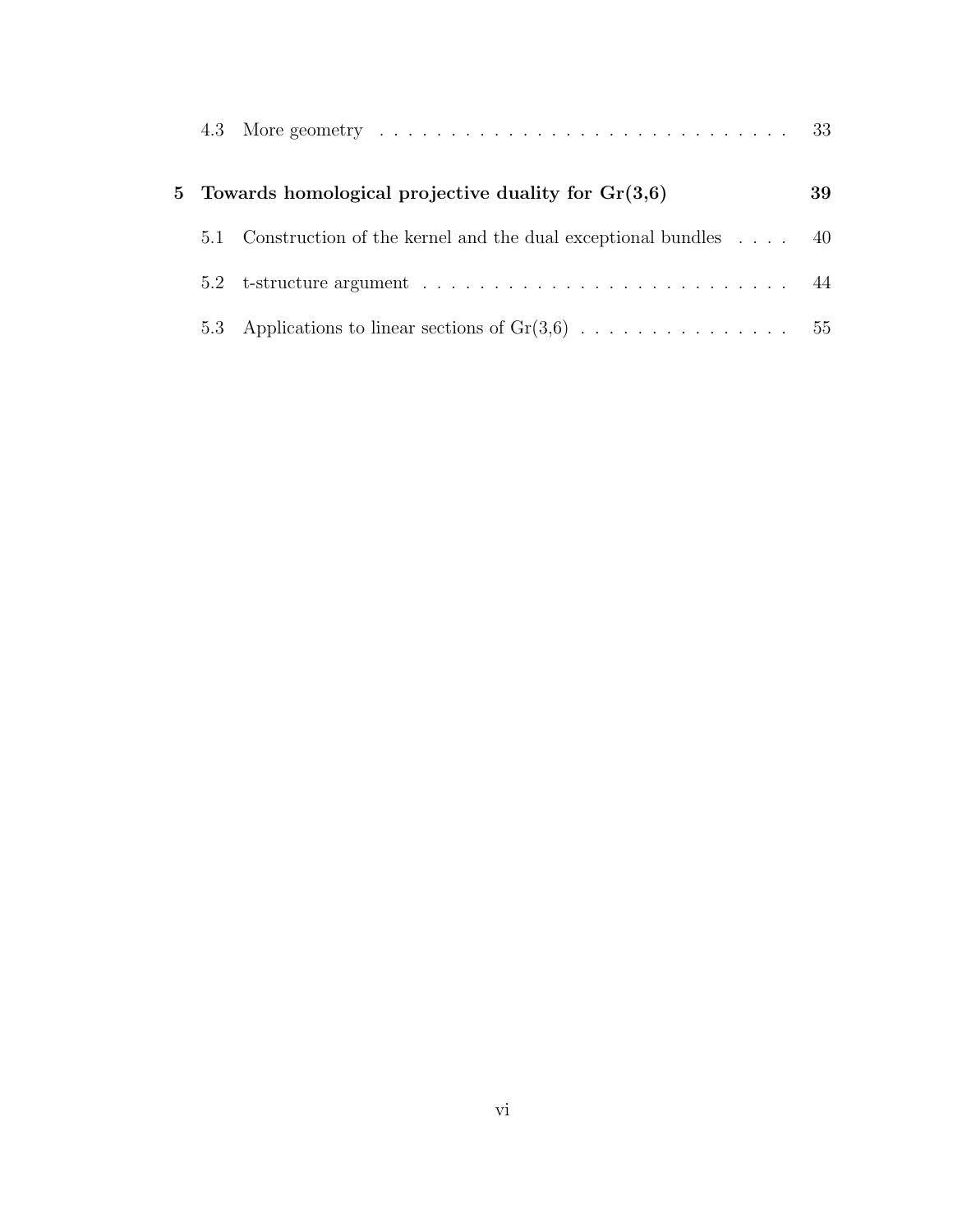4.3 More geometry . . . . . . . . . . . . . . . . . . . . . . . . . . . . . 33

**5 Towards homological projective duality for Gr(3,6) 39**

5.1 Construction of the kernel and the dual exceptional bundles . . . . 40

5.2 t-structure argument . . . . . . . . . . . . . . . . . . . . . . . . . . . 44

5.3 Applications to linear sections of Gr(3,6) . . . . . . . . . . . . . . . . 55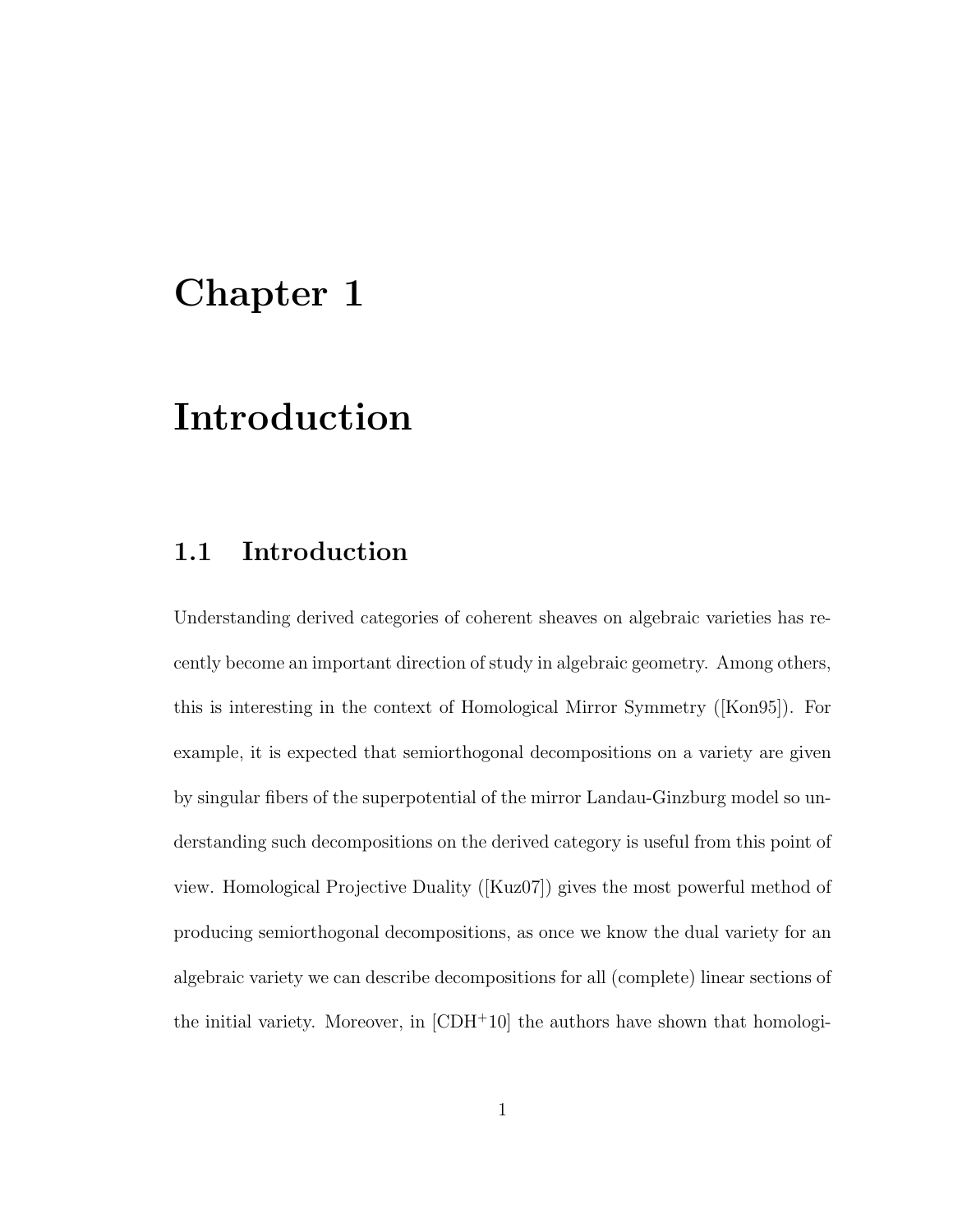# Chapter 1

# Introduction

## 1.1 Introduction

Understanding derived categories of coherent sheaves on algebraic varieties has recently become an important direction of study in algebraic geometry. Among others, this is interesting in the context of Homological Mirror Symmetry ([Kon95]). For example, it is expected that semiorthogonal decompositions on a variety are given by singular fibers of the superpotential of the mirror Landau-Ginzburg model so understanding such decompositions on the derived category is useful from this point of view. Homological Projective Duality ([Kuz07]) gives the most powerful method of producing semiorthogonal decompositions, as once we know the dual variety for an algebraic variety we can describe decompositions for all (complete) linear sections of the initial variety. Moreover, in [CDH+10] the authors have shown that homologi-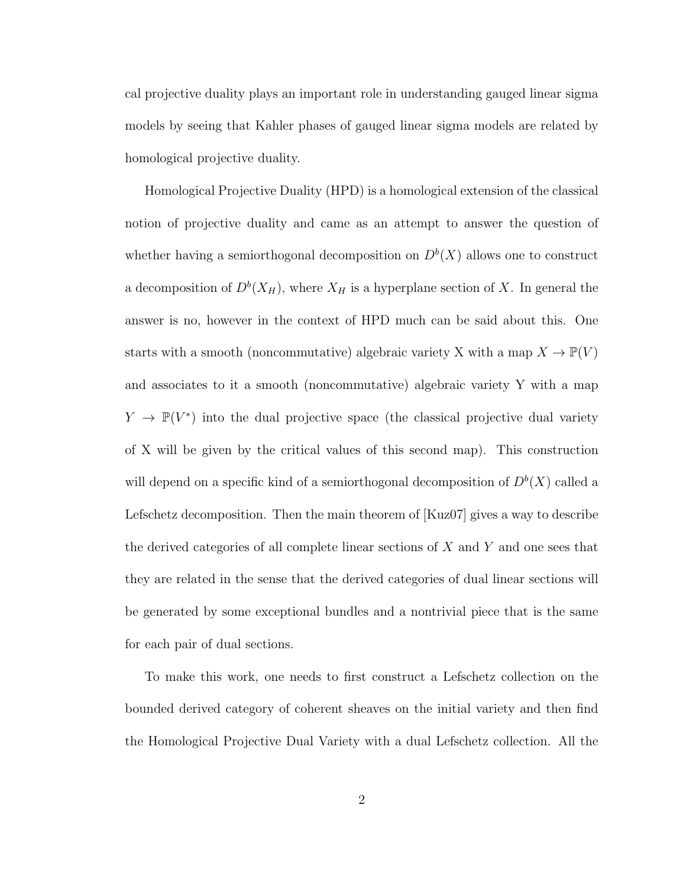cal projective duality plays an important role in understanding gauged linear sigma models by seeing that Kahler phases of gauged linear sigma models are related by homological projective duality.

Homological Projective Duality (HPD) is a homological extension of the classical notion of projective duality and came as an attempt to answer the question of whether having a semiorthogonal decomposition on $D^b(X)$ allows one to construct a decomposition of $D^b(X_H)$, where $X_H$ is a hyperplane section of $X$. In general the answer is no, however in the context of HPD much can be said about this. One starts with a smooth (noncommutative) algebraic variety X with a map $X \to \mathbb{P}(V)$ and associates to it a smooth (noncommutative) algebraic variety Y with a map $Y \to \mathbb{P}(V^*)$ into the dual projective space (the classical projective dual variety of X will be given by the critical values of this second map). This construction will depend on a specific kind of a semiorthogonal decomposition of $D^b(X)$ called a Lefschetz decomposition. Then the main theorem of [Kuz07] gives a way to describe the derived categories of all complete linear sections of $X$ and $Y$ and one sees that they are related in the sense that the derived categories of dual linear sections will be generated by some exceptional bundles and a nontrivial piece that is the same for each pair of dual sections.

To make this work, one needs to first construct a Lefschetz collection on the bounded derived category of coherent sheaves on the initial variety and then find the Homological Projective Dual Variety with a dual Lefschetz collection. All the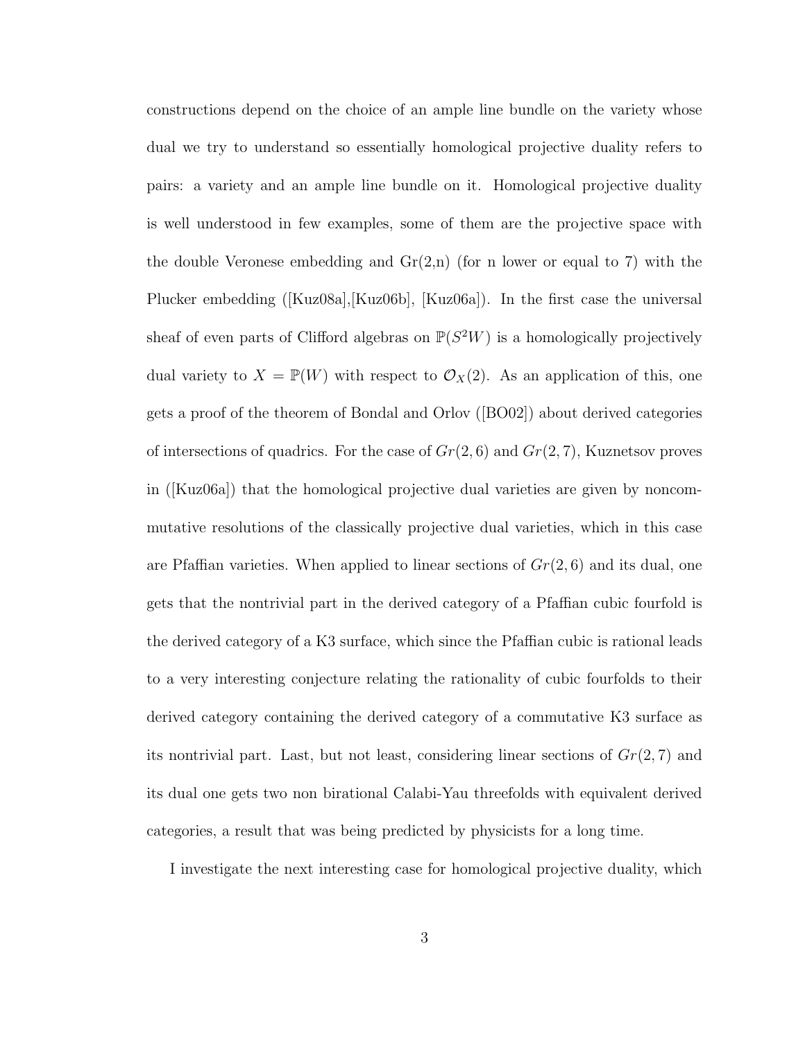constructions depend on the choice of an ample line bundle on the variety whose dual we try to understand so essentially homological projective duality refers to pairs: a variety and an ample line bundle on it. Homological projective duality is well understood in few examples, some of them are the projective space with the double Veronese embedding and Gr(2,n) (for n lower or equal to 7) with the Plucker embedding ([Kuz08a],[Kuz06b], [Kuz06a]). In the first case the universal sheaf of even parts of Clifford algebras on $\mathbb{P}(S^2W)$ is a homologically projectively dual variety to $X = \mathbb{P}(W)$ with respect to $\mathcal{O}_X(2)$. As an application of this, one gets a proof of the theorem of Bondal and Orlov ([BO02]) about derived categories of intersections of quadrics. For the case of $Gr(2,6)$ and $Gr(2,7)$, Kuznetsov proves in ([Kuz06a]) that the homological projective dual varieties are given by noncommutative resolutions of the classically projective dual varieties, which in this case are Pfaffian varieties. When applied to linear sections of $Gr(2,6)$ and its dual, one gets that the nontrivial part in the derived category of a Pfaffian cubic fourfold is the derived category of a K3 surface, which since the Pfaffian cubic is rational leads to a very interesting conjecture relating the rationality of cubic fourfolds to their derived category containing the derived category of a commutative K3 surface as its nontrivial part. Last, but not least, considering linear sections of $Gr(2,7)$ and its dual one gets two non birational Calabi-Yau threefolds with equivalent derived categories, a result that was being predicted by physicists for a long time.

I investigate the next interesting case for homological projective duality, which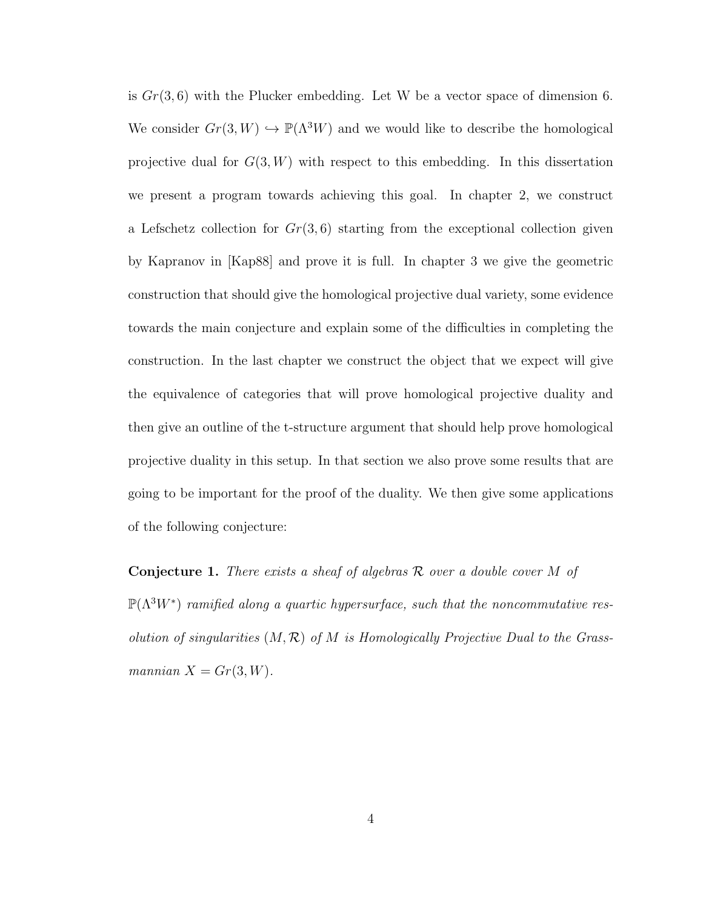is $Gr(3,6)$ with the Plucker embedding. Let W be a vector space of dimension 6. We consider $Gr(3,W) \hookrightarrow \mathbb{P}(\Lambda^3 W)$ and we would like to describe the homological projective dual for $G(3,W)$ with respect to this embedding. In this dissertation we present a program towards achieving this goal. In chapter 2, we construct a Lefschetz collection for $Gr(3,6)$ starting from the exceptional collection given by Kapranov in [Kap88] and prove it is full. In chapter 3 we give the geometric construction that should give the homological projective dual variety, some evidence towards the main conjecture and explain some of the difficulties in completing the construction. In the last chapter we construct the object that we expect will give the equivalence of categories that will prove homological projective duality and then give an outline of the t-structure argument that should help prove homological projective duality in this setup. In that section we also prove some results that are going to be important for the proof of the duality. We then give some applications of the following conjecture:

**Conjecture 1.** *There exists a sheaf of algebras $\mathcal{R}$ over a double cover $M$ of $\mathbb{P}(\Lambda^3 W^*)$ ramified along a quartic hypersurface, such that the noncommutative resolution of singularities $(M, \mathcal{R})$ of $M$ is Homologically Projective Dual to the Grassmannian $X = Gr(3,W)$.*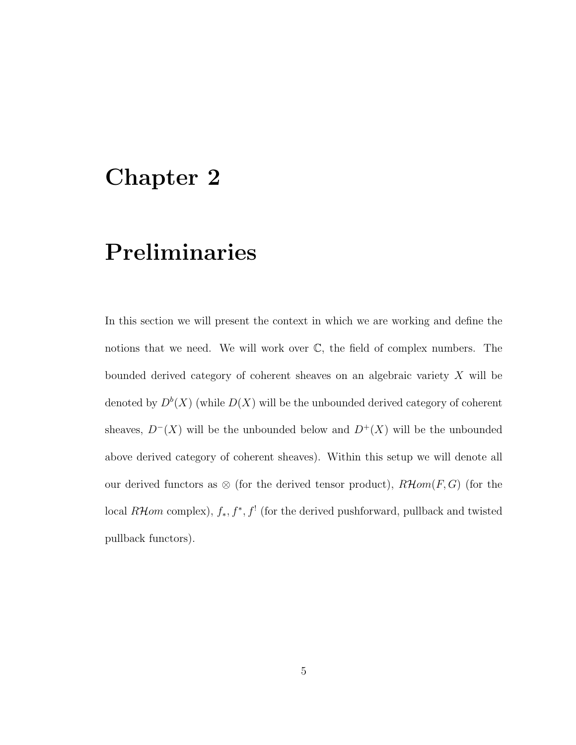# Chapter 2

# Preliminaries

In this section we will present the context in which we are working and define the notions that we need. We will work over $\mathbb{C}$, the field of complex numbers. The bounded derived category of coherent sheaves on an algebraic variety $X$ will be denoted by $D^b(X)$ (while $D(X)$ will be the unbounded derived category of coherent sheaves, $D^-(X)$ will be the unbounded below and $D^+(X)$ will be the unbounded above derived category of coherent sheaves). Within this setup we will denote all our derived functors as $\otimes$ (for the derived tensor product), $R\mathcal{H}om(F,G)$ (for the local $R\mathcal{H}om$ complex), $f_*, f^*, f^!$ (for the derived pushforward, pullback and twisted pullback functors).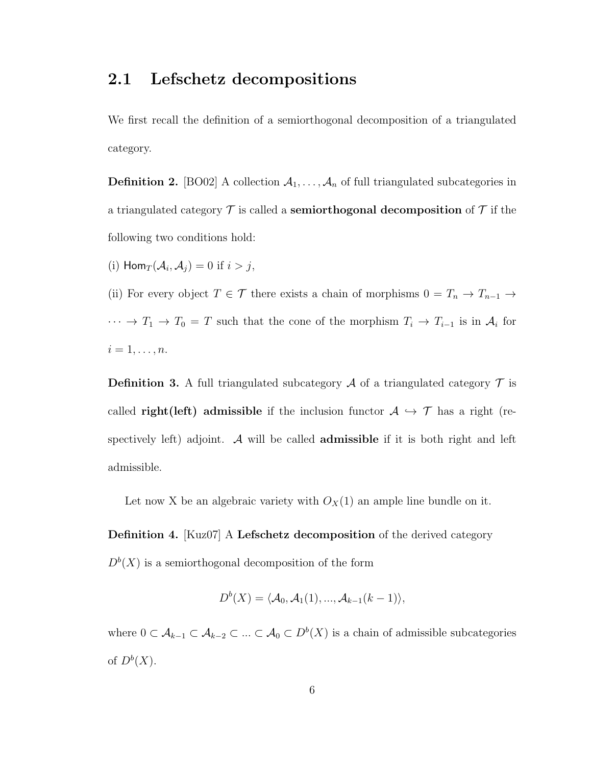## 2.1 Lefschetz decompositions

We first recall the definition of a semiorthogonal decomposition of a triangulated category.

**Definition 2.** [BO02] A collection $\mathcal{A}_1, \ldots, \mathcal{A}_n$ of full triangulated subcategories in a triangulated category $\mathcal{T}$ is called a **semiorthogonal decomposition** of $\mathcal{T}$ if the following two conditions hold:

(i) $\mathsf{Hom}_T(\mathcal{A}_i, \mathcal{A}_j) = 0$ if $i > j$,

(ii) For every object $T \in \mathcal{T}$ there exists a chain of morphisms $0 = T_n \to T_{n-1} \to \cdots \to T_1 \to T_0 = T$ such that the cone of the morphism $T_i \to T_{i-1}$ is in $\mathcal{A}_i$ for $i = 1, \ldots, n$.

**Definition 3.** A full triangulated subcategory $\mathcal{A}$ of a triangulated category $\mathcal{T}$ is called **right(left) admissible** if the inclusion functor $\mathcal{A} \hookrightarrow \mathcal{T}$ has a right (respectively left) adjoint. $\mathcal{A}$ will be called **admissible** if it is both right and left admissible.

Let now X be an algebraic variety with $O_X(1)$ an ample line bundle on it.

**Definition 4.** [Kuz07] A **Lefschetz decomposition** of the derived category $D^b(X)$ is a semiorthogonal decomposition of the form

$$D^b(X) = \langle \mathcal{A}_0, \mathcal{A}_1(1), ..., \mathcal{A}_{k-1}(k-1) \rangle,$$

where $0 \subset \mathcal{A}_{k-1} \subset \mathcal{A}_{k-2} \subset ... \subset \mathcal{A}_0 \subset D^b(X)$ is a chain of admissible subcategories of $D^b(X)$.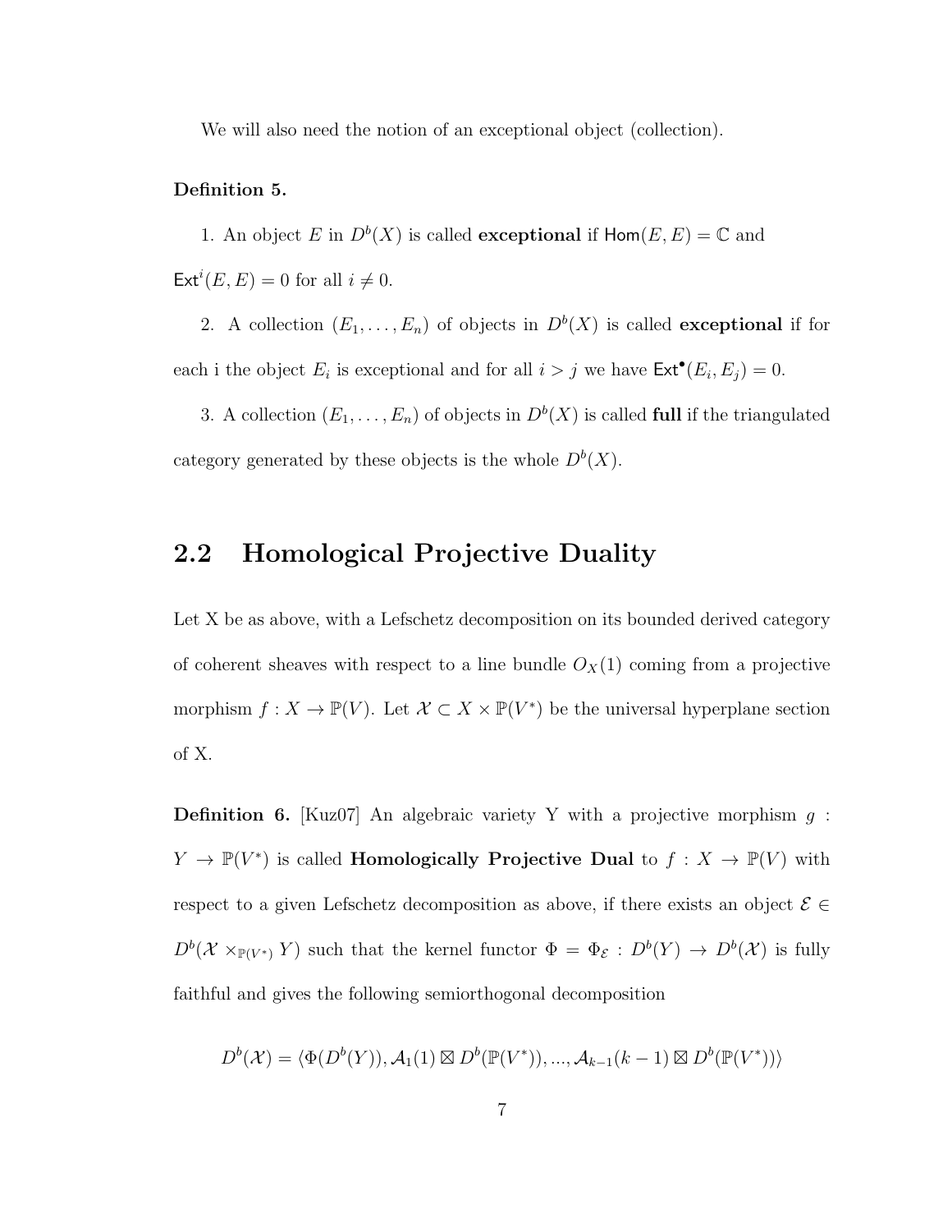We will also need the notion of an exceptional object (collection).

**Definition 5.**

1. An object $E$ in $D^b(X)$ is called **exceptional** if $\mathsf{Hom}(E, E) = \mathbb{C}$ and $\mathsf{Ext}^i(E, E) = 0$ for all $i \neq 0$.

2. A collection $(E_1, \ldots, E_n)$ of objects in $D^b(X)$ is called **exceptional** if for each i the object $E_i$ is exceptional and for all $i > j$ we have $\mathsf{Ext}^\bullet(E_i, E_j) = 0$.

3. A collection $(E_1, \ldots, E_n)$ of objects in $D^b(X)$ is called **full** if the triangulated category generated by these objects is the whole $D^b(X)$.

## 2.2 Homological Projective Duality

Let X be as above, with a Lefschetz decomposition on its bounded derived category of coherent sheaves with respect to a line bundle $O_X(1)$ coming from a projective morphism $f : X \to \mathbb{P}(V)$. Let $\mathcal{X} \subset X \times \mathbb{P}(V^*)$ be the universal hyperplane section of X.

**Definition 6.** [Kuz07] An algebraic variety Y with a projective morphism $g : Y \to \mathbb{P}(V^*)$ is called **Homologically Projective Dual** to $f : X \to \mathbb{P}(V)$ with respect to a given Lefschetz decomposition as above, if there exists an object $\mathcal{E} \in D^b(\mathcal{X} \times_{\mathbb{P}(V^*)} Y)$ such that the kernel functor $\Phi = \Phi_{\mathcal{E}} : D^b(Y) \to D^b(\mathcal{X})$ is fully faithful and gives the following semiorthogonal decomposition

$$D^b(\mathcal{X}) = \langle \Phi(D^b(Y)), \mathcal{A}_1(1) \boxtimes D^b(\mathbb{P}(V^*)), ..., \mathcal{A}_{k-1}(k-1) \boxtimes D^b(\mathbb{P}(V^*)) \rangle$$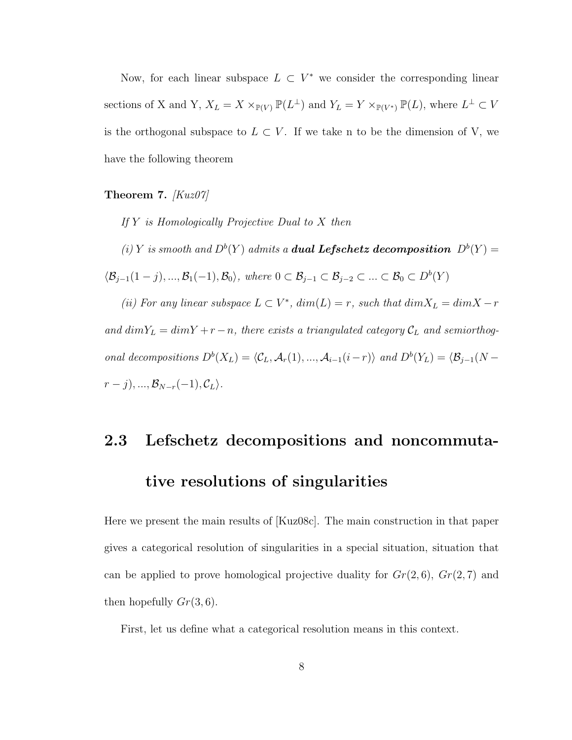Now, for each linear subspace $L \subset V^*$ we consider the corresponding linear sections of X and Y, $X_L = X \times_{\mathbb{P}(V)} \mathbb{P}(L^\perp)$ and $Y_L = Y \times_{\mathbb{P}(V^*)} \mathbb{P}(L)$, where $L^\perp \subset V$ is the orthogonal subspace to $L \subset V$. If we take n to be the dimension of V, we have the following theorem

**Theorem 7.** *[Kuz07]*

*If $Y$ is Homologically Projective Dual to $X$ then*

*(i) $Y$ is smooth and $D^b(Y)$ admits a* ***dual Lefschetz decomposition*** $D^b(Y) = \langle \mathcal{B}_{j-1}(1-j), ..., \mathcal{B}_1(-1), \mathcal{B}_0 \rangle$*, where* $0 \subset \mathcal{B}_{j-1} \subset \mathcal{B}_{j-2} \subset ... \subset \mathcal{B}_0 \subset D^b(Y)$

*(ii) For any linear subspace $L \subset V^*$, $dim(L) = r$, such that $dim X_L = dim X - r$ and $dim Y_L = dim Y + r - n$, there exists a triangulated category $\mathcal{C}_L$ and semiorthogonal decompositions $D^b(X_L) = \langle \mathcal{C}_L, \mathcal{A}_r(1), ..., \mathcal{A}_{i-1}(i-r) \rangle$ and $D^b(Y_L) = \langle \mathcal{B}_{j-1}(N-r-j), ..., \mathcal{B}_{N-r}(-1), \mathcal{C}_L \rangle$.*

## 2.3 Lefschetz decompositions and noncommutative resolutions of singularities

Here we present the main results of [Kuz08c]. The main construction in that paper gives a categorical resolution of singularities in a special situation, situation that can be applied to prove homological projective duality for $Gr(2, 6)$, $Gr(2, 7)$ and then hopefully $Gr(3, 6)$.

First, let us define what a categorical resolution means in this context.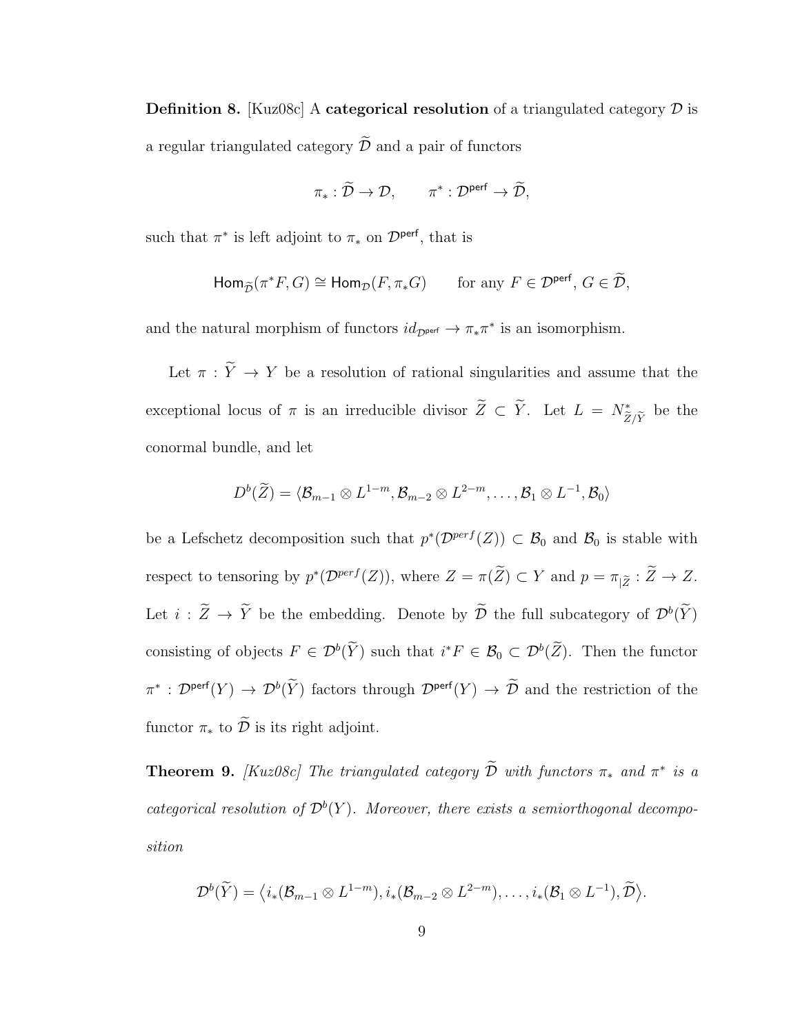**Definition 8.** [Kuz08c] A **categorical resolution** of a triangulated category $\mathcal{D}$ is a regular triangulated category $\widetilde{\mathcal{D}}$ and a pair of functors

$$\pi_* : \widetilde{\mathcal{D}} \to \mathcal{D}, \qquad \pi^* : \mathcal{D}^{\mathsf{perf}} \to \widetilde{\mathcal{D}},$$

such that $\pi^*$ is left adjoint to $\pi_*$ on $\mathcal{D}^{\mathsf{perf}}$, that is

$$\mathsf{Hom}_{\widetilde{\mathcal{D}}}(\pi^* F, G) \cong \mathsf{Hom}_{\mathcal{D}}(F, \pi_* G) \qquad \text{for any } F \in \mathcal{D}^{\mathsf{perf}},\ G \in \widetilde{\mathcal{D}},$$

and the natural morphism of functors $id_{\mathcal{D}^{\mathsf{perf}}} \to \pi_* \pi^*$ is an isomorphism.

Let $\pi : \widetilde{Y} \to Y$ be a resolution of rational singularities and assume that the exceptional locus of $\pi$ is an irreducible divisor $\widetilde{Z} \subset \widetilde{Y}$. Let $L = N^*_{\widetilde{Z}/\widetilde{Y}}$ be the conormal bundle, and let

$$D^b(\widetilde{Z}) = \langle \mathcal{B}_{m-1} \otimes L^{1-m}, \mathcal{B}_{m-2} \otimes L^{2-m}, \dots, \mathcal{B}_1 \otimes L^{-1}, \mathcal{B}_0 \rangle$$

be a Lefschetz decomposition such that $p^*(\mathcal{D}^{perf}(Z)) \subset \mathcal{B}_0$ and $\mathcal{B}_0$ is stable with respect to tensoring by $p^*(\mathcal{D}^{perf}(Z))$, where $Z = \pi(\widetilde{Z}) \subset Y$ and $p = \pi_{|\widetilde{Z}} : \widetilde{Z} \to Z$. Let $i : \widetilde{Z} \to \widetilde{Y}$ be the embedding. Denote by $\widetilde{\mathcal{D}}$ the full subcategory of $\mathcal{D}^b(\widetilde{Y})$ consisting of objects $F \in \mathcal{D}^b(\widetilde{Y})$ such that $i^* F \in \mathcal{B}_0 \subset \mathcal{D}^b(\widetilde{Z})$. Then the functor $\pi^* : \mathcal{D}^{\mathsf{perf}}(Y) \to \mathcal{D}^b(\widetilde{Y})$ factors through $\mathcal{D}^{\mathsf{perf}}(Y) \to \widetilde{\mathcal{D}}$ and the restriction of the functor $\pi_*$ to $\widetilde{\mathcal{D}}$ is its right adjoint.

**Theorem 9.** *[Kuz08c] The triangulated category $\widetilde{\mathcal{D}}$ with functors $\pi_*$ and $\pi^*$ is a categorical resolution of $\mathcal{D}^b(Y)$. Moreover, there exists a semiorthogonal decomposition*

$$\mathcal{D}^b(\widetilde{Y}) = \langle i_*(\mathcal{B}_{m-1} \otimes L^{1-m}), i_*(\mathcal{B}_{m-2} \otimes L^{2-m}), \dots, i_*(\mathcal{B}_1 \otimes L^{-1}), \widetilde{\mathcal{D}} \rangle.$$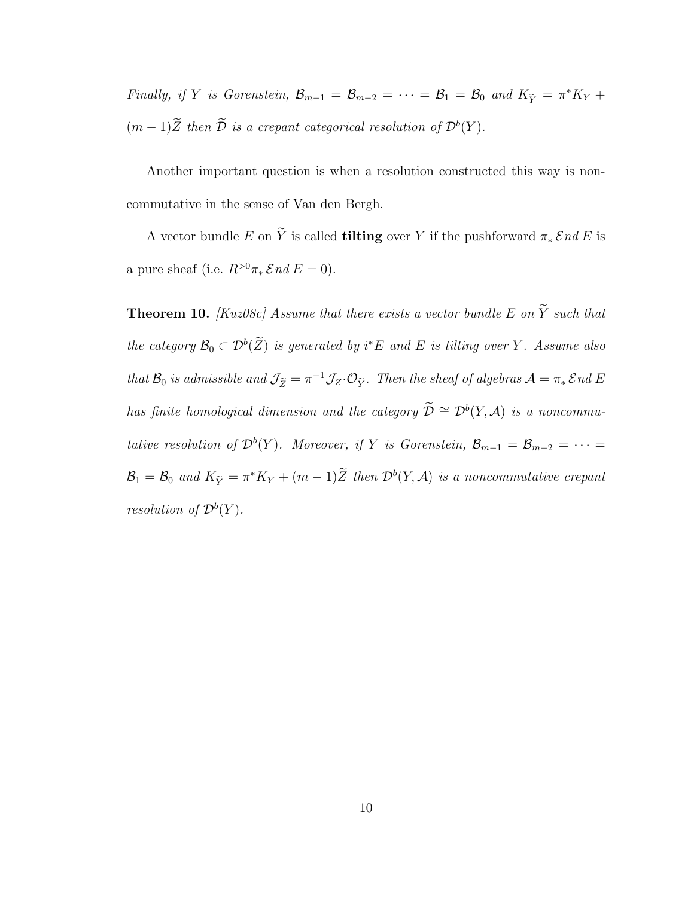*Finally, if $Y$ is Gorenstein, $\mathcal{B}_{m-1} = \mathcal{B}_{m-2} = \cdots = \mathcal{B}_1 = \mathcal{B}_0$ and $K_{\widetilde{Y}} = \pi^* K_Y + (m-1)\widetilde{Z}$ then $\widetilde{\mathcal{D}}$ is a crepant categorical resolution of $\mathcal{D}^b(Y)$.*

Another important question is when a resolution constructed this way is noncommutative in the sense of Van den Bergh.

A vector bundle $E$ on $\widetilde{Y}$ is called **tilting** over $Y$ if the pushforward $\pi_* \mathcal{E}nd\, E$ is a pure sheaf (i.e. $R^{>0}\pi_* \mathcal{E}nd\, E = 0$).

**Theorem 10.** *[Kuz08c] Assume that there exists a vector bundle $E$ on $\widetilde{Y}$ such that the category $\mathcal{B}_0 \subset \mathcal{D}^b(\widetilde{Z})$ is generated by $i^*E$ and $E$ is tilting over $Y$. Assume also that $\mathcal{B}_0$ is admissible and $\mathcal{J}_{\widetilde{Z}} = \pi^{-1}\mathcal{J}_Z \cdot \mathcal{O}_{\widetilde{Y}}$. Then the sheaf of algebras $\mathcal{A} = \pi_* \mathcal{E}nd\, E$ has finite homological dimension and the category $\widetilde{\mathcal{D}} \cong \mathcal{D}^b(Y, \mathcal{A})$ is a noncommutative resolution of $\mathcal{D}^b(Y)$. Moreover, if $Y$ is Gorenstein, $\mathcal{B}_{m-1} = \mathcal{B}_{m-2} = \cdots = \mathcal{B}_1 = \mathcal{B}_0$ and $K_{\widetilde{Y}} = \pi^* K_Y + (m-1)\widetilde{Z}$ then $\mathcal{D}^b(Y, \mathcal{A})$ is a noncommutative crepant resolution of $\mathcal{D}^b(Y)$.*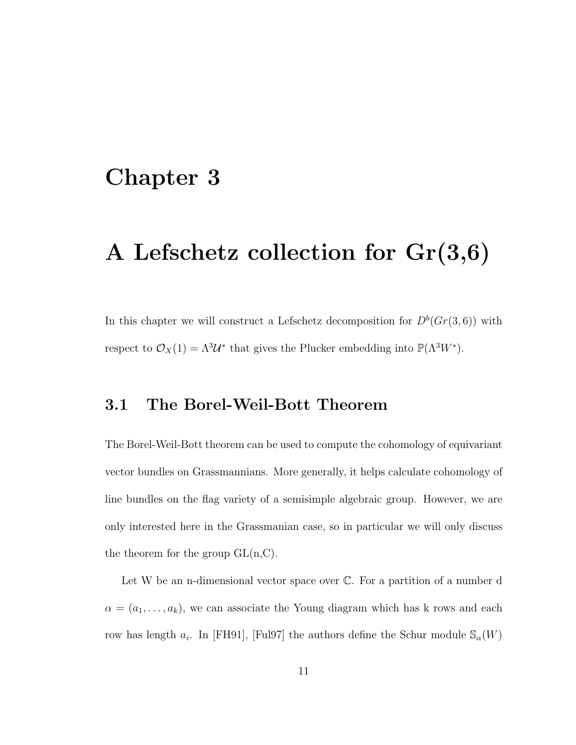# Chapter 3

# A Lefschetz collection for Gr(3,6)

In this chapter we will construct a Lefschetz decomposition for $D^b(Gr(3,6))$ with respect to $\mathcal{O}_X(1) = \Lambda^3\mathcal{U}^*$ that gives the Plucker embedding into $\mathbb{P}(\Lambda^3 W^*)$.

## 3.1 The Borel-Weil-Bott Theorem

The Borel-Weil-Bott theorem can be used to compute the cohomology of equivariant vector bundles on Grassmannians. More generally, it helps calculate cohomology of line bundles on the flag variety of a semisimple algebraic group. However, we are only interested here in the Grassmanian case, so in particular we will only discuss the theorem for the group GL(n,C).

Let W be an n-dimensional vector space over $\mathbb{C}$. For a partition of a number d $\alpha = (a_1, \ldots, a_k)$, we can associate the Young diagram which has k rows and each row has length $a_i$. In [FH91], [Ful97] the authors define the Schur module $\mathbb{S}_\alpha(W)$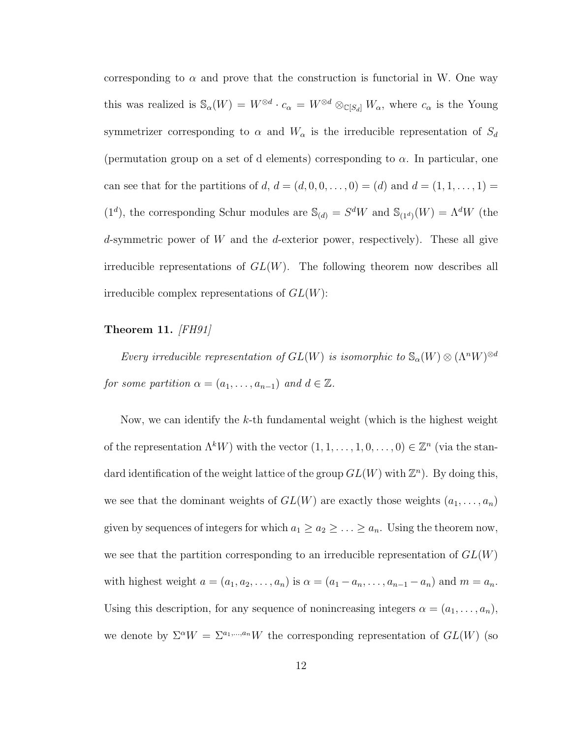corresponding to $\alpha$ and prove that the construction is functorial in W. One way this was realized is $\mathbb{S}_\alpha(W) = W^{\otimes d} \cdot c_\alpha = W^{\otimes d} \otimes_{\mathbb{C}[S_d]} W_\alpha$, where $c_\alpha$ is the Young symmetrizer corresponding to $\alpha$ and $W_\alpha$ is the irreducible representation of $S_d$ (permutation group on a set of d elements) corresponding to $\alpha$. In particular, one can see that for the partitions of $d$, $d = (d, 0, 0, \ldots, 0) = (d)$ and $d = (1, 1, \ldots, 1) = (1^d)$, the corresponding Schur modules are $\mathbb{S}_{(d)} = S^d W$ and $\mathbb{S}_{(1^d)}(W) = \Lambda^d W$ (the $d$-symmetric power of $W$ and the $d$-exterior power, respectively). These all give irreducible representations of $GL(W)$. The following theorem now describes all irreducible complex representations of $GL(W)$:

**Theorem 11.** *[FH91]*

*Every irreducible representation of $GL(W)$ is isomorphic to $\mathbb{S}_\alpha(W) \otimes (\Lambda^n W)^{\otimes d}$ for some partition $\alpha = (a_1, \ldots, a_{n-1})$ and $d \in \mathbb{Z}$.*

Now, we can identify the $k$-th fundamental weight (which is the highest weight of the representation $\Lambda^k W$) with the vector $(1, 1, \ldots, 1, 0, \ldots, 0) \in \mathbb{Z}^n$ (via the standard identification of the weight lattice of the group $GL(W)$ with $\mathbb{Z}^n$). By doing this, we see that the dominant weights of $GL(W)$ are exactly those weights $(a_1, \ldots, a_n)$ given by sequences of integers for which $a_1 \geq a_2 \geq \ldots \geq a_n$. Using the theorem now, we see that the partition corresponding to an irreducible representation of $GL(W)$ with highest weight $a = (a_1, a_2, \ldots, a_n)$ is $\alpha = (a_1 - a_n, \ldots, a_{n-1} - a_n)$ and $m = a_n$. Using this description, for any sequence of nonincreasing integers $\alpha = (a_1, \ldots, a_n)$, we denote by $\Sigma^\alpha W = \Sigma^{a_1, \ldots, a_n} W$ the corresponding representation of $GL(W)$ (so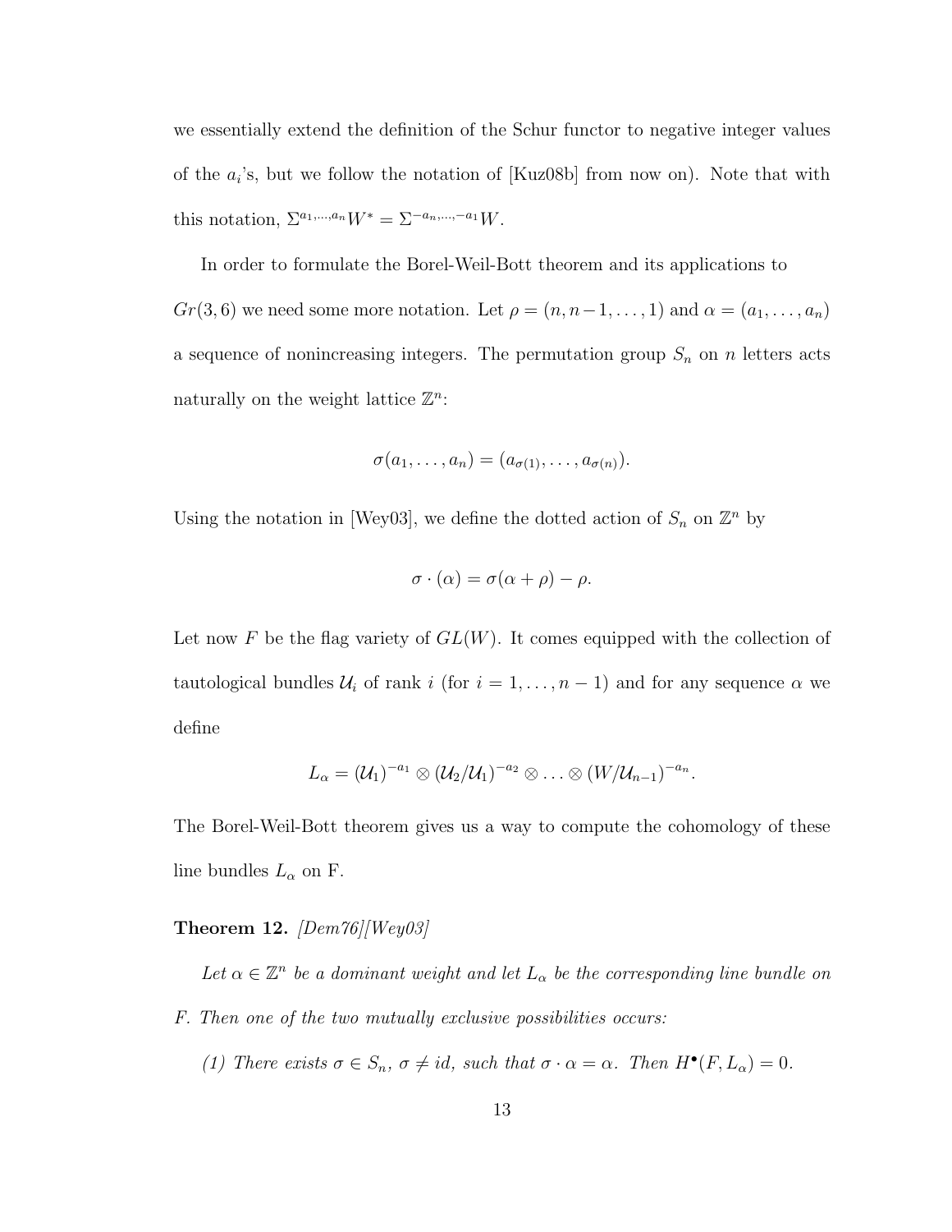we essentially extend the definition of the Schur functor to negative integer values of the $a_i$'s, but we follow the notation of [Kuz08b] from now on). Note that with this notation, $\Sigma^{a_1,\ldots,a_n}W^* = \Sigma^{-a_n,\ldots,-a_1}W$.

In order to formulate the Borel-Weil-Bott theorem and its applications to $Gr(3,6)$ we need some more notation. Let $\rho = (n, n-1, \ldots, 1)$ and $\alpha = (a_1, \ldots, a_n)$ a sequence of nonincreasing integers. The permutation group $S_n$ on $n$ letters acts naturally on the weight lattice $\mathbb{Z}^n$:

$$\sigma(a_1, \ldots, a_n) = (a_{\sigma(1)}, \ldots, a_{\sigma(n)}).$$

Using the notation in [Wey03], we define the dotted action of $S_n$ on $\mathbb{Z}^n$ by

$$\sigma \cdot (\alpha) = \sigma(\alpha + \rho) - \rho.$$

Let now $F$ be the flag variety of $GL(W)$. It comes equipped with the collection of tautological bundles $\mathcal{U}_i$ of rank $i$ (for $i = 1, \ldots, n-1$) and for any sequence $\alpha$ we define

$$L_\alpha = (\mathcal{U}_1)^{-a_1} \otimes (\mathcal{U}_2/\mathcal{U}_1)^{-a_2} \otimes \ldots \otimes (W/\mathcal{U}_{n-1})^{-a_n}.$$

The Borel-Weil-Bott theorem gives us a way to compute the cohomology of these line bundles $L_\alpha$ on F.

**Theorem 12.** *[Dem76][Wey03]*

*Let $\alpha \in \mathbb{Z}^n$ be a dominant weight and let $L_\alpha$ be the corresponding line bundle on $F$. Then one of the two mutually exclusive possibilities occurs:*

*(1) There exists $\sigma \in S_n$, $\sigma \neq id$, such that $\sigma \cdot \alpha = \alpha$. Then $H^\bullet(F, L_\alpha) = 0$.*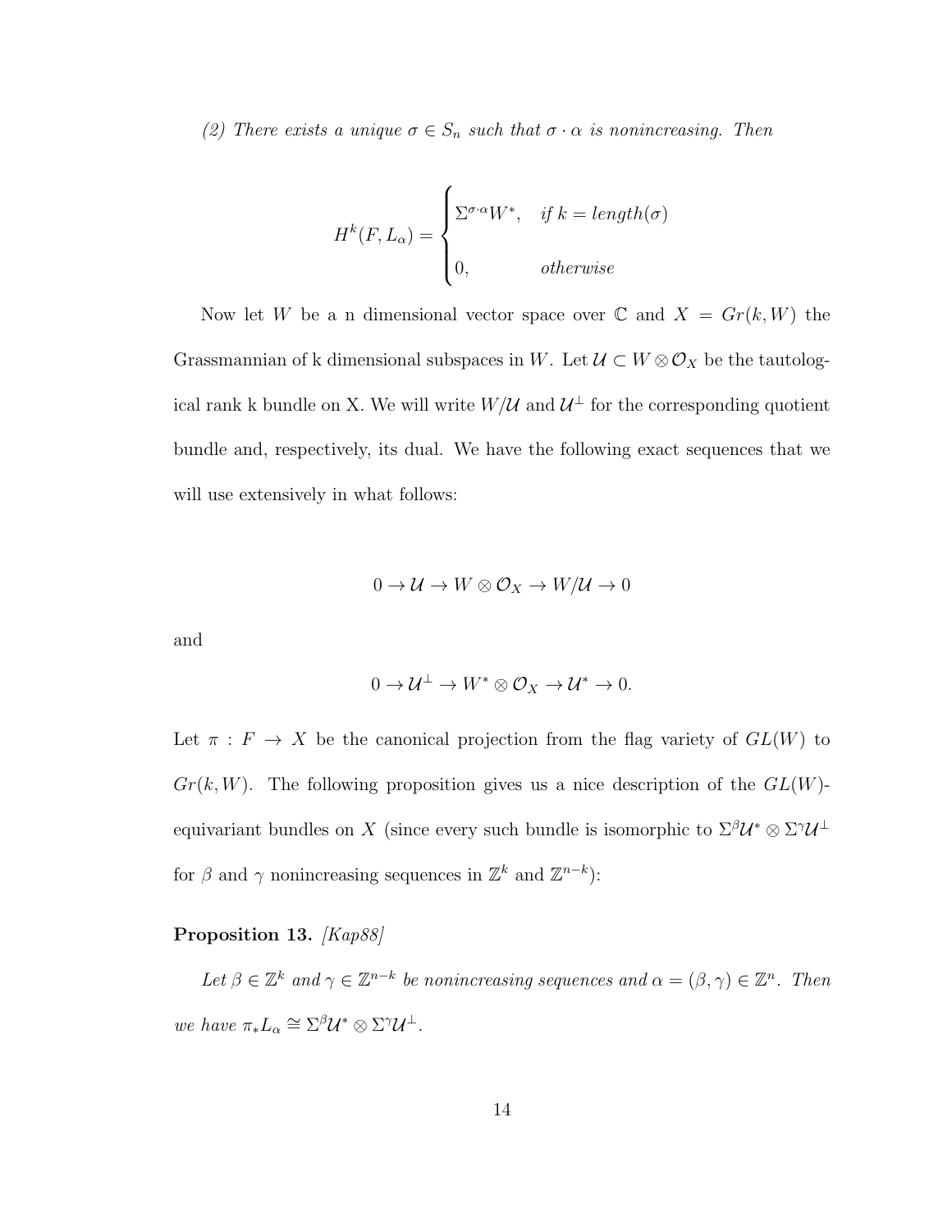*(2) There exists a unique $\sigma \in S_n$ such that $\sigma \cdot \alpha$ is nonincreasing. Then*

$$H^k(F, L_\alpha) = \begin{cases} \Sigma^{\sigma \cdot \alpha} W^*, & \text{if } k = length(\sigma) \\ 0, & \text{otherwise} \end{cases}$$

Now let $W$ be a n dimensional vector space over $\mathbb{C}$ and $X = Gr(k, W)$ the Grassmannian of k dimensional subspaces in $W$. Let $\mathcal{U} \subset W \otimes \mathcal{O}_X$ be the tautological rank k bundle on X. We will write $W/\mathcal{U}$ and $\mathcal{U}^\perp$ for the corresponding quotient bundle and, respectively, its dual. We have the following exact sequences that we will use extensively in what follows:

$$0 \to \mathcal{U} \to W \otimes \mathcal{O}_X \to W/\mathcal{U} \to 0$$

and

$$0 \to \mathcal{U}^\perp \to W^* \otimes \mathcal{O}_X \to \mathcal{U}^* \to 0.$$

Let $\pi : F \to X$ be the canonical projection from the flag variety of $GL(W)$ to $Gr(k, W)$. The following proposition gives us a nice description of the $GL(W)$-equivariant bundles on $X$ (since every such bundle is isomorphic to $\Sigma^\beta \mathcal{U}^* \otimes \Sigma^\gamma \mathcal{U}^\perp$ for $\beta$ and $\gamma$ nonincreasing sequences in $\mathbb{Z}^k$ and $\mathbb{Z}^{n-k}$):

**Proposition 13.** *[Kap88]*

*Let $\beta \in \mathbb{Z}^k$ and $\gamma \in \mathbb{Z}^{n-k}$ be nonincreasing sequences and $\alpha = (\beta, \gamma) \in \mathbb{Z}^n$. Then we have $\pi_* L_\alpha \cong \Sigma^\beta \mathcal{U}^* \otimes \Sigma^\gamma \mathcal{U}^\perp$.*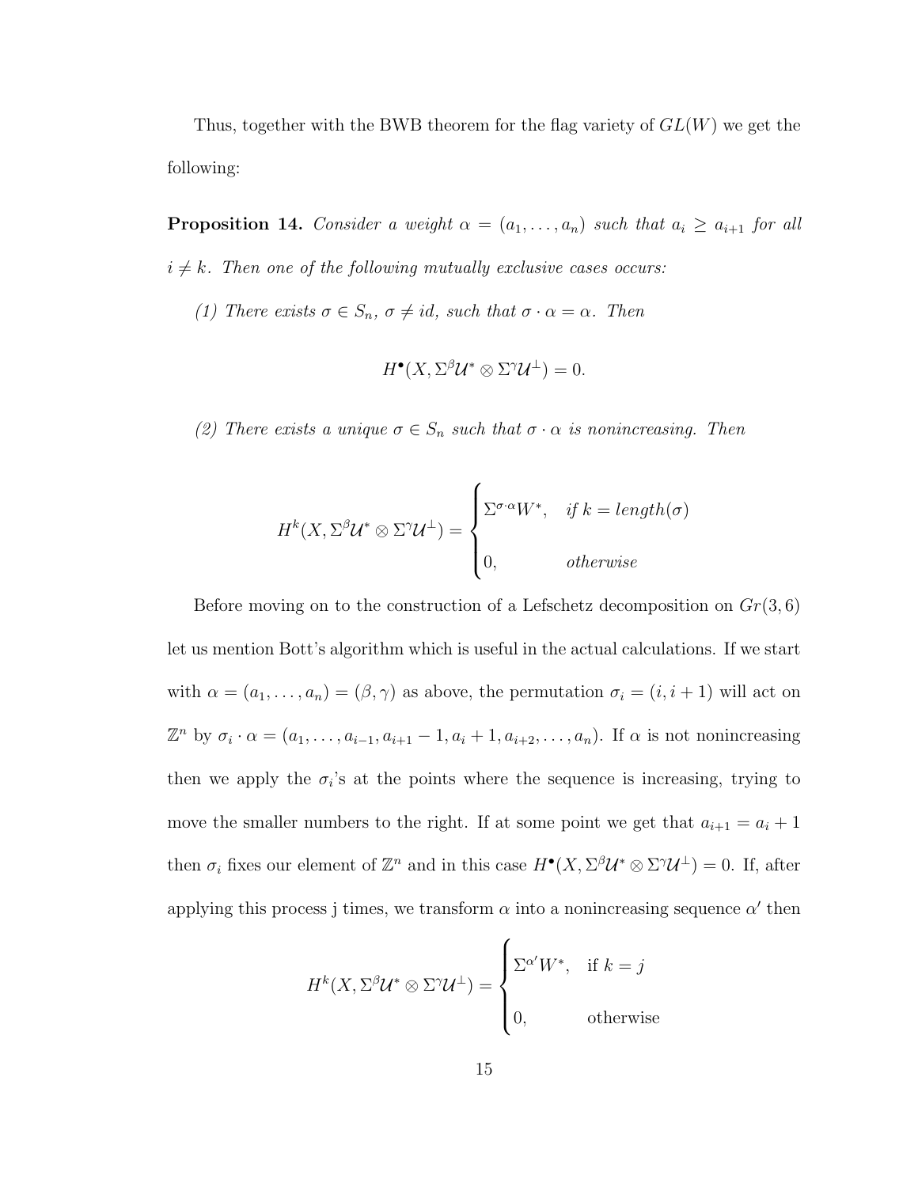Thus, together with the BWB theorem for the flag variety of $GL(W)$ we get the following:

**Proposition 14.** *Consider a weight $\alpha = (a_1, \ldots, a_n)$ such that $a_i \geq a_{i+1}$ for all $i \neq k$. Then one of the following mutually exclusive cases occurs:*

*(1) There exists $\sigma \in S_n$, $\sigma \neq id$, such that $\sigma \cdot \alpha = \alpha$. Then*

$$H^\bullet(X, \Sigma^\beta \mathcal{U}^* \otimes \Sigma^\gamma \mathcal{U}^\perp) = 0.$$

*(2) There exists a unique $\sigma \in S_n$ such that $\sigma \cdot \alpha$ is nonincreasing. Then*

$$H^k(X, \Sigma^\beta \mathcal{U}^* \otimes \Sigma^\gamma \mathcal{U}^\perp) = \begin{cases} \Sigma^{\sigma \cdot \alpha} W^*, & \text{if } k = length(\sigma) \\ 0, & \text{otherwise} \end{cases}$$

Before moving on to the construction of a Lefschetz decomposition on $Gr(3,6)$ let us mention Bott's algorithm which is useful in the actual calculations. If we start with $\alpha = (a_1, \ldots, a_n) = (\beta, \gamma)$ as above, the permutation $\sigma_i = (i, i+1)$ will act on $\mathbb{Z}^n$ by $\sigma_i \cdot \alpha = (a_1, \ldots, a_{i-1}, a_{i+1} - 1, a_i + 1, a_{i+2}, \ldots, a_n)$. If $\alpha$ is not nonincreasing then we apply the $\sigma_i$'s at the points where the sequence is increasing, trying to move the smaller numbers to the right. If at some point we get that $a_{i+1} = a_i + 1$ then $\sigma_i$ fixes our element of $\mathbb{Z}^n$ and in this case $H^\bullet(X, \Sigma^\beta \mathcal{U}^* \otimes \Sigma^\gamma \mathcal{U}^\perp) = 0$. If, after applying this process j times, we transform $\alpha$ into a nonincreasing sequence $\alpha'$ then

$$H^k(X, \Sigma^\beta \mathcal{U}^* \otimes \Sigma^\gamma \mathcal{U}^\perp) = \begin{cases} \Sigma^{\alpha'} W^*, & \text{if } k = j \\ 0, & \text{otherwise} \end{cases}$$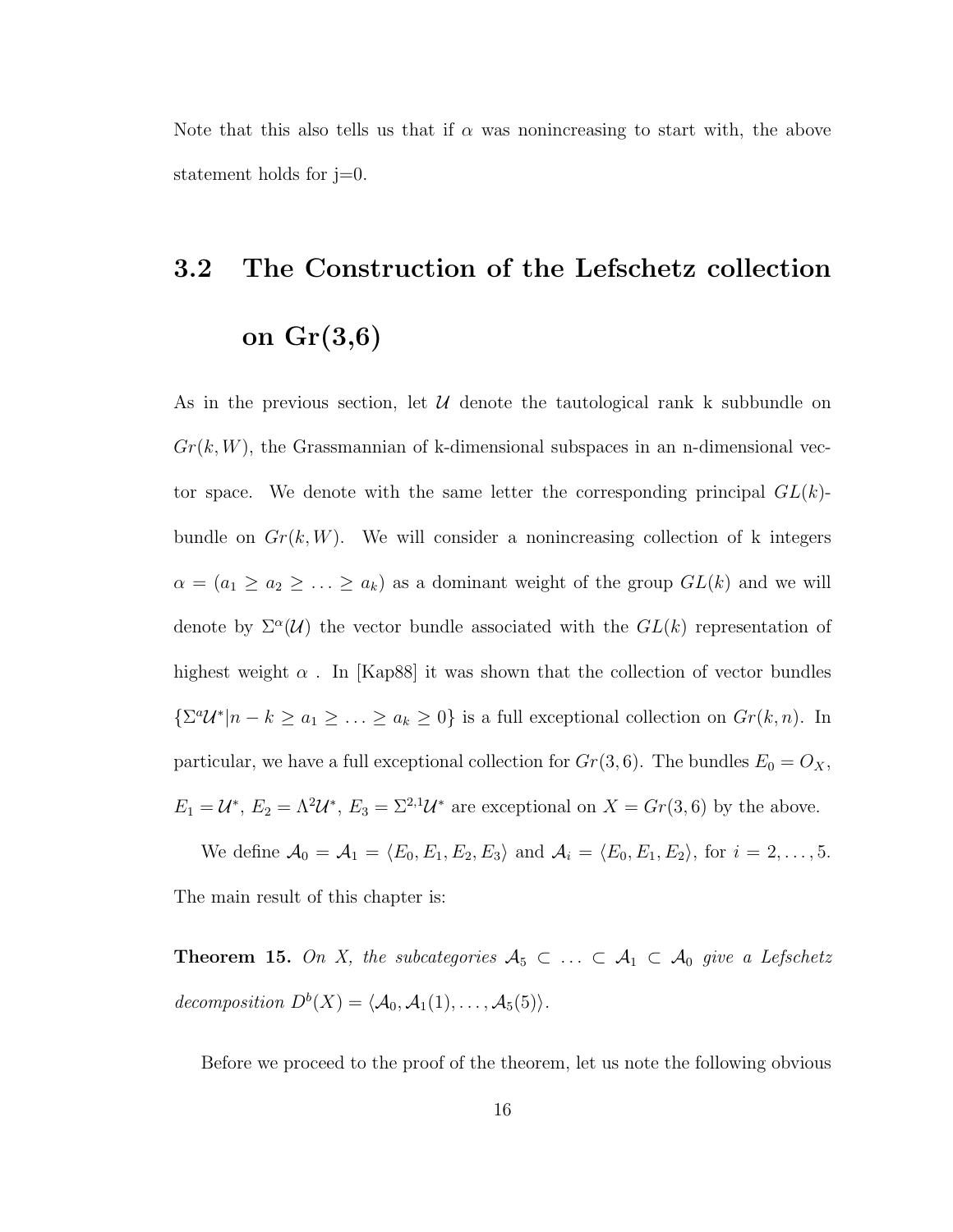Note that this also tells us that if $\alpha$ was nonincreasing to start with, the above statement holds for j=0.

## 3.2 The Construction of the Lefschetz collection on Gr(3,6)

As in the previous section, let $\mathcal{U}$ denote the tautological rank k subbundle on $Gr(k, W)$, the Grassmannian of k-dimensional subspaces in an n-dimensional vector space. We denote with the same letter the corresponding principal $GL(k)$-bundle on $Gr(k, W)$. We will consider a nonincreasing collection of k integers $\alpha = (a_1 \geq a_2 \geq \ldots \geq a_k)$ as a dominant weight of the group $GL(k)$ and we will denote by $\Sigma^\alpha(\mathcal{U})$ the vector bundle associated with the $GL(k)$ representation of highest weight $\alpha$. In [Kap88] it was shown that the collection of vector bundles $\{\Sigma^a \mathcal{U}^* | n - k \geq a_1 \geq \ldots \geq a_k \geq 0\}$ is a full exceptional collection on $Gr(k, n)$. In particular, we have a full exceptional collection for $Gr(3, 6)$. The bundles $E_0 = O_X$, $E_1 = \mathcal{U}^*$, $E_2 = \Lambda^2 \mathcal{U}^*$, $E_3 = \Sigma^{2,1} \mathcal{U}^*$ are exceptional on $X = Gr(3, 6)$ by the above.

We define $\mathcal{A}_0 = \mathcal{A}_1 = \langle E_0, E_1, E_2, E_3 \rangle$ and $\mathcal{A}_i = \langle E_0, E_1, E_2 \rangle$, for $i = 2, \ldots, 5$. The main result of this chapter is:

**Theorem 15.** *On X, the subcategories $\mathcal{A}_5 \subset \ldots \subset \mathcal{A}_1 \subset \mathcal{A}_0$ give a Lefschetz decomposition $D^b(X) = \langle \mathcal{A}_0, \mathcal{A}_1(1), \ldots, \mathcal{A}_5(5) \rangle$.*

Before we proceed to the proof of the theorem, let us note the following obvious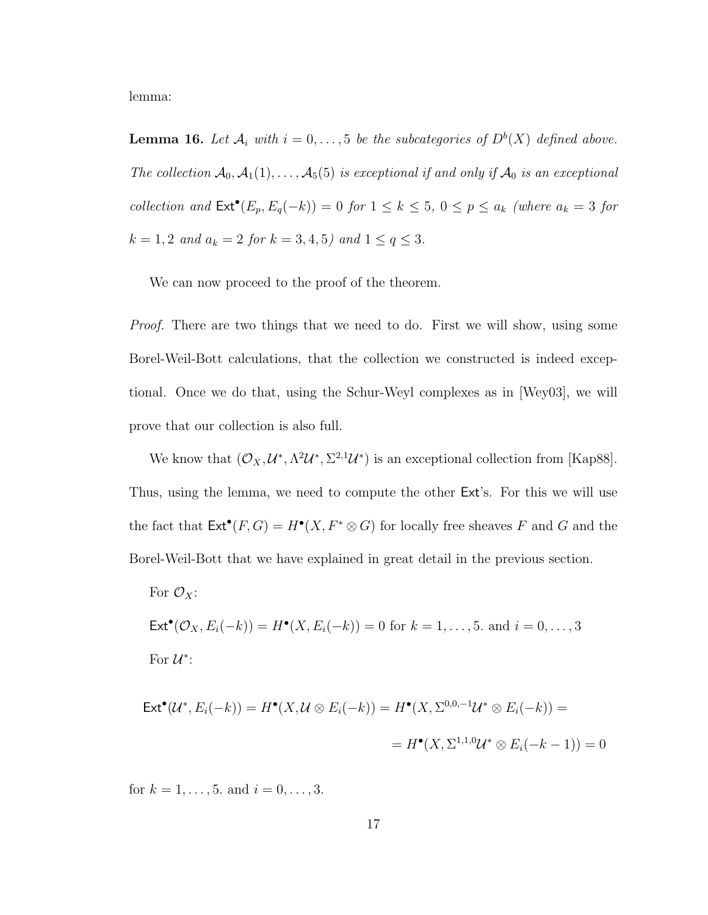lemma:

**Lemma 16.** *Let $\mathcal{A}_i$ with $i = 0, \ldots, 5$ be the subcategories of $D^b(X)$ defined above. The collection $\mathcal{A}_0, \mathcal{A}_1(1), \ldots, \mathcal{A}_5(5)$ is exceptional if and only if $\mathcal{A}_0$ is an exceptional collection and $\mathsf{Ext}^\bullet(E_p, E_q(-k)) = 0$ for $1 \leq k \leq 5$, $0 \leq p \leq a_k$ (where $a_k = 3$ for $k = 1, 2$ and $a_k = 2$ for $k = 3, 4, 5$) and $1 \leq q \leq 3$.*

We can now proceed to the proof of the theorem.

*Proof.* There are two things that we need to do. First we will show, using some Borel-Weil-Bott calculations, that the collection we constructed is indeed exceptional. Once we do that, using the Schur-Weyl complexes as in [Wey03], we will prove that our collection is also full.

We know that $(\mathcal{O}_X, \mathcal{U}^*, \Lambda^2\mathcal{U}^*, \Sigma^{2,1}\mathcal{U}^*)$ is an exceptional collection from [Kap88]. Thus, using the lemma, we need to compute the other $\mathsf{Ext}$'s. For this we will use the fact that $\mathsf{Ext}^\bullet(F, G) = H^\bullet(X, F^* \otimes G)$ for locally free sheaves $F$ and $G$ and the Borel-Weil-Bott that we have explained in great detail in the previous section.

For $\mathcal{O}_X$:

$\mathsf{Ext}^\bullet(\mathcal{O}_X, E_i(-k)) = H^\bullet(X, E_i(-k)) = 0$ for $k = 1, \ldots, 5.$ and $i = 0, \ldots, 3$

For $\mathcal{U}^*$:

$$\mathsf{Ext}^\bullet(\mathcal{U}^*, E_i(-k)) = H^\bullet(X, \mathcal{U} \otimes E_i(-k)) = H^\bullet(X, \Sigma^{0,0,-1}\mathcal{U}^* \otimes E_i(-k)) =$$

$$= H^\bullet(X, \Sigma^{1,1,0}\mathcal{U}^* \otimes E_i(-k-1)) = 0$$

for $k = 1, \ldots, 5.$ and $i = 0, \ldots, 3.$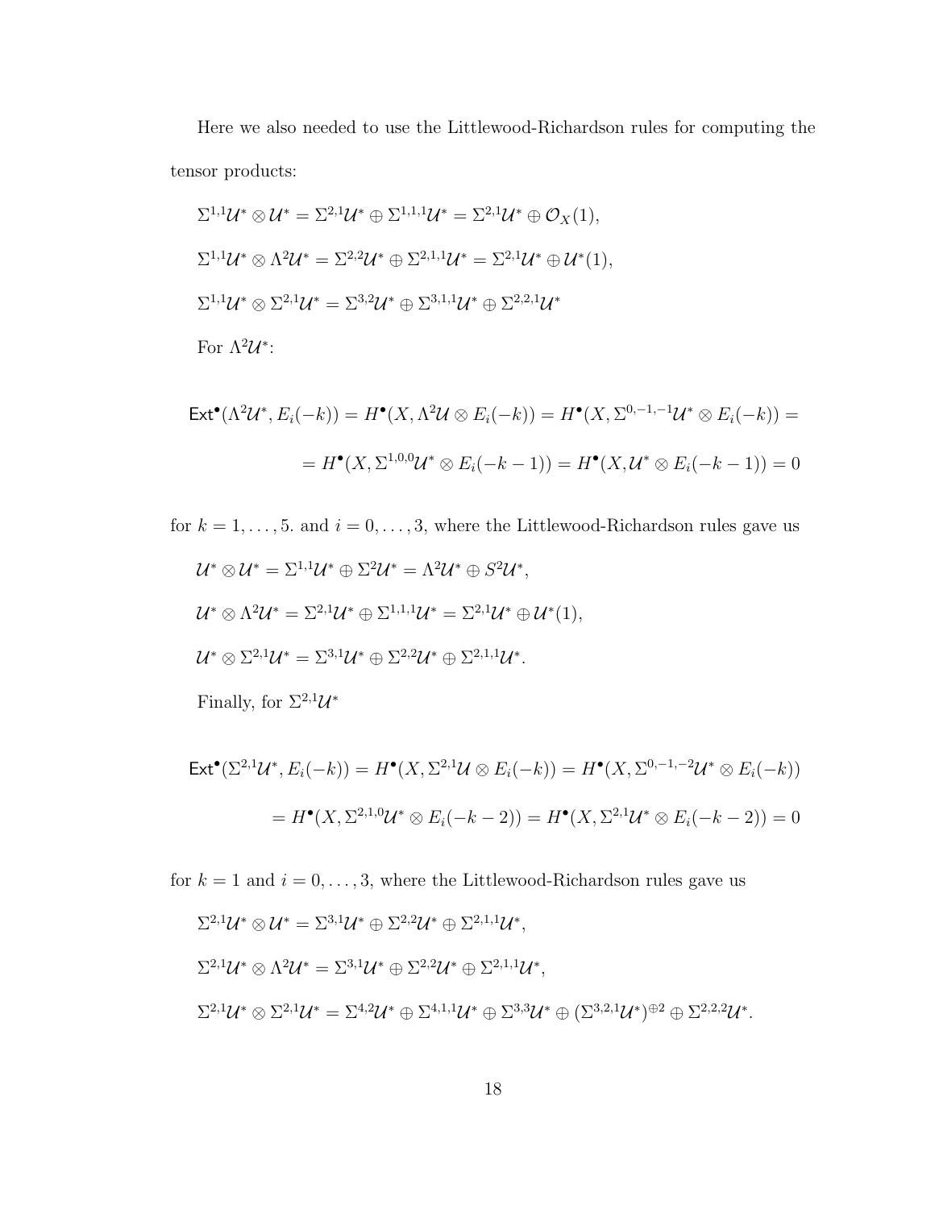Here we also needed to use the Littlewood-Richardson rules for computing the tensor products:

$\Sigma^{1,1}\mathcal{U}^* \otimes \mathcal{U}^* = \Sigma^{2,1}\mathcal{U}^* \oplus \Sigma^{1,1,1}\mathcal{U}^* = \Sigma^{2,1}\mathcal{U}^* \oplus \mathcal{O}_X(1),$

$\Sigma^{1,1}\mathcal{U}^* \otimes \Lambda^2\mathcal{U}^* = \Sigma^{2,2}\mathcal{U}^* \oplus \Sigma^{2,1,1}\mathcal{U}^* = \Sigma^{2,1}\mathcal{U}^* \oplus \mathcal{U}^*(1),$

$\Sigma^{1,1}\mathcal{U}^* \otimes \Sigma^{2,1}\mathcal{U}^* = \Sigma^{3,2}\mathcal{U}^* \oplus \Sigma^{3,1,1}\mathcal{U}^* \oplus \Sigma^{2,2,1}\mathcal{U}^*$

For $\Lambda^2\mathcal{U}^*$:

$$\mathsf{Ext}^\bullet(\Lambda^2\mathcal{U}^*, E_i(-k)) = H^\bullet(X, \Lambda^2\mathcal{U} \otimes E_i(-k)) = H^\bullet(X, \Sigma^{0,-1,-1}\mathcal{U}^* \otimes E_i(-k)) =$$

$$= H^\bullet(X, \Sigma^{1,0,0}\mathcal{U}^* \otimes E_i(-k-1)) = H^\bullet(X, \mathcal{U}^* \otimes E_i(-k-1)) = 0$$

for $k = 1, \ldots, 5.$ and $i = 0, \ldots, 3$, where the Littlewood-Richardson rules gave us

$\mathcal{U}^* \otimes \mathcal{U}^* = \Sigma^{1,1}\mathcal{U}^* \oplus \Sigma^2\mathcal{U}^* = \Lambda^2\mathcal{U}^* \oplus S^2\mathcal{U}^*,$

$\mathcal{U}^* \otimes \Lambda^2\mathcal{U}^* = \Sigma^{2,1}\mathcal{U}^* \oplus \Sigma^{1,1,1}\mathcal{U}^* = \Sigma^{2,1}\mathcal{U}^* \oplus \mathcal{U}^*(1),$

$\mathcal{U}^* \otimes \Sigma^{2,1}\mathcal{U}^* = \Sigma^{3,1}\mathcal{U}^* \oplus \Sigma^{2,2}\mathcal{U}^* \oplus \Sigma^{2,1,1}\mathcal{U}^*.$

Finally, for $\Sigma^{2,1}\mathcal{U}^*$

$$\mathsf{Ext}^\bullet(\Sigma^{2,1}\mathcal{U}^*, E_i(-k)) = H^\bullet(X, \Sigma^{2,1}\mathcal{U} \otimes E_i(-k)) = H^\bullet(X, \Sigma^{0,-1,-2}\mathcal{U}^* \otimes E_i(-k))$$

$$= H^\bullet(X, \Sigma^{2,1,0}\mathcal{U}^* \otimes E_i(-k-2)) = H^\bullet(X, \Sigma^{2,1}\mathcal{U}^* \otimes E_i(-k-2)) = 0$$

for $k = 1$ and $i = 0, \ldots, 3$, where the Littlewood-Richardson rules gave us

$\Sigma^{2,1}\mathcal{U}^* \otimes \mathcal{U}^* = \Sigma^{3,1}\mathcal{U}^* \oplus \Sigma^{2,2}\mathcal{U}^* \oplus \Sigma^{2,1,1}\mathcal{U}^*,$

$\Sigma^{2,1}\mathcal{U}^* \otimes \Lambda^2\mathcal{U}^* = \Sigma^{3,1}\mathcal{U}^* \oplus \Sigma^{2,2}\mathcal{U}^* \oplus \Sigma^{2,1,1}\mathcal{U}^*,$

$\Sigma^{2,1}\mathcal{U}^* \otimes \Sigma^{2,1}\mathcal{U}^* = \Sigma^{4,2}\mathcal{U}^* \oplus \Sigma^{4,1,1}\mathcal{U}^* \oplus \Sigma^{3,3}\mathcal{U}^* \oplus (\Sigma^{3,2,1}\mathcal{U}^*)^{\oplus 2} \oplus \Sigma^{2,2,2}\mathcal{U}^*.$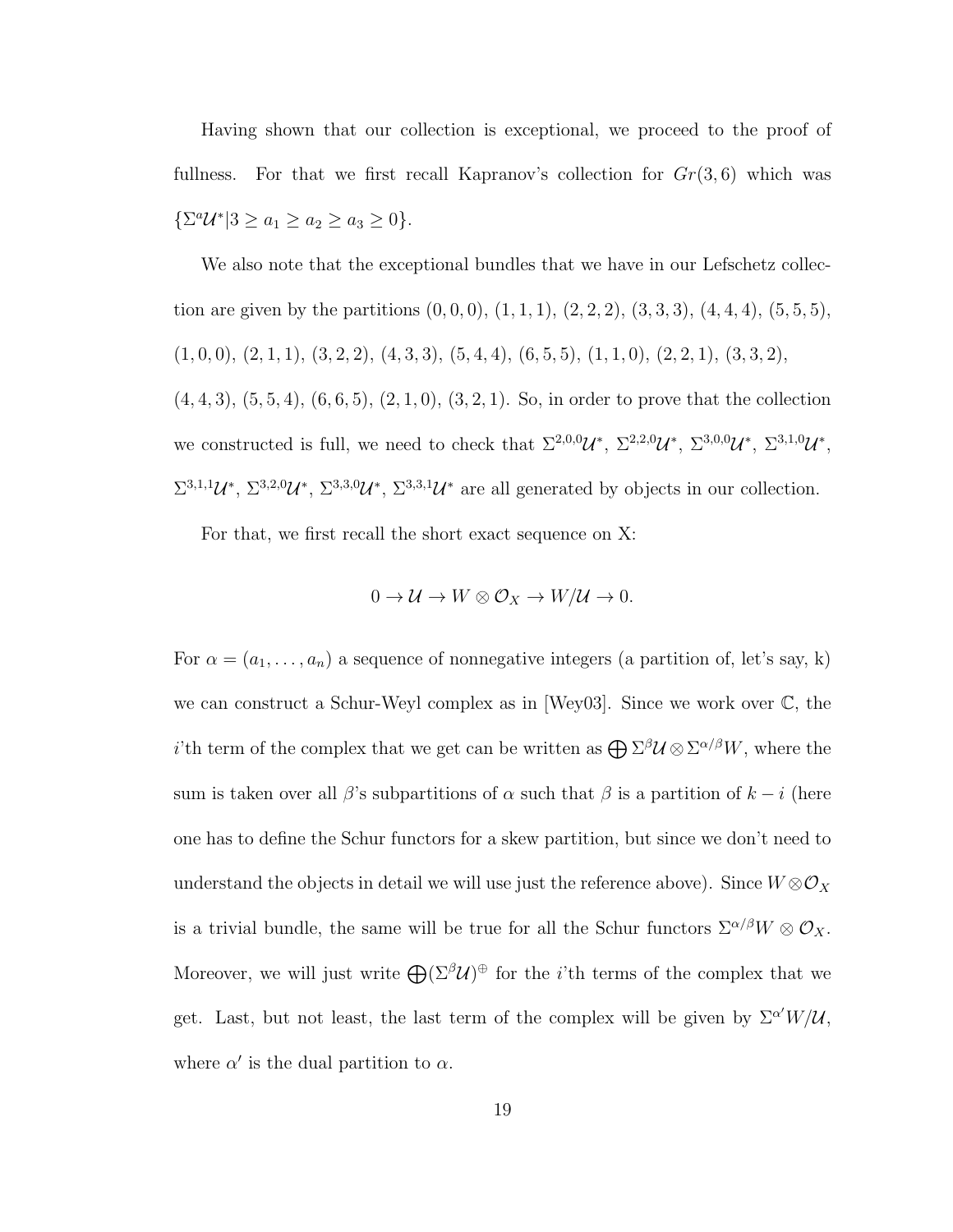Having shown that our collection is exceptional, we proceed to the proof of fullness. For that we first recall Kapranov's collection for $Gr(3,6)$ which was $\{\Sigma^a \mathcal{U}^* | 3 \geq a_1 \geq a_2 \geq a_3 \geq 0\}$.

We also note that the exceptional bundles that we have in our Lefschetz collection are given by the partitions $(0,0,0)$, $(1,1,1)$, $(2,2,2)$, $(3,3,3)$, $(4,4,4)$, $(5,5,5)$, $(1,0,0)$, $(2,1,1)$, $(3,2,2)$, $(4,3,3)$, $(5,4,4)$, $(6,5,5)$, $(1,1,0)$, $(2,2,1)$, $(3,3,2)$, $(4,4,3)$, $(5,5,4)$, $(6,6,5)$, $(2,1,0)$, $(3,2,1)$. So, in order to prove that the collection we constructed is full, we need to check that $\Sigma^{2,0,0}\mathcal{U}^*$, $\Sigma^{2,2,0}\mathcal{U}^*$, $\Sigma^{3,0,0}\mathcal{U}^*$, $\Sigma^{3,1,0}\mathcal{U}^*$, $\Sigma^{3,1,1}\mathcal{U}^*$, $\Sigma^{3,2,0}\mathcal{U}^*$, $\Sigma^{3,3,0}\mathcal{U}^*$, $\Sigma^{3,3,1}\mathcal{U}^*$ are all generated by objects in our collection.

For that, we first recall the short exact sequence on X:

$$0 \to \mathcal{U} \to W \otimes \mathcal{O}_X \to W/\mathcal{U} \to 0.$$

For $\alpha = (a_1, \ldots, a_n)$ a sequence of nonnegative integers (a partition of, let's say, k) we can construct a Schur-Weyl complex as in [Wey03]. Since we work over $\mathbb{C}$, the $i$'th term of the complex that we get can be written as $\bigoplus \Sigma^\beta \mathcal{U} \otimes \Sigma^{\alpha/\beta} W$, where the sum is taken over all $\beta$'s subpartitions of $\alpha$ such that $\beta$ is a partition of $k-i$ (here one has to define the Schur functors for a skew partition, but since we don't need to understand the objects in detail we will use just the reference above). Since $W \otimes \mathcal{O}_X$ is a trivial bundle, the same will be true for all the Schur functors $\Sigma^{\alpha/\beta} W \otimes \mathcal{O}_X$. Moreover, we will just write $\bigoplus (\Sigma^\beta \mathcal{U})^\oplus$ for the $i$'th terms of the complex that we get. Last, but not least, the last term of the complex will be given by $\Sigma^{\alpha'} W/\mathcal{U}$, where $\alpha'$ is the dual partition to $\alpha$.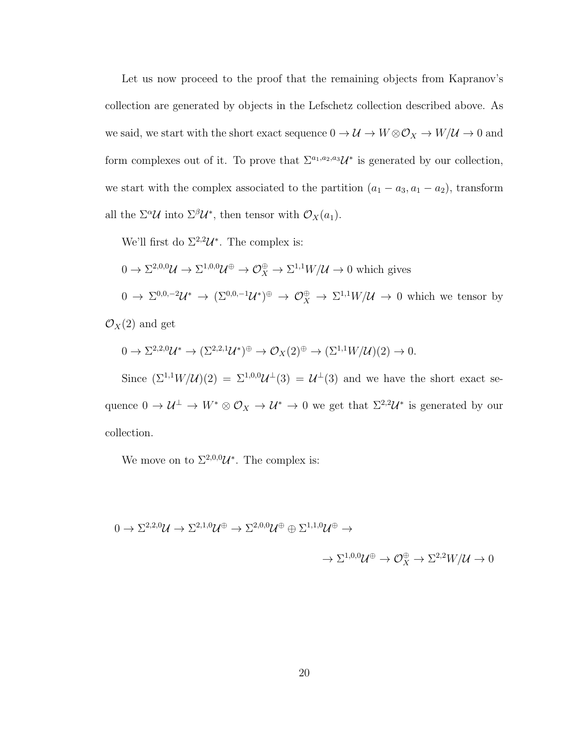Let us now proceed to the proof that the remaining objects from Kapranov's collection are generated by objects in the Lefschetz collection described above. As we said, we start with the short exact sequence $0 \to \mathcal{U} \to W \otimes \mathcal{O}_X \to W/\mathcal{U} \to 0$ and form complexes out of it. To prove that $\Sigma^{a_1,a_2,a_3}\mathcal{U}^*$ is generated by our collection, we start with the complex associated to the partition $(a_1 - a_3, a_1 - a_2)$, transform all the $\Sigma^\alpha \mathcal{U}$ into $\Sigma^\beta \mathcal{U}^*$, then tensor with $\mathcal{O}_X(a_1)$.

We'll first do $\Sigma^{2,2}\mathcal{U}^*$. The complex is:

$0 \to \Sigma^{2,0,0}\mathcal{U} \to \Sigma^{1,0,0}\mathcal{U}^{\oplus} \to \mathcal{O}_X^{\oplus} \to \Sigma^{1,1}W/\mathcal{U} \to 0$ which gives

$0 \to \Sigma^{0,0,-2}\mathcal{U}^* \to (\Sigma^{0,0,-1}\mathcal{U}^*)^{\oplus} \to \mathcal{O}_X^{\oplus} \to \Sigma^{1,1}W/\mathcal{U} \to 0$ which we tensor by $\mathcal{O}_X(2)$ and get

$0 \to \Sigma^{2,2,0}\mathcal{U}^* \to (\Sigma^{2,2,1}\mathcal{U}^*)^{\oplus} \to \mathcal{O}_X(2)^{\oplus} \to (\Sigma^{1,1}W/\mathcal{U})(2) \to 0.$

Since $(\Sigma^{1,1}W/\mathcal{U})(2) = \Sigma^{1,0,0}\mathcal{U}^{\perp}(3) = \mathcal{U}^{\perp}(3)$ and we have the short exact sequence $0 \to \mathcal{U}^{\perp} \to W^* \otimes \mathcal{O}_X \to \mathcal{U}^* \to 0$ we get that $\Sigma^{2,2}\mathcal{U}^*$ is generated by our collection.

We move on to $\Sigma^{2,0,0}\mathcal{U}^*$. The complex is:

$$0 \to \Sigma^{2,2,0}\mathcal{U} \to \Sigma^{2,1,0}\mathcal{U}^{\oplus} \to \Sigma^{2,0,0}\mathcal{U}^{\oplus} \oplus \Sigma^{1,1,0}\mathcal{U}^{\oplus} \to$$

$$\to \Sigma^{1,0,0}\mathcal{U}^{\oplus} \to \mathcal{O}_X^{\oplus} \to \Sigma^{2,2}W/\mathcal{U} \to 0$$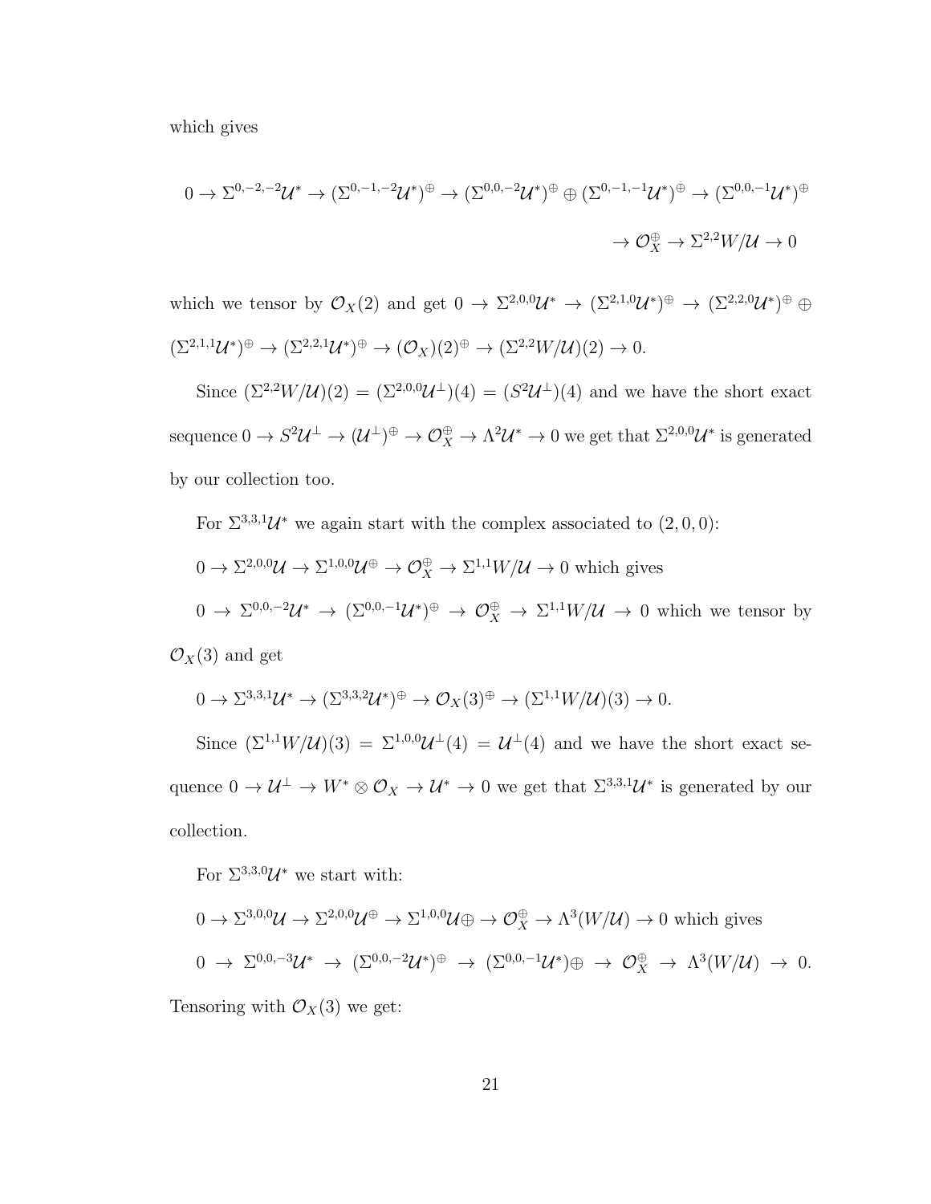which gives

$$0 \to \Sigma^{0,-2,-2}\mathcal{U}^* \to (\Sigma^{0,-1,-2}\mathcal{U}^*)^{\oplus} \to (\Sigma^{0,0,-2}\mathcal{U}^*)^{\oplus} \oplus (\Sigma^{0,-1,-1}\mathcal{U}^*)^{\oplus} \to (\Sigma^{0,0,-1}\mathcal{U}^*)^{\oplus}$$

$$\to \mathcal{O}_X^{\oplus} \to \Sigma^{2,2}W/\mathcal{U} \to 0$$

which we tensor by $\mathcal{O}_X(2)$ and get $0 \to \Sigma^{2,0,0}\mathcal{U}^* \to (\Sigma^{2,1,0}\mathcal{U}^*)^{\oplus} \to (\Sigma^{2,2,0}\mathcal{U}^*)^{\oplus} \oplus (\Sigma^{2,1,1}\mathcal{U}^*)^{\oplus} \to (\Sigma^{2,2,1}\mathcal{U}^*)^{\oplus} \to (\mathcal{O}_X)(2)^{\oplus} \to (\Sigma^{2,2}W/\mathcal{U})(2) \to 0$.

Since $(\Sigma^{2,2}W/\mathcal{U})(2) = (\Sigma^{2,0,0}\mathcal{U}^{\perp})(4) = (S^2\mathcal{U}^{\perp})(4)$ and we have the short exact sequence $0 \to S^2\mathcal{U}^{\perp} \to (\mathcal{U}^{\perp})^{\oplus} \to \mathcal{O}_X^{\oplus} \to \Lambda^2\mathcal{U}^* \to 0$ we get that $\Sigma^{2,0,0}\mathcal{U}^*$ is generated by our collection too.

For $\Sigma^{3,3,1}\mathcal{U}^*$ we again start with the complex associated to $(2,0,0)$:

$0 \to \Sigma^{2,0,0}\mathcal{U} \to \Sigma^{1,0,0}\mathcal{U}^{\oplus} \to \mathcal{O}_X^{\oplus} \to \Sigma^{1,1}W/\mathcal{U} \to 0$ which gives

$0 \to \Sigma^{0,0,-2}\mathcal{U}^* \to (\Sigma^{0,0,-1}\mathcal{U}^*)^{\oplus} \to \mathcal{O}_X^{\oplus} \to \Sigma^{1,1}W/\mathcal{U} \to 0$ which we tensor by $\mathcal{O}_X(3)$ and get

$0 \to \Sigma^{3,3,1}\mathcal{U}^* \to (\Sigma^{3,3,2}\mathcal{U}^*)^{\oplus} \to \mathcal{O}_X(3)^{\oplus} \to (\Sigma^{1,1}W/\mathcal{U})(3) \to 0.$

Since $(\Sigma^{1,1}W/\mathcal{U})(3) = \Sigma^{1,0,0}\mathcal{U}^{\perp}(4) = \mathcal{U}^{\perp}(4)$ and we have the short exact sequence $0 \to \mathcal{U}^{\perp} \to W^* \otimes \mathcal{O}_X \to \mathcal{U}^* \to 0$ we get that $\Sigma^{3,3,1}\mathcal{U}^*$ is generated by our collection.

For $\Sigma^{3,3,0}\mathcal{U}^*$ we start with:

$0 \to \Sigma^{3,0,0}\mathcal{U} \to \Sigma^{2,0,0}\mathcal{U}^{\oplus} \to \Sigma^{1,0,0}\mathcal{U}\oplus \to \mathcal{O}_X^{\oplus} \to \Lambda^3(W/\mathcal{U}) \to 0$ which gives

$0 \to \Sigma^{0,0,-3}\mathcal{U}^* \to (\Sigma^{0,0,-2}\mathcal{U}^*)^{\oplus} \to (\Sigma^{0,0,-1}\mathcal{U}^*)\oplus \to \mathcal{O}_X^{\oplus} \to \Lambda^3(W/\mathcal{U}) \to 0.$
Tensoring with $\mathcal{O}_X(3)$ we get: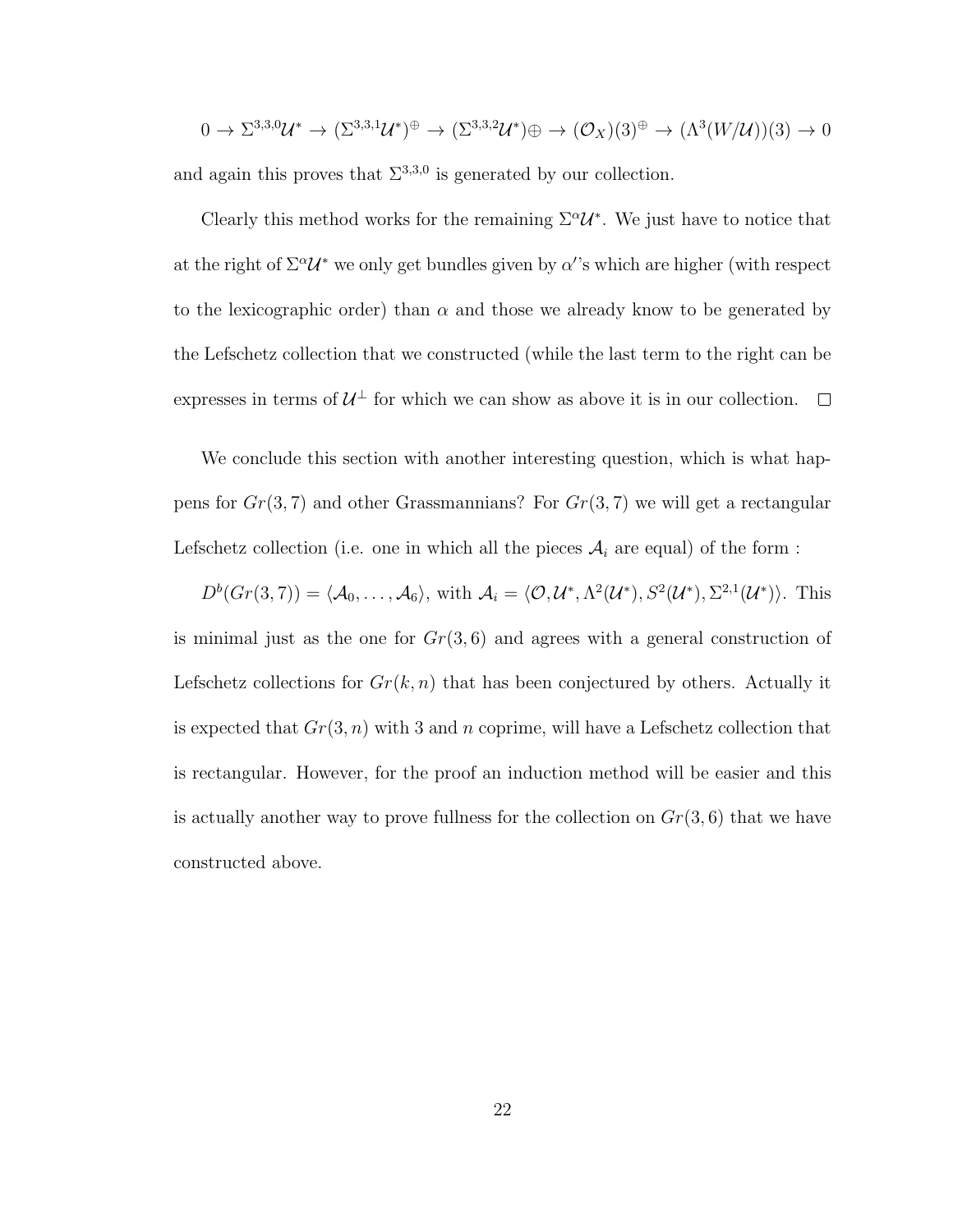$$0 \to \Sigma^{3,3,0}\mathcal{U}^* \to (\Sigma^{3,3,1}\mathcal{U}^*)^{\oplus} \to (\Sigma^{3,3,2}\mathcal{U}^*)\oplus \to (\mathcal{O}_X)(3)^{\oplus} \to (\Lambda^3(W/\mathcal{U}))(3) \to 0$$

and again this proves that $\Sigma^{3,3,0}$ is generated by our collection.

Clearly this method works for the remaining $\Sigma^{\alpha}\mathcal{U}^*$. We just have to notice that at the right of $\Sigma^{\alpha}\mathcal{U}^*$ we only get bundles given by $\alpha'$'s which are higher (with respect to the lexicographic order) than $\alpha$ and those we already know to be generated by the Lefschetz collection that we constructed (while the last term to the right can be expresses in terms of $\mathcal{U}^{\perp}$ for which we can show as above it is in our collection. $\square$

We conclude this section with another interesting question, which is what happens for $Gr(3,7)$ and other Grassmannians? For $Gr(3,7)$ we will get a rectangular Lefschetz collection (i.e. one in which all the pieces $\mathcal{A}_i$ are equal) of the form :

$D^b(Gr(3,7)) = \langle \mathcal{A}_0, \ldots, \mathcal{A}_6 \rangle$, with $\mathcal{A}_i = \langle \mathcal{O}, \mathcal{U}^*, \Lambda^2(\mathcal{U}^*), S^2(\mathcal{U}^*), \Sigma^{2,1}(\mathcal{U}^*) \rangle$. This is minimal just as the one for $Gr(3,6)$ and agrees with a general construction of Lefschetz collections for $Gr(k,n)$ that has been conjectured by others. Actually it is expected that $Gr(3,n)$ with 3 and $n$ coprime, will have a Lefschetz collection that is rectangular. However, for the proof an induction method will be easier and this is actually another way to prove fullness for the collection on $Gr(3,6)$ that we have constructed above.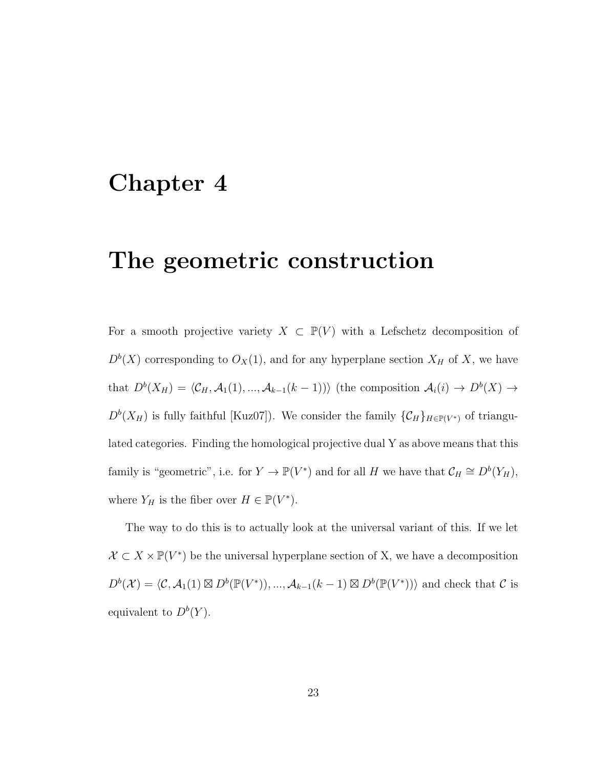# Chapter 4

# The geometric construction

For a smooth projective variety $X \subset \mathbb{P}(V)$ with a Lefschetz decomposition of $D^b(X)$ corresponding to $O_X(1)$, and for any hyperplane section $X_H$ of $X$, we have that $D^b(X_H) = \langle \mathcal{C}_H, \mathcal{A}_1(1), ..., \mathcal{A}_{k-1}(k-1) \rangle$ (the composition $\mathcal{A}_i(i) \to D^b(X) \to D^b(X_H)$ is fully faithful [Kuz07]). We consider the family $\{\mathcal{C}_H\}_{H \in \mathbb{P}(V^*)}$ of triangulated categories. Finding the homological projective dual Y as above means that this family is "geometric", i.e. for $Y \to \mathbb{P}(V^*)$ and for all $H$ we have that $\mathcal{C}_H \cong D^b(Y_H)$, where $Y_H$ is the fiber over $H \in \mathbb{P}(V^*)$.

The way to do this is to actually look at the universal variant of this. If we let $\mathcal{X} \subset X \times \mathbb{P}(V^*)$ be the universal hyperplane section of X, we have a decomposition $D^b(\mathcal{X}) = \langle \mathcal{C}, \mathcal{A}_1(1) \boxtimes D^b(\mathbb{P}(V^*)), ..., \mathcal{A}_{k-1}(k-1) \boxtimes D^b(\mathbb{P}(V^*)) \rangle$ and check that $\mathcal{C}$ is equivalent to $D^b(Y)$.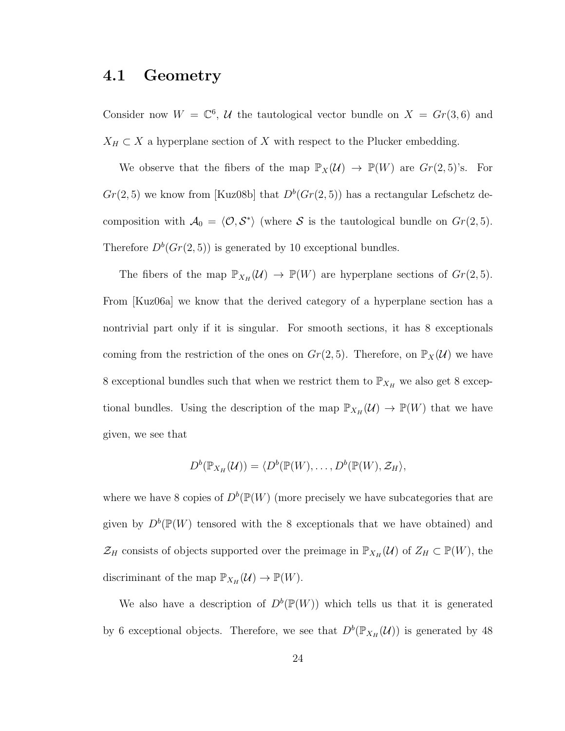## 4.1 Geometry

Consider now $W = \mathbb{C}^6$, $\mathcal{U}$ the tautological vector bundle on $X = Gr(3,6)$ and $X_H \subset X$ a hyperplane section of $X$ with respect to the Plucker embedding.

We observe that the fibers of the map $\mathbb{P}_X(\mathcal{U}) \to \mathbb{P}(W)$ are $Gr(2,5)$'s. For $Gr(2,5)$ we know from [Kuz08b] that $D^b(Gr(2,5))$ has a rectangular Lefschetz decomposition with $\mathcal{A}_0 = \langle \mathcal{O}, \mathcal{S}^* \rangle$ (where $\mathcal{S}$ is the tautological bundle on $Gr(2,5)$. Therefore $D^b(Gr(2,5))$ is generated by 10 exceptional bundles.

The fibers of the map $\mathbb{P}_{X_H}(\mathcal{U}) \to \mathbb{P}(W)$ are hyperplane sections of $Gr(2,5)$. From [Kuz06a] we know that the derived category of a hyperplane section has a nontrivial part only if it is singular. For smooth sections, it has 8 exceptionals coming from the restriction of the ones on $Gr(2,5)$. Therefore, on $\mathbb{P}_X(\mathcal{U})$ we have 8 exceptional bundles such that when we restrict them to $\mathbb{P}_{X_H}$ we also get 8 exceptional bundles. Using the description of the map $\mathbb{P}_{X_H}(\mathcal{U}) \to \mathbb{P}(W)$ that we have given, we see that

$$D^b(\mathbb{P}_{X_H}(\mathcal{U})) = \langle D^b(\mathbb{P}(W), \dots, D^b(\mathbb{P}(W), \mathcal{Z}_H \rangle,$$

where we have 8 copies of $D^b(\mathbb{P}(W)$ (more precisely we have subcategories that are given by $D^b(\mathbb{P}(W)$ tensored with the 8 exceptionals that we have obtained) and $\mathcal{Z}_H$ consists of objects supported over the preimage in $\mathbb{P}_{X_H}(\mathcal{U})$ of $Z_H \subset \mathbb{P}(W)$, the discriminant of the map $\mathbb{P}_{X_H}(\mathcal{U}) \to \mathbb{P}(W)$.

We also have a description of $D^b(\mathbb{P}(W))$ which tells us that it is generated by 6 exceptional objects. Therefore, we see that $D^b(\mathbb{P}_{X_H}(\mathcal{U}))$ is generated by 48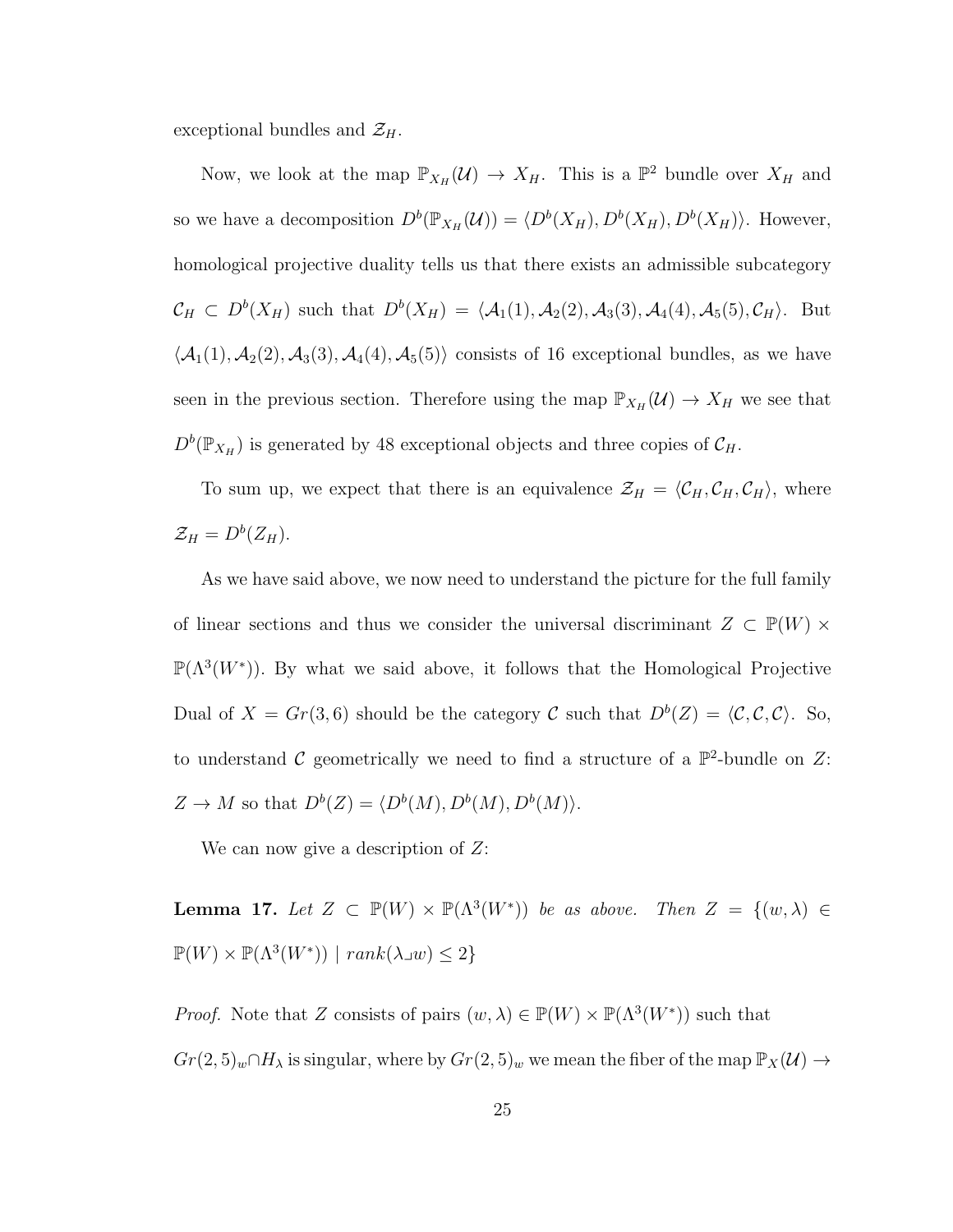exceptional bundles and $\mathcal{Z}_H$.

Now, we look at the map $\mathbb{P}_{X_H}(\mathcal{U}) \to X_H$. This is a $\mathbb{P}^2$ bundle over $X_H$ and so we have a decomposition $D^b(\mathbb{P}_{X_H}(\mathcal{U})) = \langle D^b(X_H), D^b(X_H), D^b(X_H)\rangle$. However, homological projective duality tells us that there exists an admissible subcategory $\mathcal{C}_H \subset D^b(X_H)$ such that $D^b(X_H) = \langle \mathcal{A}_1(1), \mathcal{A}_2(2), \mathcal{A}_3(3), \mathcal{A}_4(4), \mathcal{A}_5(5), \mathcal{C}_H\rangle$. But $\langle \mathcal{A}_1(1), \mathcal{A}_2(2), \mathcal{A}_3(3), \mathcal{A}_4(4), \mathcal{A}_5(5)\rangle$ consists of 16 exceptional bundles, as we have seen in the previous section. Therefore using the map $\mathbb{P}_{X_H}(\mathcal{U}) \to X_H$ we see that $D^b(\mathbb{P}_{X_H})$ is generated by 48 exceptional objects and three copies of $\mathcal{C}_H$.

To sum up, we expect that there is an equivalence $\mathcal{Z}_H = \langle \mathcal{C}_H, \mathcal{C}_H, \mathcal{C}_H\rangle$, where $\mathcal{Z}_H = D^b(Z_H)$.

As we have said above, we now need to understand the picture for the full family of linear sections and thus we consider the universal discriminant $Z \subset \mathbb{P}(W) \times \mathbb{P}(\Lambda^3(W^*))$. By what we said above, it follows that the Homological Projective Dual of $X = Gr(3,6)$ should be the category $\mathcal{C}$ such that $D^b(Z) = \langle \mathcal{C}, \mathcal{C}, \mathcal{C}\rangle$. So, to understand $\mathcal{C}$ geometrically we need to find a structure of a $\mathbb{P}^2$-bundle on $Z$: $Z \to M$ so that $D^b(Z) = \langle D^b(M), D^b(M), D^b(M)\rangle$.

We can now give a description of $Z$:

**Lemma 17.** *Let $Z \subset \mathbb{P}(W) \times \mathbb{P}(\Lambda^3(W^*))$ be as above. Then $Z = \{(w, \lambda) \in \mathbb{P}(W) \times \mathbb{P}(\Lambda^3(W^*)) \mid rank(\lambda \lrcorner w) \leq 2\}$*

*Proof.* Note that $Z$ consists of pairs $(w, \lambda) \in \mathbb{P}(W) \times \mathbb{P}(\Lambda^3(W^*))$ such that $Gr(2,5)_w \cap H_\lambda$ is singular, where by $Gr(2,5)_w$ we mean the fiber of the map $\mathbb{P}_X(\mathcal{U}) \to$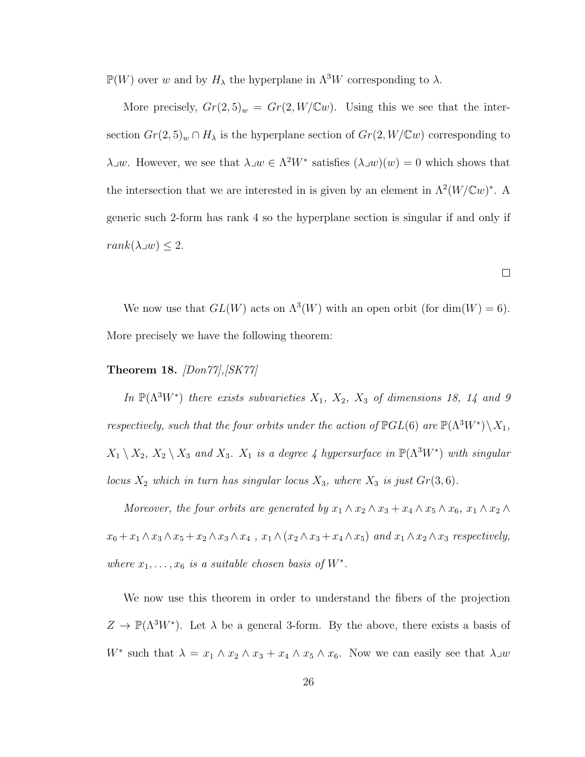$\mathbb{P}(W)$ over $w$ and by $H_\lambda$ the hyperplane in $\Lambda^3 W$ corresponding to $\lambda$.

More precisely, $Gr(2,5)_w = Gr(2, W/\mathbb{C}w)$. Using this we see that the intersection $Gr(2,5)_w \cap H_\lambda$ is the hyperplane section of $Gr(2, W/\mathbb{C}w)$ corresponding to $\lambda \lrcorner w$. However, we see that $\lambda \lrcorner w \in \Lambda^2 W^*$ satisfies $(\lambda \lrcorner w)(w) = 0$ which shows that the intersection that we are interested in is given by an element in $\Lambda^2 (W/\mathbb{C}w)^*$. A generic such 2-form has rank 4 so the hyperplane section is singular if and only if $rank(\lambda \lrcorner w) \leq 2$.

□

We now use that $GL(W)$ acts on $\Lambda^3(W)$ with an open orbit (for $\dim(W) = 6$). More precisely we have the following theorem:

**Theorem 18.** *[Don77],[SK77]*

*In $\mathbb{P}(\Lambda^3 W^*)$ there exists subvarieties $X_1$, $X_2$, $X_3$ of dimensions 18, 14 and 9 respectively, such that the four orbits under the action of $\mathbb{P}GL(6)$ are $\mathbb{P}(\Lambda^3 W^*) \setminus X_1$, $X_1 \setminus X_2$, $X_2 \setminus X_3$ and $X_3$. $X_1$ is a degree 4 hypersurface in $\mathbb{P}(\Lambda^3 W^*)$ with singular locus $X_2$ which in turn has singular locus $X_3$, where $X_3$ is just $Gr(3,6)$.*

*Moreover, the four orbits are generated by $x_1 \wedge x_2 \wedge x_3 + x_4 \wedge x_5 \wedge x_6$, $x_1 \wedge x_2 \wedge x_6 + x_1 \wedge x_3 \wedge x_5 + x_2 \wedge x_3 \wedge x_4$ , $x_1 \wedge (x_2 \wedge x_3 + x_4 \wedge x_5)$ and $x_1 \wedge x_2 \wedge x_3$ respectively, where $x_1, \ldots, x_6$ is a suitable chosen basis of $W^*$.*

We now use this theorem in order to understand the fibers of the projection $Z \to \mathbb{P}(\Lambda^3 W^*)$. Let $\lambda$ be a general 3-form. By the above, there exists a basis of $W^*$ such that $\lambda = x_1 \wedge x_2 \wedge x_3 + x_4 \wedge x_5 \wedge x_6$. Now we can easily see that $\lambda \lrcorner w$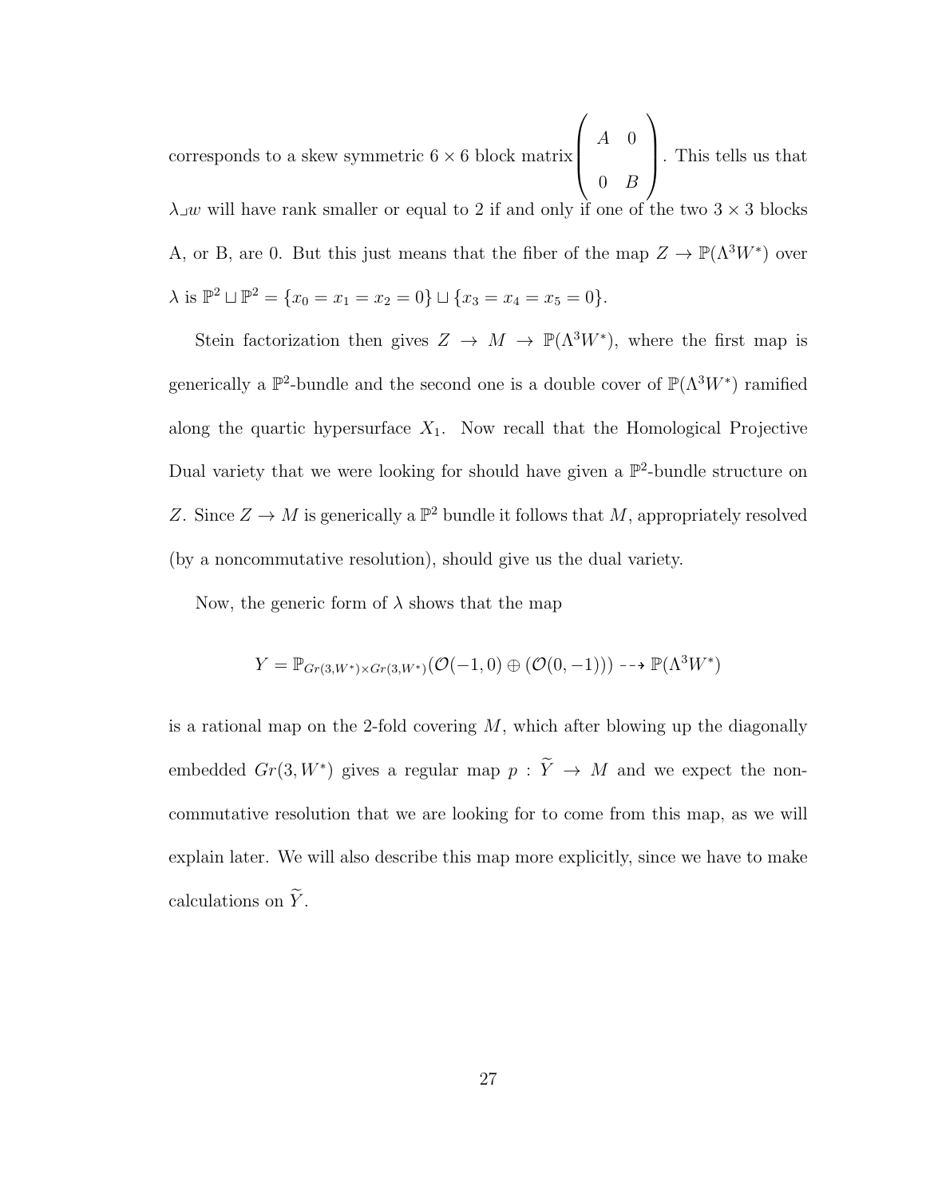corresponds to a skew symmetric $6 \times 6$ block matrix $\begin{pmatrix} A & 0 \\ 0 & B \end{pmatrix}$. This tells us that $\lambda \lrcorner w$ will have rank smaller or equal to 2 if and only if one of the two $3 \times 3$ blocks A, or B, are 0. But this just means that the fiber of the map $Z \to \mathbb{P}(\Lambda^3 W^*)$ over $\lambda$ is $\mathbb{P}^2 \sqcup \mathbb{P}^2 = \{x_0 = x_1 = x_2 = 0\} \sqcup \{x_3 = x_4 = x_5 = 0\}$.

Stein factorization then gives $Z \to M \to \mathbb{P}(\Lambda^3 W^*)$, where the first map is generically a $\mathbb{P}^2$-bundle and the second one is a double cover of $\mathbb{P}(\Lambda^3 W^*)$ ramified along the quartic hypersurface $X_1$. Now recall that the Homological Projective Dual variety that we were looking for should have given a $\mathbb{P}^2$-bundle structure on $Z$. Since $Z \to M$ is generically a $\mathbb{P}^2$ bundle it follows that $M$, appropriately resolved (by a noncommutative resolution), should give us the dual variety.

Now, the generic form of $\lambda$ shows that the map

$$Y = \mathbb{P}_{Gr(3,W^*) \times Gr(3,W^*)}(\mathcal{O}(-1,0) \oplus (\mathcal{O}(0,-1))) \dashrightarrow \mathbb{P}(\Lambda^3 W^*)$$

is a rational map on the 2-fold covering $M$, which after blowing up the diagonally embedded $Gr(3, W^*)$ gives a regular map $p : \widetilde{Y} \to M$ and we expect the noncommutative resolution that we are looking for to come from this map, as we will explain later. We will also describe this map more explicitly, since we have to make calculations on $\widetilde{Y}$.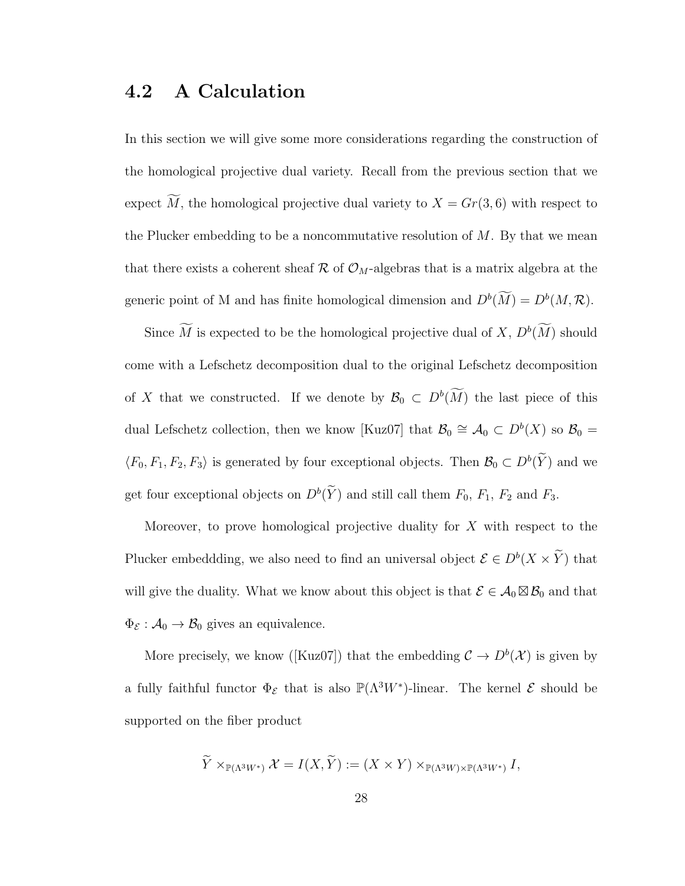## 4.2 A Calculation

In this section we will give some more considerations regarding the construction of the homological projective dual variety. Recall from the previous section that we expect $\widetilde{M}$, the homological projective dual variety to $X = Gr(3,6)$ with respect to the Plucker embedding to be a noncommutative resolution of $M$. By that we mean that there exists a coherent sheaf $\mathcal{R}$ of $\mathcal{O}_M$-algebras that is a matrix algebra at the generic point of M and has finite homological dimension and $D^b(\widetilde{M}) = D^b(M, \mathcal{R})$.

Since $\widetilde{M}$ is expected to be the homological projective dual of $X$, $D^b(\widetilde{M})$ should come with a Lefschetz decomposition dual to the original Lefschetz decomposition of $X$ that we constructed. If we denote by $\mathcal{B}_0 \subset D^b(\widetilde{M})$ the last piece of this dual Lefschetz collection, then we know [Kuz07] that $\mathcal{B}_0 \cong \mathcal{A}_0 \subset D^b(X)$ so $\mathcal{B}_0 = \langle F_0, F_1, F_2, F_3 \rangle$ is generated by four exceptional objects. Then $\mathcal{B}_0 \subset D^b(\widetilde{Y})$ and we get four exceptional objects on $D^b(\widetilde{Y})$ and still call them $F_0$, $F_1$, $F_2$ and $F_3$.

Moreover, to prove homological projective duality for $X$ with respect to the Plucker embeddding, we also need to find an universal object $\mathcal{E} \in D^b(X \times \widetilde{Y})$ that will give the duality. What we know about this object is that $\mathcal{E} \in \mathcal{A}_0 \boxtimes \mathcal{B}_0$ and that $\Phi_{\mathcal{E}} : \mathcal{A}_0 \to \mathcal{B}_0$ gives an equivalence.

More precisely, we know ([Kuz07]) that the embedding $\mathcal{C} \to D^b(\mathcal{X})$ is given by a fully faithful functor $\Phi_{\mathcal{E}}$ that is also $\mathbb{P}(\Lambda^3 W^*)$-linear. The kernel $\mathcal{E}$ should be supported on the fiber product

$$\widetilde{Y} \times_{\mathbb{P}(\Lambda^3 W^*)} \mathcal{X} = I(X, \widetilde{Y}) := (X \times Y) \times_{\mathbb{P}(\Lambda^3 W) \times \mathbb{P}(\Lambda^3 W^*)} I,$$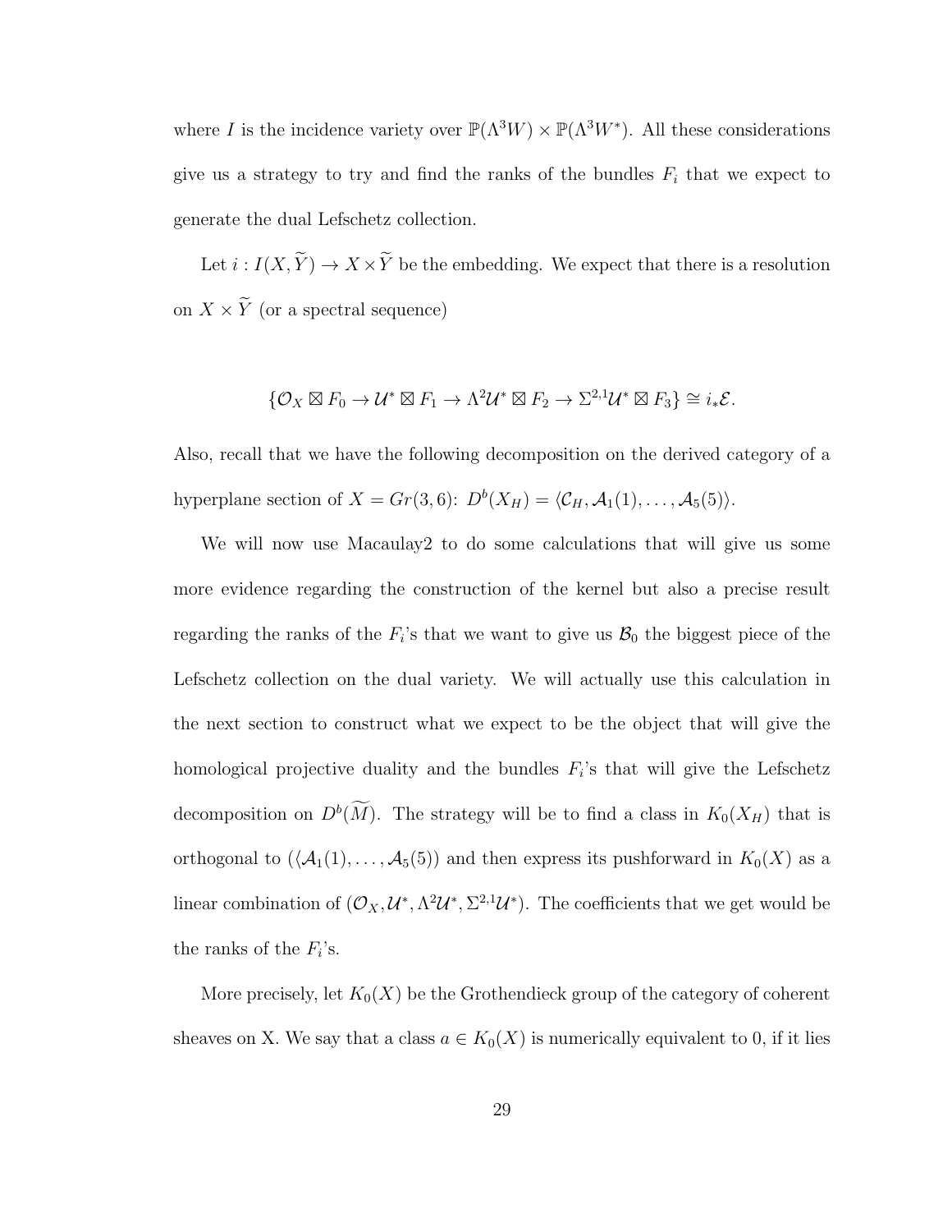where $I$ is the incidence variety over $\mathbb{P}(\Lambda^3 W) \times \mathbb{P}(\Lambda^3 W^*)$. All these considerations give us a strategy to try and find the ranks of the bundles $F_i$ that we expect to generate the dual Lefschetz collection.

Let $i : I(X, \widetilde{Y}) \to X \times \widetilde{Y}$ be the embedding. We expect that there is a resolution on $X \times \widetilde{Y}$ (or a spectral sequence)

$$\{\mathcal{O}_X \boxtimes F_0 \to \mathcal{U}^* \boxtimes F_1 \to \Lambda^2 \mathcal{U}^* \boxtimes F_2 \to \Sigma^{2,1} \mathcal{U}^* \boxtimes F_3\} \cong i_* \mathcal{E}.$$

Also, recall that we have the following decomposition on the derived category of a hyperplane section of $X = Gr(3,6)$: $D^b(X_H) = \langle \mathcal{C}_H, \mathcal{A}_1(1), \ldots, \mathcal{A}_5(5) \rangle$.

We will now use Macaulay2 to do some calculations that will give us some more evidence regarding the construction of the kernel but also a precise result regarding the ranks of the $F_i$'s that we want to give us $\mathcal{B}_0$ the biggest piece of the Lefschetz collection on the dual variety. We will actually use this calculation in the next section to construct what we expect to be the object that will give the homological projective duality and the bundles $F_i$'s that will give the Lefschetz decomposition on $D^b(\widetilde{M})$. The strategy will be to find a class in $K_0(X_H)$ that is orthogonal to $(\langle \mathcal{A}_1(1), \ldots, \mathcal{A}_5(5))$ and then express its pushforward in $K_0(X)$ as a linear combination of $(\mathcal{O}_X, \mathcal{U}^*, \Lambda^2 \mathcal{U}^*, \Sigma^{2,1} \mathcal{U}^*)$. The coefficients that we get would be the ranks of the $F_i$'s.

More precisely, let $K_0(X)$ be the Grothendieck group of the category of coherent sheaves on X. We say that a class $a \in K_0(X)$ is numerically equivalent to 0, if it lies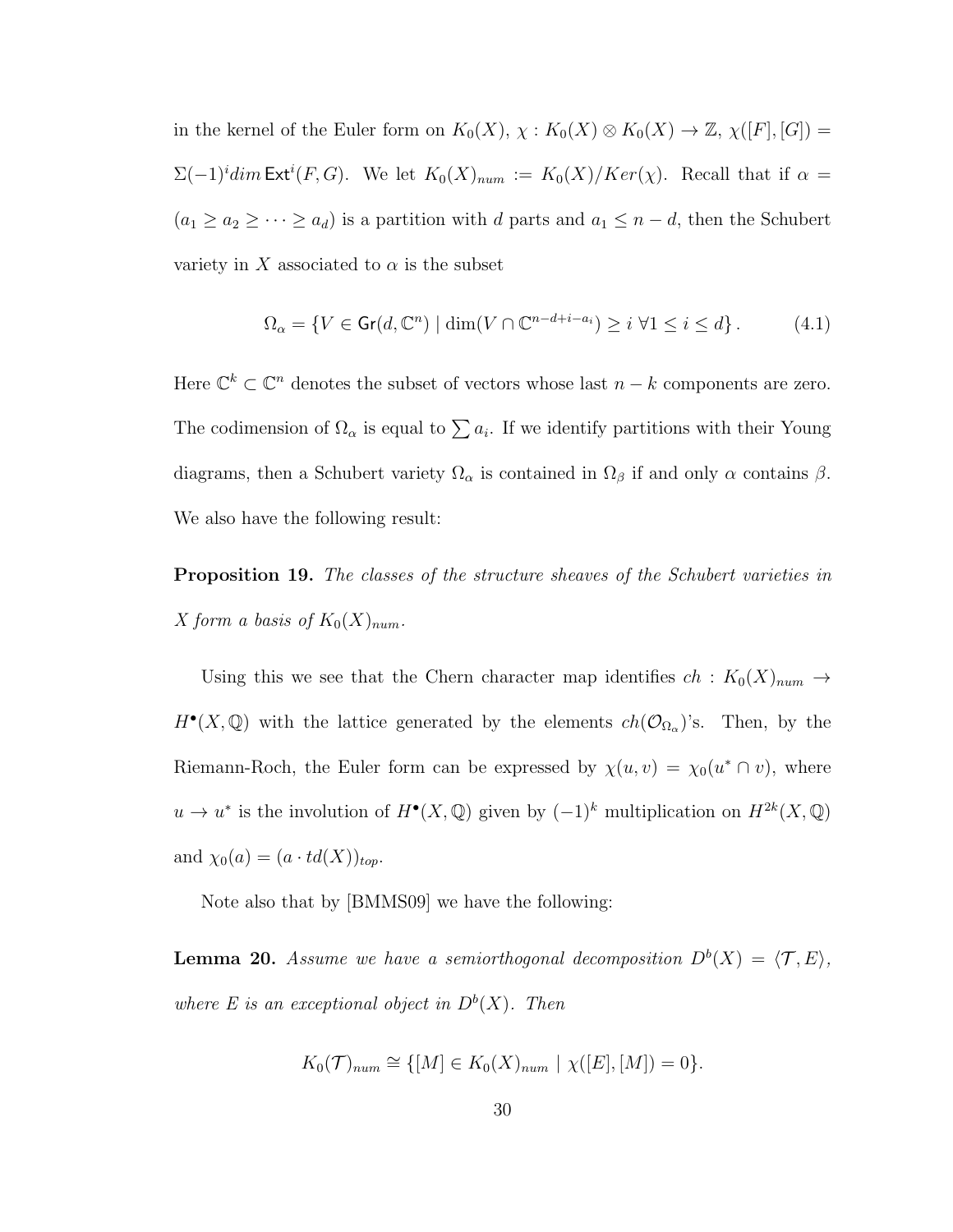in the kernel of the Euler form on $K_0(X)$, $\chi : K_0(X) \otimes K_0(X) \to \mathbb{Z}$, $\chi([F], [G]) = \Sigma(-1)^i dim\, \mathsf{Ext}^i(F, G)$. We let $K_0(X)_{num} := K_0(X)/Ker(\chi)$. Recall that if $\alpha = (a_1 \geq a_2 \geq \cdots \geq a_d)$ is a partition with $d$ parts and $a_1 \leq n - d$, then the Schubert variety in $X$ associated to $\alpha$ is the subset

$$\Omega_\alpha = \{V \in \mathsf{Gr}(d, \mathbb{C}^n) \mid \dim(V \cap \mathbb{C}^{n-d+i-a_i}) \geq i \ \forall 1 \leq i \leq d\}. \tag{4.1}$$

Here $\mathbb{C}^k \subset \mathbb{C}^n$ denotes the subset of vectors whose last $n - k$ components are zero. The codimension of $\Omega_\alpha$ is equal to $\sum a_i$. If we identify partitions with their Young diagrams, then a Schubert variety $\Omega_\alpha$ is contained in $\Omega_\beta$ if and only $\alpha$ contains $\beta$. We also have the following result:

**Proposition 19.** *The classes of the structure sheaves of the Schubert varieties in $X$ form a basis of $K_0(X)_{num}$.*

Using this we see that the Chern character map identifies $ch : K_0(X)_{num} \to H^\bullet(X, \mathbb{Q})$ with the lattice generated by the elements $ch(\mathcal{O}_{\Omega_\alpha})$'s. Then, by the Riemann-Roch, the Euler form can be expressed by $\chi(u, v) = \chi_0(u^* \cap v)$, where $u \to u^*$ is the involution of $H^\bullet(X, \mathbb{Q})$ given by $(-1)^k$ multiplication on $H^{2k}(X, \mathbb{Q})$ and $\chi_0(a) = (a \cdot td(X))_{top}$.

Note also that by [BMMS09] we have the following:

**Lemma 20.** *Assume we have a semiorthogonal decomposition $D^b(X) = \langle \mathcal{T}, E \rangle$, where $E$ is an exceptional object in $D^b(X)$. Then*

$$K_0(\mathcal{T})_{num} \cong \{[M] \in K_0(X)_{num} \mid \chi([E], [M]) = 0\}.$$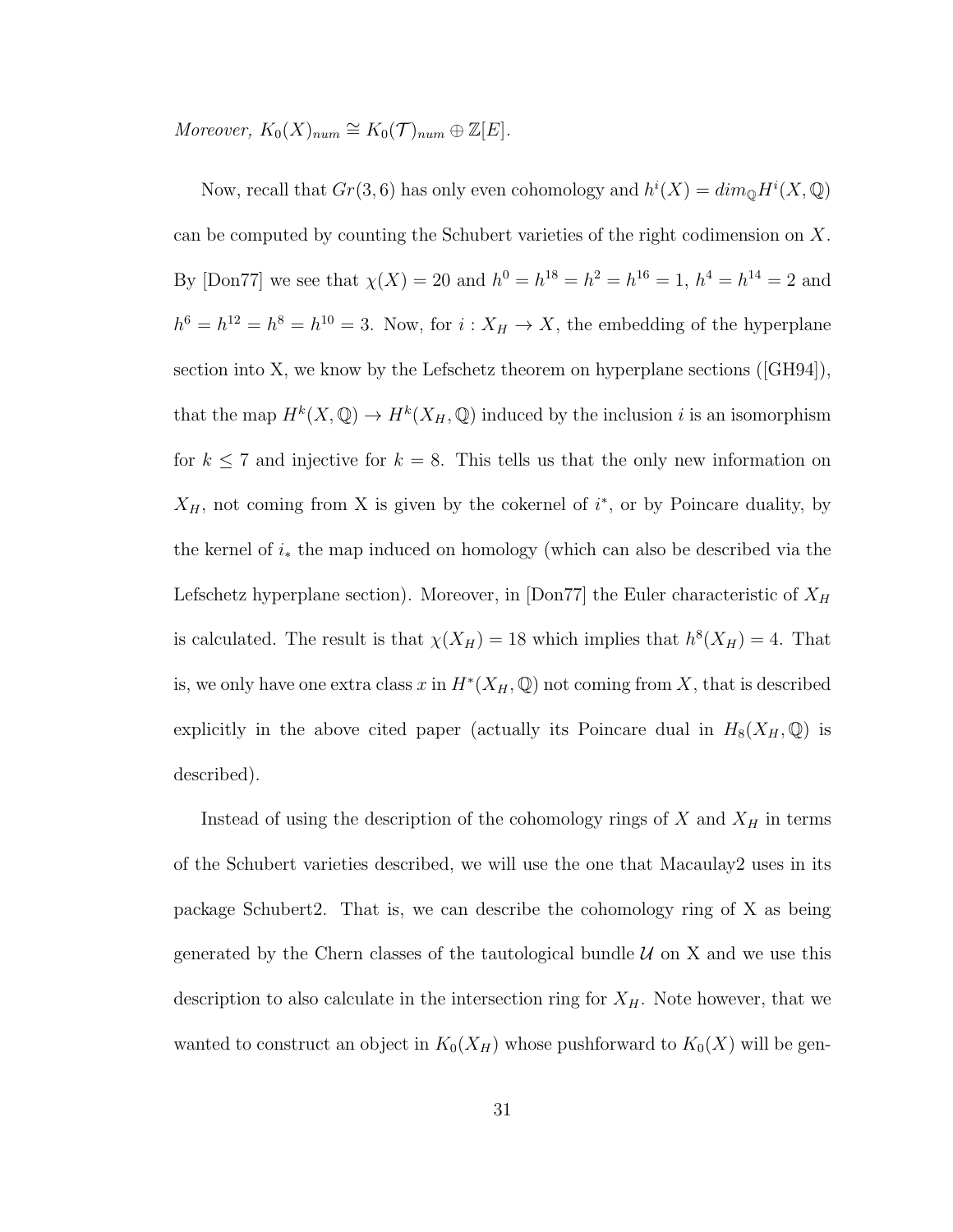*Moreover,* $K_0(X)_{num} \cong K_0(\mathcal{T})_{num} \oplus \mathbb{Z}[E]$.

Now, recall that $Gr(3,6)$ has only even cohomology and $h^i(X) = dim_{\mathbb{Q}} H^i(X, \mathbb{Q})$ can be computed by counting the Schubert varieties of the right codimension on $X$. By [Don77] we see that $\chi(X) = 20$ and $h^0 = h^{18} = h^2 = h^{16} = 1$, $h^4 = h^{14} = 2$ and $h^6 = h^{12} = h^8 = h^{10} = 3$. Now, for $i : X_H \to X$, the embedding of the hyperplane section into X, we know by the Lefschetz theorem on hyperplane sections ([GH94]), that the map $H^k(X, \mathbb{Q}) \to H^k(X_H, \mathbb{Q})$ induced by the inclusion $i$ is an isomorphism for $k \leq 7$ and injective for $k = 8$. This tells us that the only new information on $X_H$, not coming from X is given by the cokernel of $i^*$, or by Poincare duality, by the kernel of $i_*$ the map induced on homology (which can also be described via the Lefschetz hyperplane section). Moreover, in [Don77] the Euler characteristic of $X_H$ is calculated. The result is that $\chi(X_H) = 18$ which implies that $h^8(X_H) = 4$. That is, we only have one extra class $x$ in $H^*(X_H, \mathbb{Q})$ not coming from $X$, that is described explicitly in the above cited paper (actually its Poincare dual in $H_8(X_H, \mathbb{Q})$ is described).

Instead of using the description of the cohomology rings of $X$ and $X_H$ in terms of the Schubert varieties described, we will use the one that Macaulay2 uses in its package Schubert2. That is, we can describe the cohomology ring of X as being generated by the Chern classes of the tautological bundle $\mathcal{U}$ on X and we use this description to also calculate in the intersection ring for $X_H$. Note however, that we wanted to construct an object in $K_0(X_H)$ whose pushforward to $K_0(X)$ will be gen-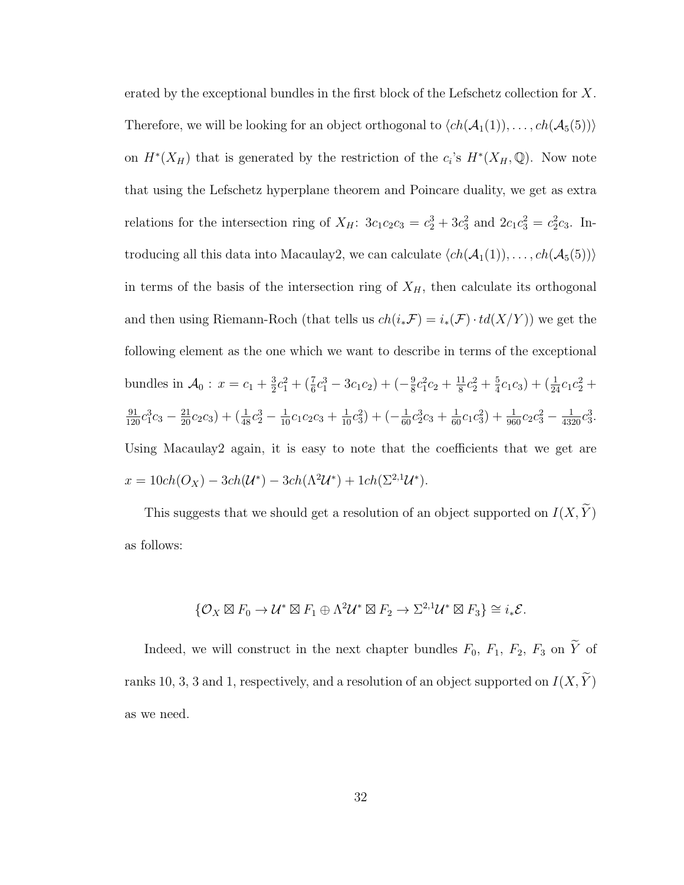erated by the exceptional bundles in the first block of the Lefschetz collection for $X$. Therefore, we will be looking for an object orthogonal to $\langle ch(\mathcal{A}_1(1)), \ldots, ch(\mathcal{A}_5(5))\rangle$ on $H^*(X_H)$ that is generated by the restriction of the $c_i$'s $H^*(X_H, \mathbb{Q})$. Now note that using the Lefschetz hyperplane theorem and Poincare duality, we get as extra relations for the intersection ring of $X_H$: $3c_1c_2c_3 = c_2^3 + 3c_3^2$ and $2c_1c_3^2 = c_2^2c_3$. Introducing all this data into Macaulay2, we can calculate $\langle ch(\mathcal{A}_1(1)), \ldots, ch(\mathcal{A}_5(5))\rangle$ in terms of the basis of the intersection ring of $X_H$, then calculate its orthogonal and then using Riemann-Roch (that tells us $ch(i_*\mathcal{F}) = i_*(\mathcal{F}) \cdot td(X/Y)$) we get the following element as the one which we want to describe in terms of the exceptional bundles in $\mathcal{A}_0$ : $x = c_1 + \frac{3}{2}c_1^2 + (\frac{7}{6}c_1^3 - 3c_1c_2) + (-\frac{9}{8}c_1^2c_2 + \frac{11}{8}c_2^2 + \frac{5}{4}c_1c_3) + (\frac{1}{24}c_1c_2^2 + \frac{91}{120}c_1^3c_3 - \frac{21}{20}c_2c_3) + (\frac{1}{48}c_2^3 - \frac{1}{10}c_1c_2c_3 + \frac{1}{10}c_3^2) + (-\frac{1}{60}c_2^3c_3 + \frac{1}{60}c_1c_3^2) + \frac{1}{960}c_2c_3^2 - \frac{1}{4320}c_3^3$. Using Macaulay2 again, it is easy to note that the coefficients that we get are $x = 10ch(O_X) - 3ch(\mathcal{U}^*) - 3ch(\Lambda^2\mathcal{U}^*) + 1ch(\Sigma^{2,1}\mathcal{U}^*)$.

This suggests that we should get a resolution of an object supported on $I(X, \widetilde{Y})$ as follows:

$$\{\mathcal{O}_X \boxtimes F_0 \to \mathcal{U}^* \boxtimes F_1 \oplus \Lambda^2\mathcal{U}^* \boxtimes F_2 \to \Sigma^{2,1}\mathcal{U}^* \boxtimes F_3\} \cong i_*\mathcal{E}.$$

Indeed, we will construct in the next chapter bundles $F_0$, $F_1$, $F_2$, $F_3$ on $\widetilde{Y}$ of ranks 10, 3, 3 and 1, respectively, and a resolution of an object supported on $I(X, \widetilde{Y})$ as we need.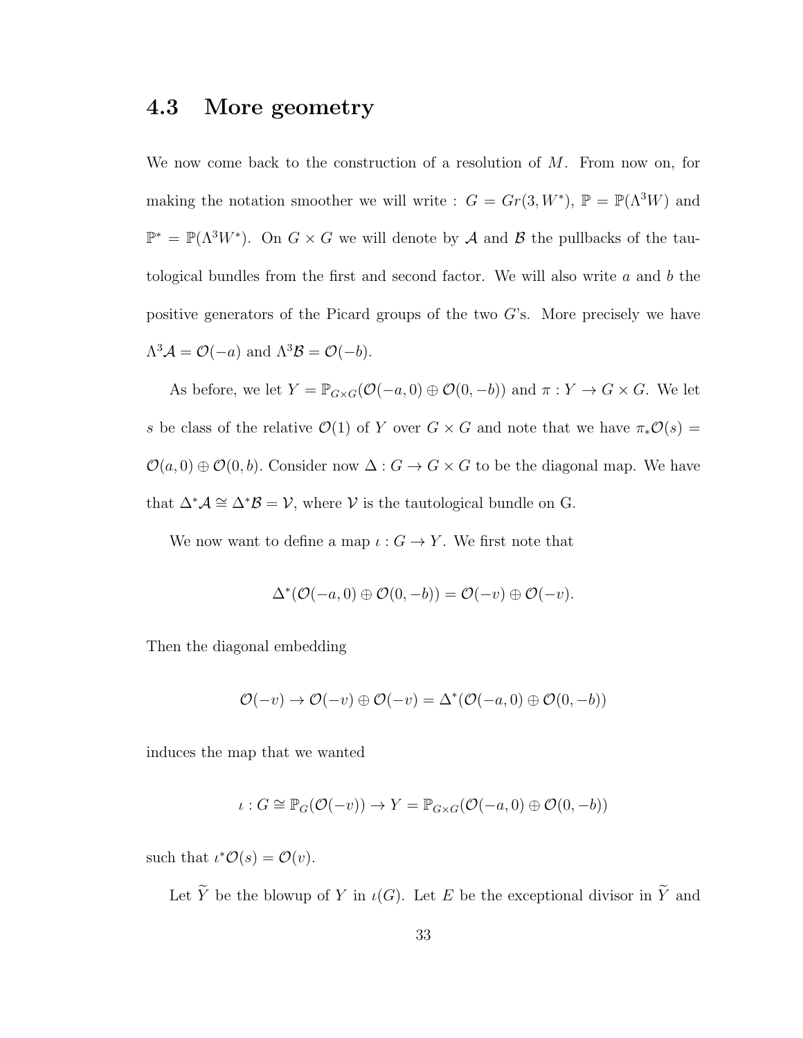## 4.3 More geometry

We now come back to the construction of a resolution of $M$. From now on, for making the notation smoother we will write : $G = Gr(3, W^*)$, $\mathbb{P} = \mathbb{P}(\Lambda^3 W)$ and $\mathbb{P}^* = \mathbb{P}(\Lambda^3 W^*)$. On $G \times G$ we will denote by $\mathcal{A}$ and $\mathcal{B}$ the pullbacks of the tautological bundles from the first and second factor. We will also write $a$ and $b$ the positive generators of the Picard groups of the two $G$'s. More precisely we have $\Lambda^3 \mathcal{A} = \mathcal{O}(-a)$ and $\Lambda^3 \mathcal{B} = \mathcal{O}(-b)$.

As before, we let $Y = \mathbb{P}_{G \times G}(\mathcal{O}(-a, 0) \oplus \mathcal{O}(0, -b))$ and $\pi : Y \to G \times G$. We let $s$ be class of the relative $\mathcal{O}(1)$ of $Y$ over $G \times G$ and note that we have $\pi_* \mathcal{O}(s) = \mathcal{O}(a, 0) \oplus \mathcal{O}(0, b)$. Consider now $\Delta : G \to G \times G$ to be the diagonal map. We have that $\Delta^* \mathcal{A} \cong \Delta^* \mathcal{B} = \mathcal{V}$, where $\mathcal{V}$ is the tautological bundle on G.

We now want to define a map $\iota : G \to Y$. We first note that

$$\Delta^*(\mathcal{O}(-a, 0) \oplus \mathcal{O}(0, -b)) = \mathcal{O}(-v) \oplus \mathcal{O}(-v).$$

Then the diagonal embedding

$$\mathcal{O}(-v) \to \mathcal{O}(-v) \oplus \mathcal{O}(-v) = \Delta^*(\mathcal{O}(-a, 0) \oplus \mathcal{O}(0, -b))$$

induces the map that we wanted

$$\iota : G \cong \mathbb{P}_G(\mathcal{O}(-v)) \to Y = \mathbb{P}_{G \times G}(\mathcal{O}(-a, 0) \oplus \mathcal{O}(0, -b))$$

such that $\iota^* \mathcal{O}(s) = \mathcal{O}(v)$.

Let $\widetilde{Y}$ be the blowup of $Y$ in $\iota(G)$. Let $E$ be the exceptional divisor in $\widetilde{Y}$ and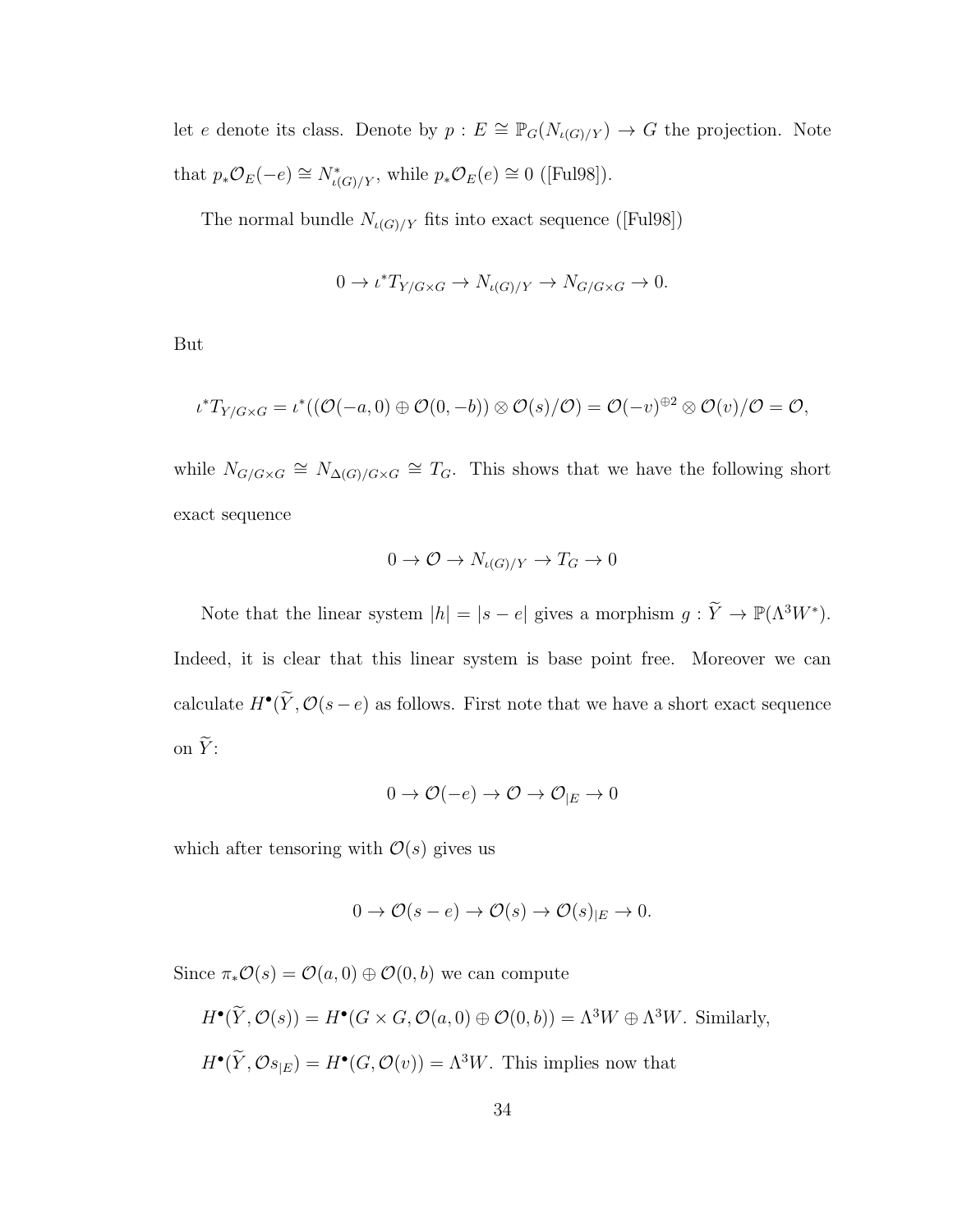let $e$ denote its class. Denote by $p : E \cong \mathbb{P}_G(N_{\iota(G)/Y}) \to G$ the projection. Note that $p_*\mathcal{O}_E(-e) \cong N^*_{\iota(G)/Y}$, while $p_*\mathcal{O}_E(e) \cong 0$ ([Ful98]).

The normal bundle $N_{\iota(G)/Y}$ fits into exact sequence ([Ful98])

$$0 \to \iota^* T_{Y/G\times G} \to N_{\iota(G)/Y} \to N_{G/G\times G} \to 0.$$

But

$$\iota^* T_{Y/G\times G} = \iota^*((\mathcal{O}(-a,0) \oplus \mathcal{O}(0,-b)) \otimes \mathcal{O}(s)/\mathcal{O}) = \mathcal{O}(-v)^{\oplus 2} \otimes \mathcal{O}(v)/\mathcal{O} = \mathcal{O},$$

while $N_{G/G\times G} \cong N_{\Delta(G)/G\times G} \cong T_G$. This shows that we have the following short exact sequence

$$0 \to \mathcal{O} \to N_{\iota(G)/Y} \to T_G \to 0$$

Note that the linear system $|h| = |s - e|$ gives a morphism $g : \widetilde{Y} \to \mathbb{P}(\Lambda^3 W^*)$. Indeed, it is clear that this linear system is base point free. Moreover we can calculate $H^\bullet(\widetilde{Y}, \mathcal{O}(s-e)$ as follows. First note that we have a short exact sequence on $\widetilde{Y}$:

$$0 \to \mathcal{O}(-e) \to \mathcal{O} \to \mathcal{O}_{|E} \to 0$$

which after tensoring with $\mathcal{O}(s)$ gives us

$$0 \to \mathcal{O}(s-e) \to \mathcal{O}(s) \to \mathcal{O}(s)_{|E} \to 0.$$

Since $\pi_*\mathcal{O}(s) = \mathcal{O}(a,0) \oplus \mathcal{O}(0,b)$ we can compute

$H^\bullet(\widetilde{Y}, \mathcal{O}(s)) = H^\bullet(G \times G, \mathcal{O}(a,0) \oplus \mathcal{O}(0,b)) = \Lambda^3 W \oplus \Lambda^3 W$. Similarly, $H^\bullet(\widetilde{Y}, \mathcal{O}s_{|E}) = H^\bullet(G, \mathcal{O}(v)) = \Lambda^3 W$. This implies now that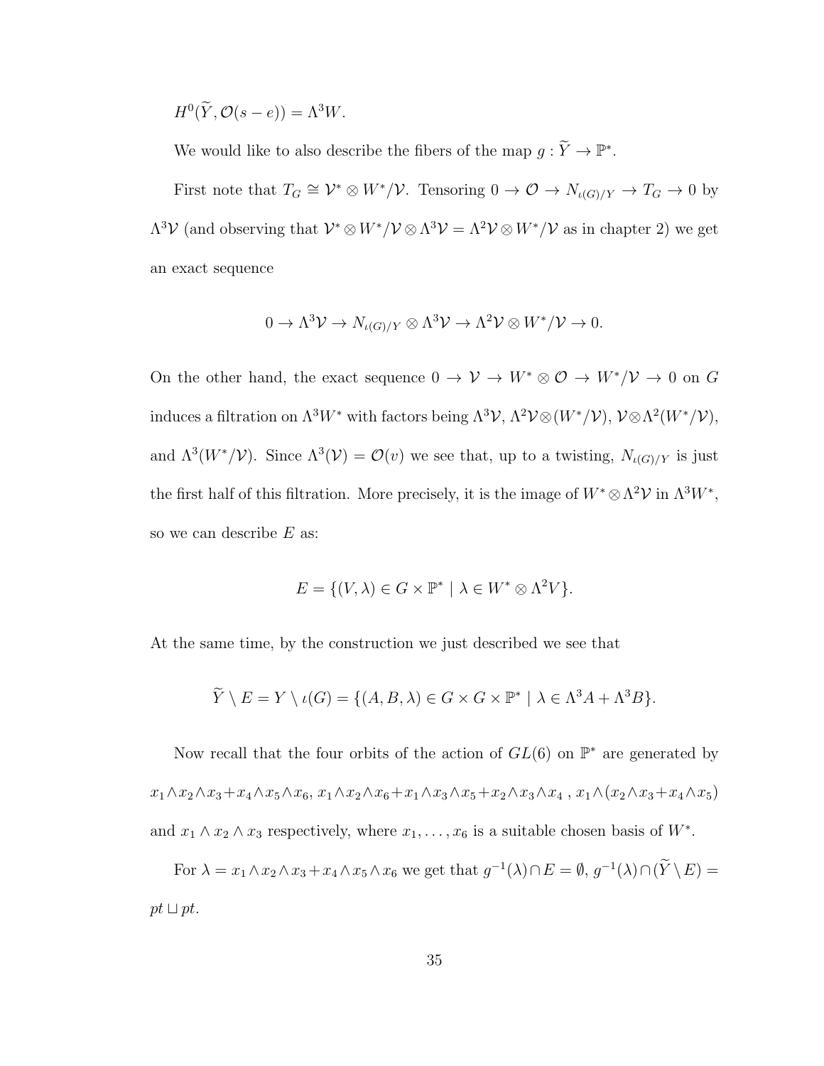$H^0(\widetilde{Y}, \mathcal{O}(s-e)) = \Lambda^3 W$.

We would like to also describe the fibers of the map $g : \widetilde{Y} \to \mathbb{P}^*$.

First note that $T_G \cong \mathcal{V}^* \otimes W^*/\mathcal{V}$. Tensoring $0 \to \mathcal{O} \to N_{\iota(G)/Y} \to T_G \to 0$ by $\Lambda^3\mathcal{V}$ (and observing that $\mathcal{V}^* \otimes W^*/\mathcal{V} \otimes \Lambda^3\mathcal{V} = \Lambda^2\mathcal{V} \otimes W^*/\mathcal{V}$ as in chapter 2) we get an exact sequence

$$0 \to \Lambda^3\mathcal{V} \to N_{\iota(G)/Y} \otimes \Lambda^3\mathcal{V} \to \Lambda^2\mathcal{V} \otimes W^*/\mathcal{V} \to 0.$$

On the other hand, the exact sequence $0 \to \mathcal{V} \to W^* \otimes \mathcal{O} \to W^*/\mathcal{V} \to 0$ on $G$ induces a filtration on $\Lambda^3 W^*$ with factors being $\Lambda^3\mathcal{V}$, $\Lambda^2\mathcal{V} \otimes (W^*/\mathcal{V})$, $\mathcal{V} \otimes \Lambda^2(W^*/\mathcal{V})$, and $\Lambda^3(W^*/\mathcal{V})$. Since $\Lambda^3(\mathcal{V}) = \mathcal{O}(v)$ we see that, up to a twisting, $N_{\iota(G)/Y}$ is just the first half of this filtration. More precisely, it is the image of $W^* \otimes \Lambda^2\mathcal{V}$ in $\Lambda^3 W^*$, so we can describe $E$ as:

$$E = \{(V, \lambda) \in G \times \mathbb{P}^* \mid \lambda \in W^* \otimes \Lambda^2 V\}.$$

At the same time, by the construction we just described we see that

$$\widetilde{Y} \setminus E = Y \setminus \iota(G) = \{(A, B, \lambda) \in G \times G \times \mathbb{P}^* \mid \lambda \in \Lambda^3 A + \Lambda^3 B\}.$$

Now recall that the four orbits of the action of $GL(6)$ on $\mathbb{P}^*$ are generated by $x_1 \wedge x_2 \wedge x_3 + x_4 \wedge x_5 \wedge x_6$, $x_1 \wedge x_2 \wedge x_6 + x_1 \wedge x_3 \wedge x_5 + x_2 \wedge x_3 \wedge x_4$ , $x_1 \wedge (x_2 \wedge x_3 + x_4 \wedge x_5)$ and $x_1 \wedge x_2 \wedge x_3$ respectively, where $x_1, \ldots, x_6$ is a suitable chosen basis of $W^*$.

For $\lambda = x_1 \wedge x_2 \wedge x_3 + x_4 \wedge x_5 \wedge x_6$ we get that $g^{-1}(\lambda) \cap E = \emptyset$, $g^{-1}(\lambda) \cap (\widetilde{Y} \setminus E) = pt \sqcup pt$.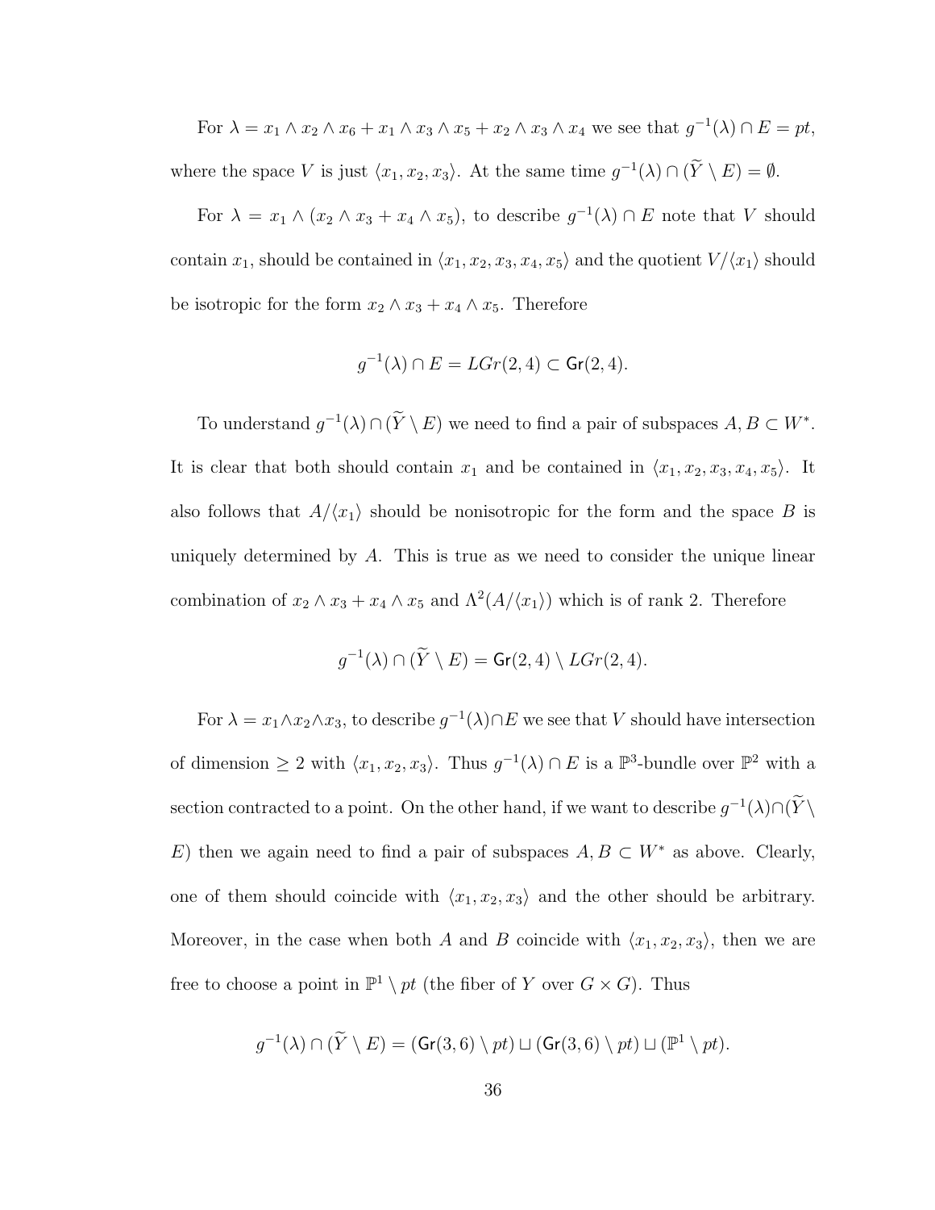For $\lambda = x_1 \wedge x_2 \wedge x_6 + x_1 \wedge x_3 \wedge x_5 + x_2 \wedge x_3 \wedge x_4$ we see that $g^{-1}(\lambda) \cap E = pt$, where the space $V$ is just $\langle x_1, x_2, x_3 \rangle$. At the same time $g^{-1}(\lambda) \cap (\widetilde{Y} \setminus E) = \emptyset$.

For $\lambda = x_1 \wedge (x_2 \wedge x_3 + x_4 \wedge x_5)$, to describe $g^{-1}(\lambda) \cap E$ note that $V$ should contain $x_1$, should be contained in $\langle x_1, x_2, x_3, x_4, x_5 \rangle$ and the quotient $V/\langle x_1 \rangle$ should be isotropic for the form $x_2 \wedge x_3 + x_4 \wedge x_5$. Therefore

$$g^{-1}(\lambda) \cap E = LGr(2, 4) \subset \mathsf{Gr}(2, 4).$$

To understand $g^{-1}(\lambda) \cap (\widetilde{Y} \setminus E)$ we need to find a pair of subspaces $A, B \subset W^*$. It is clear that both should contain $x_1$ and be contained in $\langle x_1, x_2, x_3, x_4, x_5 \rangle$. It also follows that $A/\langle x_1 \rangle$ should be nonisotropic for the form and the space $B$ is uniquely determined by $A$. This is true as we need to consider the unique linear combination of $x_2 \wedge x_3 + x_4 \wedge x_5$ and $\Lambda^2(A/\langle x_1 \rangle)$ which is of rank 2. Therefore

$$g^{-1}(\lambda) \cap (\widetilde{Y} \setminus E) = \mathsf{Gr}(2, 4) \setminus LGr(2, 4).$$

For $\lambda = x_1 \wedge x_2 \wedge x_3$, to describe $g^{-1}(\lambda) \cap E$ we see that $V$ should have intersection of dimension $\geq 2$ with $\langle x_1, x_2, x_3 \rangle$. Thus $g^{-1}(\lambda) \cap E$ is a $\mathbb{P}^3$-bundle over $\mathbb{P}^2$ with a section contracted to a point. On the other hand, if we want to describe $g^{-1}(\lambda) \cap (\widetilde{Y} \setminus E)$ then we again need to find a pair of subspaces $A, B \subset W^*$ as above. Clearly, one of them should coincide with $\langle x_1, x_2, x_3 \rangle$ and the other should be arbitrary. Moreover, in the case when both $A$ and $B$ coincide with $\langle x_1, x_2, x_3 \rangle$, then we are free to choose a point in $\mathbb{P}^1 \setminus pt$ (the fiber of $Y$ over $G \times G$). Thus

$$g^{-1}(\lambda) \cap (\widetilde{Y} \setminus E) = (\mathsf{Gr}(3, 6) \setminus pt) \sqcup (\mathsf{Gr}(3, 6) \setminus pt) \sqcup (\mathbb{P}^1 \setminus pt).$$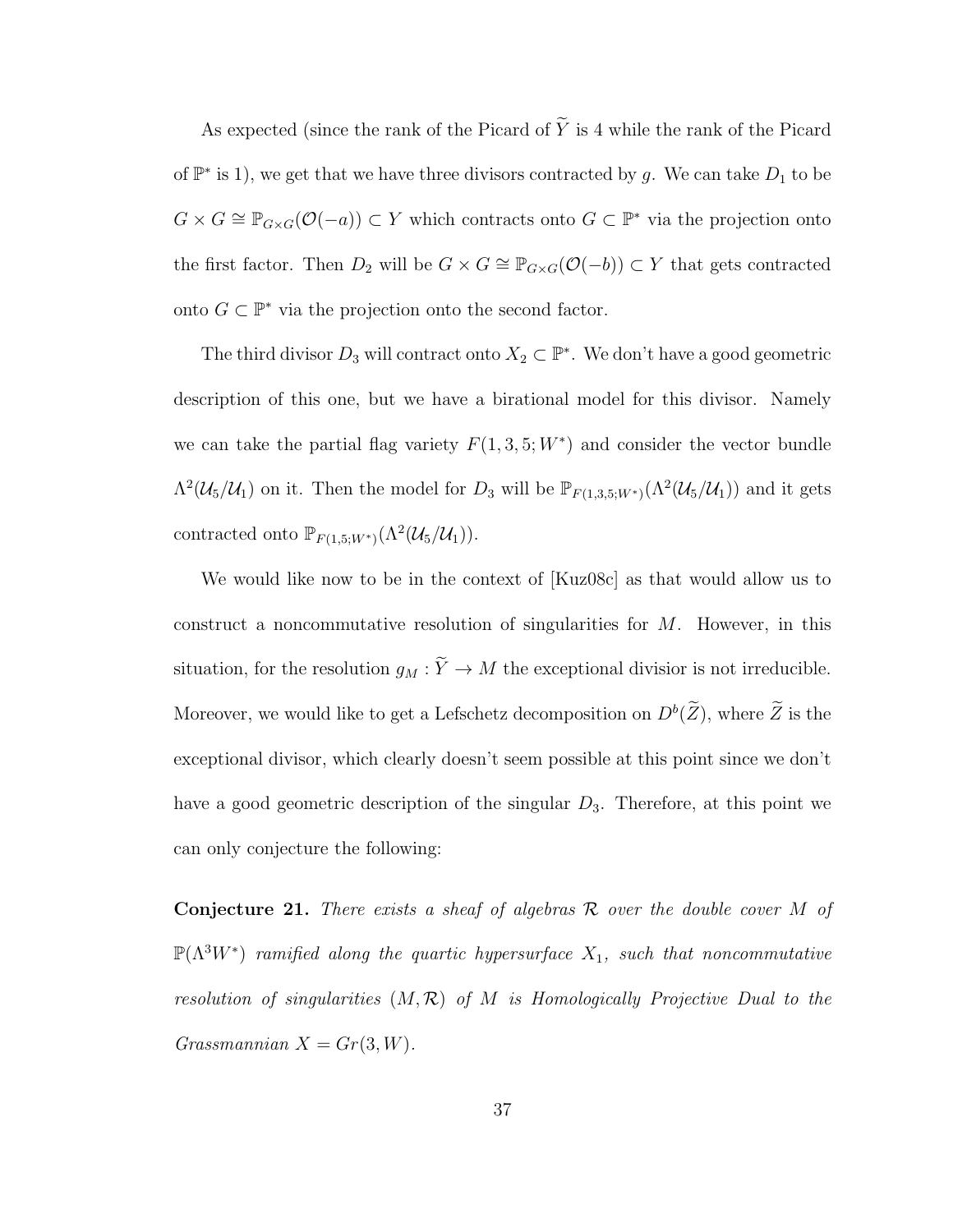As expected (since the rank of the Picard of $\widetilde{Y}$ is 4 while the rank of the Picard of $\mathbb{P}^*$ is 1), we get that we have three divisors contracted by $g$. We can take $D_1$ to be $G \times G \cong \mathbb{P}_{G\times G}(\mathcal{O}(-a)) \subset Y$ which contracts onto $G \subset \mathbb{P}^*$ via the projection onto the first factor. Then $D_2$ will be $G \times G \cong \mathbb{P}_{G\times G}(\mathcal{O}(-b)) \subset Y$ that gets contracted onto $G \subset \mathbb{P}^*$ via the projection onto the second factor.

The third divisor $D_3$ will contract onto $X_2 \subset \mathbb{P}^*$. We don't have a good geometric description of this one, but we have a birational model for this divisor. Namely we can take the partial flag variety $F(1, 3, 5; W^*)$ and consider the vector bundle $\Lambda^2(\mathcal{U}_5/\mathcal{U}_1)$ on it. Then the model for $D_3$ will be $\mathbb{P}_{F(1,3,5;W^*)}(\Lambda^2(\mathcal{U}_5/\mathcal{U}_1))$ and it gets contracted onto $\mathbb{P}_{F(1,5;W^*)}(\Lambda^2(\mathcal{U}_5/\mathcal{U}_1))$.

We would like now to be in the context of [Kuz08c] as that would allow us to construct a noncommutative resolution of singularities for $M$. However, in this situation, for the resolution $g_M : \widetilde{Y} \to M$ the exceptional divisor is not irreducible. Moreover, we would like to get a Lefschetz decomposition on $D^b(\widetilde{Z})$, where $\widetilde{Z}$ is the exceptional divisor, which clearly doesn't seem possible at this point since we don't have a good geometric description of the singular $D_3$. Therefore, at this point we can only conjecture the following:

**Conjecture 21.** *There exists a sheaf of algebras $\mathcal{R}$ over the double cover $M$ of $\mathbb{P}(\Lambda^3 W^*)$ ramified along the quartic hypersurface $X_1$, such that noncommutative resolution of singularities $(M, \mathcal{R})$ of $M$ is Homologically Projective Dual to the Grassmannian $X = Gr(3, W)$.*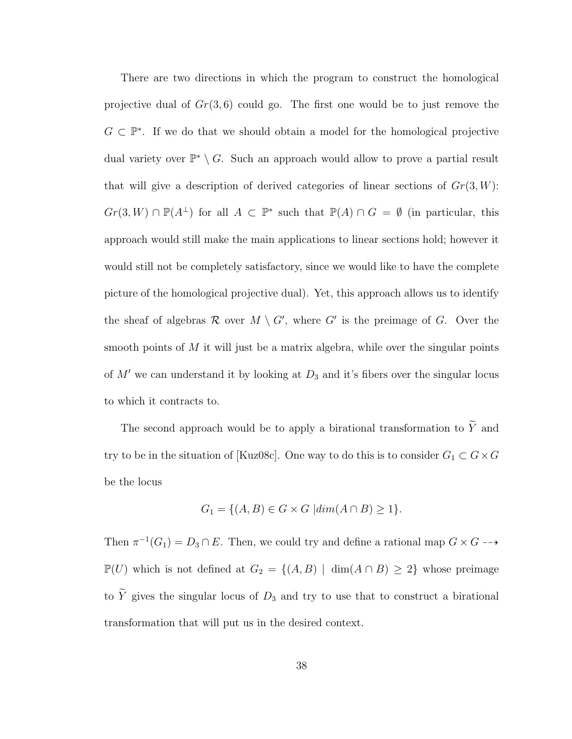There are two directions in which the program to construct the homological projective dual of $Gr(3,6)$ could go. The first one would be to just remove the $G \subset \mathbb{P}^*$. If we do that we should obtain a model for the homological projective dual variety over $\mathbb{P}^* \setminus G$. Such an approach would allow to prove a partial result that will give a description of derived categories of linear sections of $Gr(3,W)$: $Gr(3,W) \cap \mathbb{P}(A^{\perp})$ for all $A \subset \mathbb{P}^*$ such that $\mathbb{P}(A) \cap G = \emptyset$ (in particular, this approach would still make the main applications to linear sections hold; however it would still not be completely satisfactory, since we would like to have the complete picture of the homological projective dual). Yet, this approach allows us to identify the sheaf of algebras $\mathcal{R}$ over $M \setminus G'$, where $G'$ is the preimage of $G$. Over the smooth points of $M$ it will just be a matrix algebra, while over the singular points of $M'$ we can understand it by looking at $D_3$ and it's fibers over the singular locus to which it contracts to.

The second approach would be to apply a birational transformation to $\widetilde{Y}$ and try to be in the situation of [Kuz08c]. One way to do this is to consider $G_1 \subset G \times G$ be the locus

$$G_1 = \{(A, B) \in G \times G \mid dim(A \cap B) \geq 1\}.$$

Then $\pi^{-1}(G_1) = D_3 \cap E$. Then, we could try and define a rational map $G \times G \dashrightarrow \mathbb{P}(U)$ which is not defined at $G_2 = \{(A, B) \mid \dim(A \cap B) \geq 2\}$ whose preimage to $\widetilde{Y}$ gives the singular locus of $D_3$ and try to use that to construct a birational transformation that will put us in the desired context.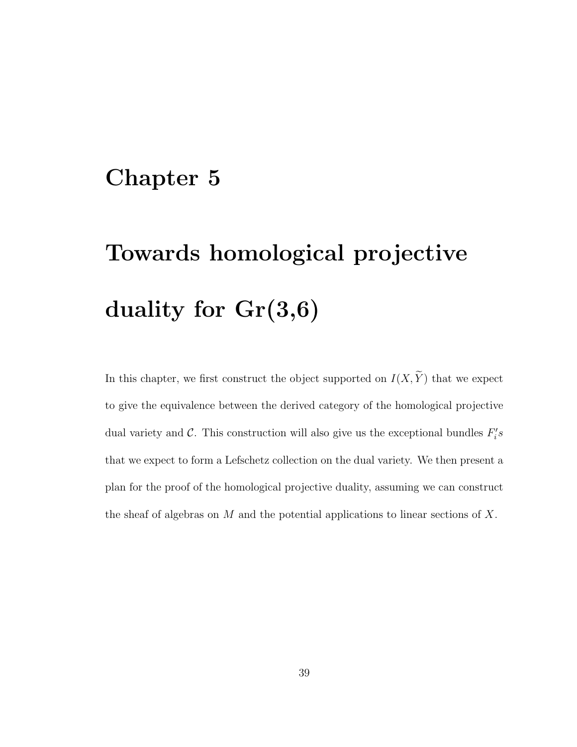# Chapter 5

# Towards homological projective duality for Gr(3,6)

In this chapter, we first construct the object supported on $I(X, \widetilde{Y})$ that we expect to give the equivalence between the derived category of the homological projective dual variety and $\mathcal{C}$. This construction will also give us the exceptional bundles $F_i'$s that we expect to form a Lefschetz collection on the dual variety. We then present a plan for the proof of the homological projective duality, assuming we can construct the sheaf of algebras on $M$ and the potential applications to linear sections of $X$.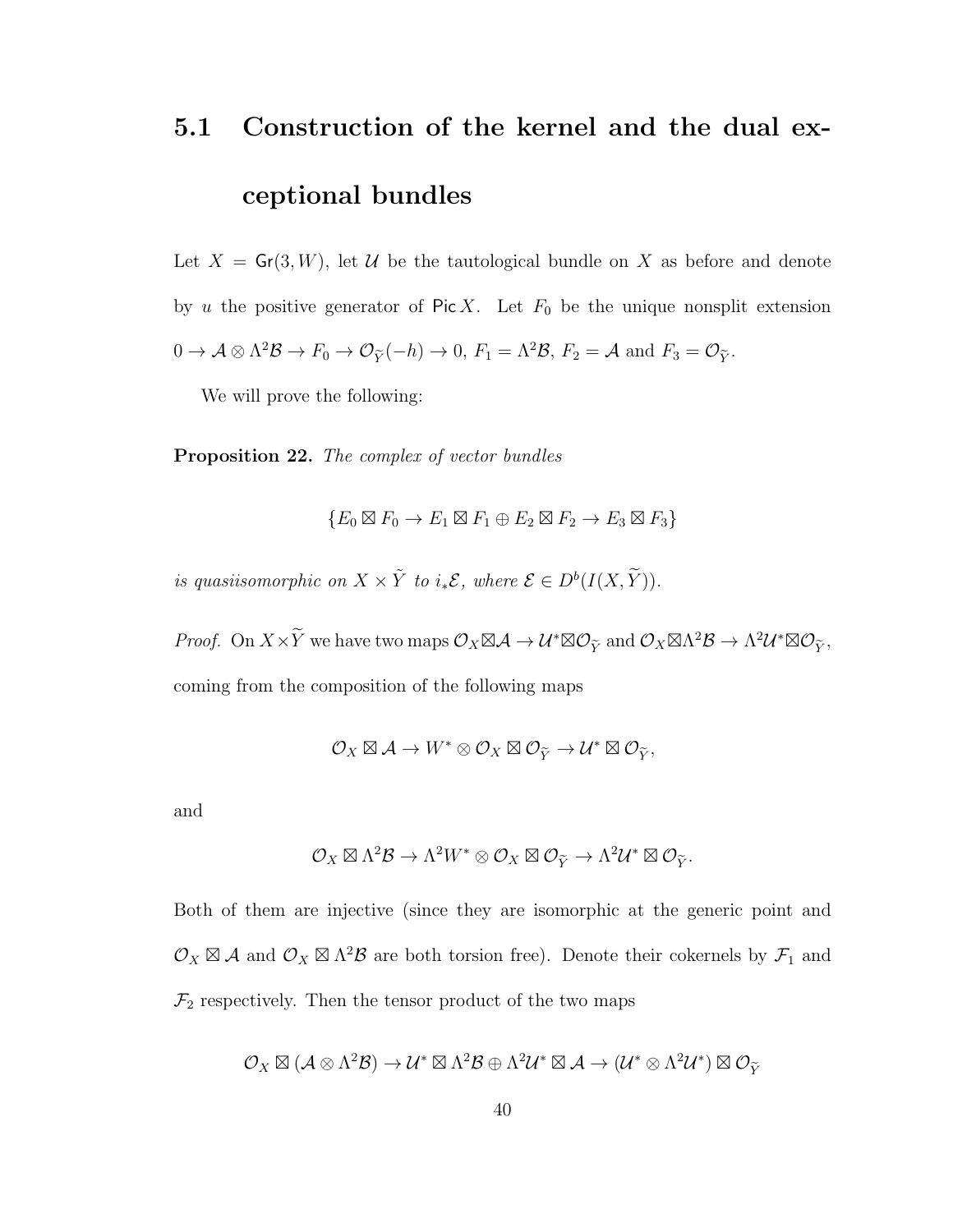## 5.1 Construction of the kernel and the dual exceptional bundles

Let $X = \mathsf{Gr}(3, W)$, let $\mathcal{U}$ be the tautological bundle on $X$ as before and denote by $u$ the positive generator of $\mathsf{Pic}\, X$. Let $F_0$ be the unique nonsplit extension $0 \to \mathcal{A} \otimes \Lambda^2\mathcal{B} \to F_0 \to \mathcal{O}_{\widetilde{Y}}(-h) \to 0$, $F_1 = \Lambda^2\mathcal{B}$, $F_2 = \mathcal{A}$ and $F_3 = \mathcal{O}_{\widetilde{Y}}$.

We will prove the following:

**Proposition 22.** *The complex of vector bundles*

$$\{E_0 \boxtimes F_0 \to E_1 \boxtimes F_1 \oplus E_2 \boxtimes F_2 \to E_3 \boxtimes F_3\}$$

*is quasiisomorphic on $X \times \tilde{Y}$ to $i_*\mathcal{E}$, where $\mathcal{E} \in D^b(I(X, \widetilde{Y}))$.*

*Proof.* On $X \times \widetilde{Y}$ we have two maps $\mathcal{O}_X \boxtimes \mathcal{A} \to \mathcal{U}^* \boxtimes \mathcal{O}_{\widetilde{Y}}$ and $\mathcal{O}_X \boxtimes \Lambda^2\mathcal{B} \to \Lambda^2\mathcal{U}^* \boxtimes \mathcal{O}_{\widetilde{Y}}$, coming from the composition of the following maps

$$\mathcal{O}_X \boxtimes \mathcal{A} \to W^* \otimes \mathcal{O}_X \boxtimes \mathcal{O}_{\widetilde{Y}} \to \mathcal{U}^* \boxtimes \mathcal{O}_{\widetilde{Y}},$$

and

$$\mathcal{O}_X \boxtimes \Lambda^2\mathcal{B} \to \Lambda^2 W^* \otimes \mathcal{O}_X \boxtimes \mathcal{O}_{\widetilde{Y}} \to \Lambda^2\mathcal{U}^* \boxtimes \mathcal{O}_{\widetilde{Y}}.$$

Both of them are injective (since they are isomorphic at the generic point and $\mathcal{O}_X \boxtimes \mathcal{A}$ and $\mathcal{O}_X \boxtimes \Lambda^2\mathcal{B}$ are both torsion free). Denote their cokernels by $\mathcal{F}_1$ and $\mathcal{F}_2$ respectively. Then the tensor product of the two maps

$$\mathcal{O}_X \boxtimes (\mathcal{A} \otimes \Lambda^2\mathcal{B}) \to \mathcal{U}^* \boxtimes \Lambda^2\mathcal{B} \oplus \Lambda^2\mathcal{U}^* \boxtimes \mathcal{A} \to (\mathcal{U}^* \otimes \Lambda^2\mathcal{U}^*) \boxtimes \mathcal{O}_{\widetilde{Y}}$$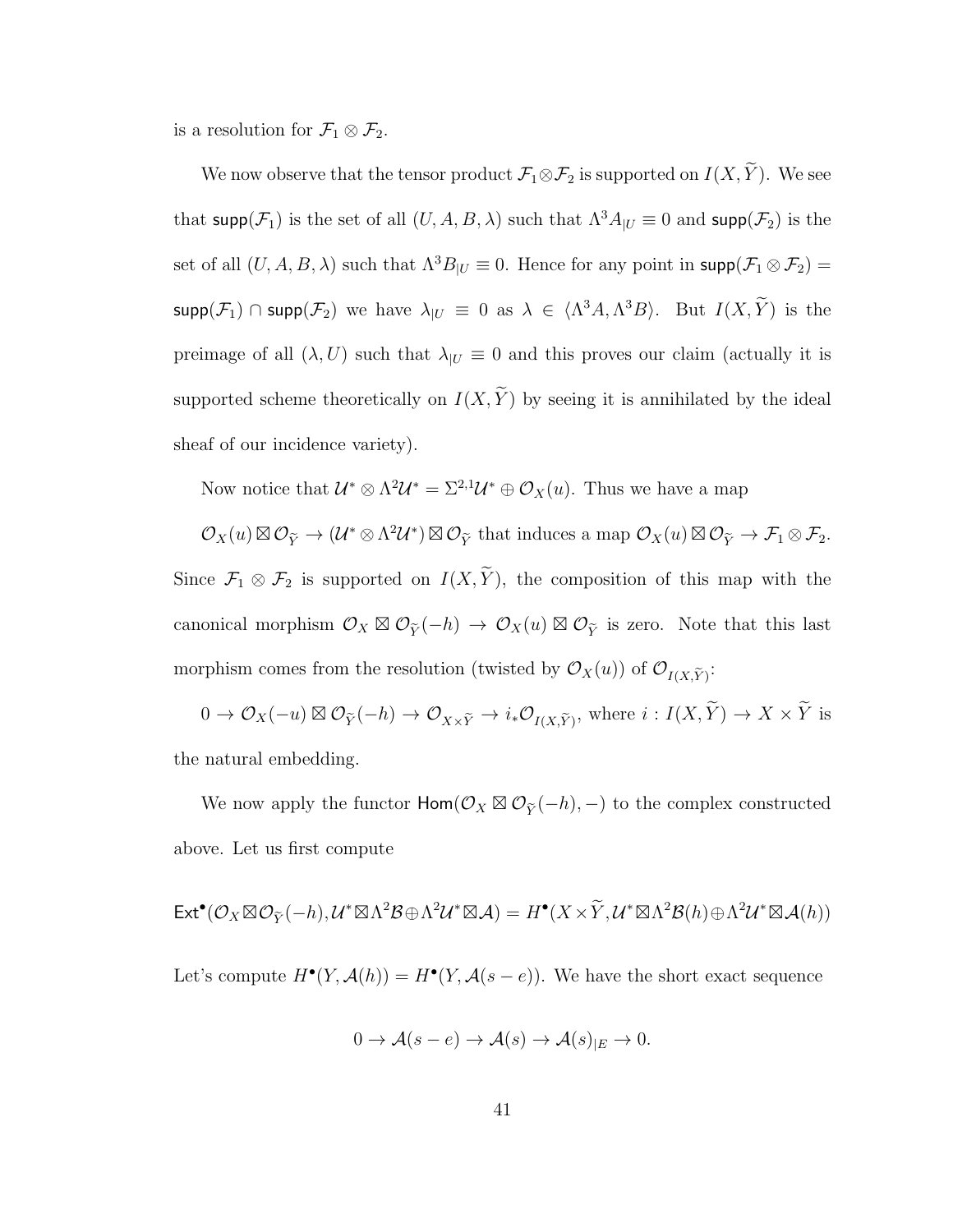is a resolution for $\mathcal{F}_1 \otimes \mathcal{F}_2$.

We now observe that the tensor product $\mathcal{F}_1 \otimes \mathcal{F}_2$ is supported on $I(X, \widetilde{Y})$. We see that $\mathsf{supp}(\mathcal{F}_1)$ is the set of all $(U, A, B, \lambda)$ such that $\Lambda^3 A_{|U} \equiv 0$ and $\mathsf{supp}(\mathcal{F}_2)$ is the set of all $(U, A, B, \lambda)$ such that $\Lambda^3 B_{|U} \equiv 0$. Hence for any point in $\mathsf{supp}(\mathcal{F}_1 \otimes \mathcal{F}_2) = \mathsf{supp}(\mathcal{F}_1) \cap \mathsf{supp}(\mathcal{F}_2)$ we have $\lambda_{|U} \equiv 0$ as $\lambda \in \langle \Lambda^3 A, \Lambda^3 B \rangle$. But $I(X, \widetilde{Y})$ is the preimage of all $(\lambda, U)$ such that $\lambda_{|U} \equiv 0$ and this proves our claim (actually it is supported scheme theoretically on $I(X, \widetilde{Y})$ by seeing it is annihilated by the ideal sheaf of our incidence variety).

Now notice that $\mathcal{U}^* \otimes \Lambda^2 \mathcal{U}^* = \Sigma^{2,1} \mathcal{U}^* \oplus \mathcal{O}_X(u)$. Thus we have a map

$\mathcal{O}_X(u) \boxtimes \mathcal{O}_{\widetilde{Y}} \to (\mathcal{U}^* \otimes \Lambda^2 \mathcal{U}^*) \boxtimes \mathcal{O}_{\widetilde{Y}}$ that induces a map $\mathcal{O}_X(u) \boxtimes \mathcal{O}_{\widetilde{Y}} \to \mathcal{F}_1 \otimes \mathcal{F}_2$. Since $\mathcal{F}_1 \otimes \mathcal{F}_2$ is supported on $I(X, \widetilde{Y})$, the composition of this map with the canonical morphism $\mathcal{O}_X \boxtimes \mathcal{O}_{\widetilde{Y}}(-h) \to \mathcal{O}_X(u) \boxtimes \mathcal{O}_{\widetilde{Y}}$ is zero. Note that this last morphism comes from the resolution (twisted by $\mathcal{O}_X(u)$) of $\mathcal{O}_{I(X,\widetilde{Y})}$:

$0 \to \mathcal{O}_X(-u) \boxtimes \mathcal{O}_{\widetilde{Y}}(-h) \to \mathcal{O}_{X \times \widetilde{Y}} \to i_* \mathcal{O}_{I(X,\widetilde{Y})}$, where $i : I(X, \widetilde{Y}) \to X \times \widetilde{Y}$ is the natural embedding.

We now apply the functor $\mathsf{Hom}(\mathcal{O}_X \boxtimes \mathcal{O}_{\widetilde{Y}}(-h), -)$ to the complex constructed above. Let us first compute

$$\mathsf{Ext}^\bullet(\mathcal{O}_X \boxtimes \mathcal{O}_{\widetilde{Y}}(-h), \mathcal{U}^* \boxtimes \Lambda^2 \mathcal{B} \oplus \Lambda^2 \mathcal{U}^* \boxtimes \mathcal{A}) = H^\bullet(X \times \widetilde{Y}, \mathcal{U}^* \boxtimes \Lambda^2 \mathcal{B}(h) \oplus \Lambda^2 \mathcal{U}^* \boxtimes \mathcal{A}(h))$$

Let's compute $H^\bullet(Y, \mathcal{A}(h)) = H^\bullet(Y, \mathcal{A}(s - e))$. We have the short exact sequence

$$0 \to \mathcal{A}(s - e) \to \mathcal{A}(s) \to \mathcal{A}(s)_{|E} \to 0.$$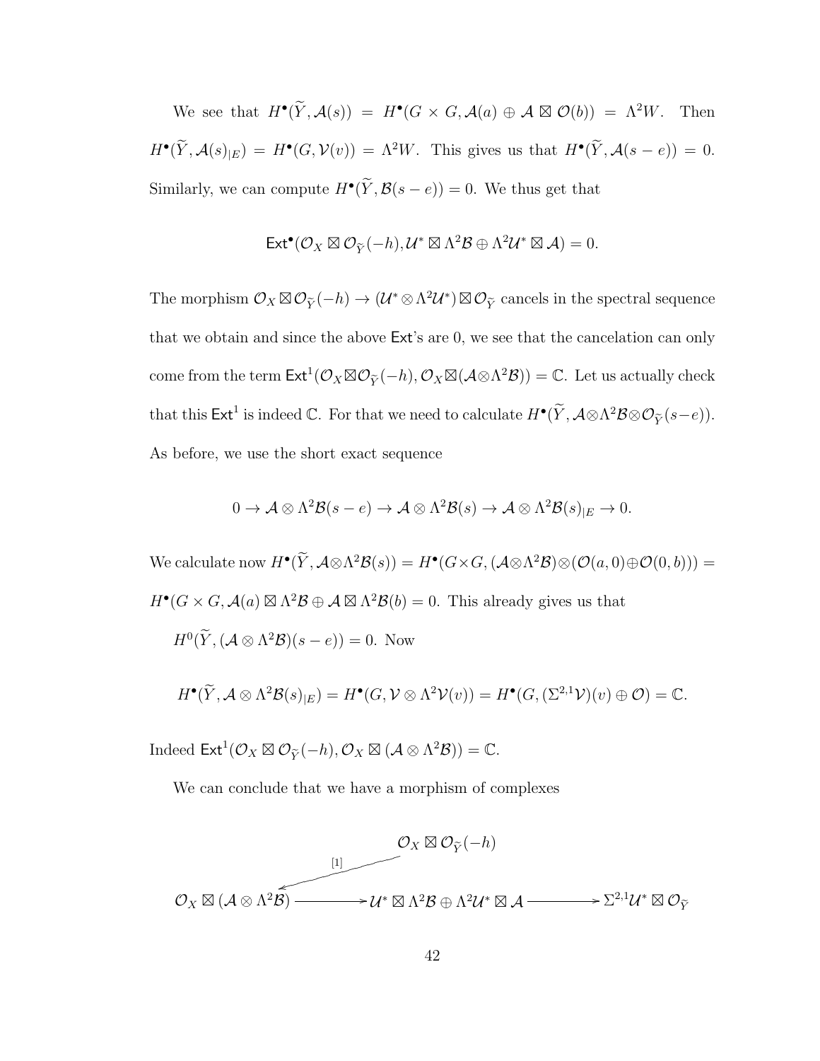We see that $H^\bullet(\widetilde{Y}, \mathcal{A}(s)) = H^\bullet(G \times G, \mathcal{A}(a) \oplus \mathcal{A} \boxtimes \mathcal{O}(b)) = \Lambda^2 W$. Then $H^\bullet(\widetilde{Y}, \mathcal{A}(s)_{|E}) = H^\bullet(G, \mathcal{V}(v)) = \Lambda^2 W$. This gives us that $H^\bullet(\widetilde{Y}, \mathcal{A}(s-e)) = 0$. Similarly, we can compute $H^\bullet(\widetilde{Y}, \mathcal{B}(s-e)) = 0$. We thus get that

$$\mathsf{Ext}^\bullet(\mathcal{O}_X \boxtimes \mathcal{O}_{\widetilde{Y}}(-h), \mathcal{U}^* \boxtimes \Lambda^2\mathcal{B} \oplus \Lambda^2\mathcal{U}^* \boxtimes \mathcal{A}) = 0.$$

The morphism $\mathcal{O}_X \boxtimes \mathcal{O}_{\widetilde{Y}}(-h) \to (\mathcal{U}^* \otimes \Lambda^2\mathcal{U}^*) \boxtimes \mathcal{O}_{\widetilde{Y}}$ cancels in the spectral sequence that we obtain and since the above $\mathsf{Ext}$'s are 0, we see that the cancelation can only come from the term $\mathsf{Ext}^1(\mathcal{O}_X \boxtimes \mathcal{O}_{\widetilde{Y}}(-h), \mathcal{O}_X \boxtimes (\mathcal{A} \otimes \Lambda^2\mathcal{B})) = \mathbb{C}$. Let us actually check that this $\mathsf{Ext}^1$ is indeed $\mathbb{C}$. For that we need to calculate $H^\bullet(\widetilde{Y}, \mathcal{A} \otimes \Lambda^2\mathcal{B} \otimes \mathcal{O}_{\widetilde{Y}}(s-e))$. As before, we use the short exact sequence

$$0 \to \mathcal{A} \otimes \Lambda^2\mathcal{B}(s-e) \to \mathcal{A} \otimes \Lambda^2\mathcal{B}(s) \to \mathcal{A} \otimes \Lambda^2\mathcal{B}(s)_{|E} \to 0.$$

We calculate now $H^\bullet(\widetilde{Y}, \mathcal{A} \otimes \Lambda^2\mathcal{B}(s)) = H^\bullet(G \times G, (\mathcal{A} \otimes \Lambda^2\mathcal{B}) \otimes (\mathcal{O}(a, 0) \oplus \mathcal{O}(0, b))) = H^\bullet(G \times G, \mathcal{A}(a) \boxtimes \Lambda^2\mathcal{B} \oplus \mathcal{A} \boxtimes \Lambda^2\mathcal{B}(b) = 0$. This already gives us that

$H^0(\widetilde{Y}, (\mathcal{A} \otimes \Lambda^2\mathcal{B})(s-e)) = 0$. Now

$$H^\bullet(\widetilde{Y}, \mathcal{A} \otimes \Lambda^2\mathcal{B}(s)_{|E}) = H^\bullet(G, \mathcal{V} \otimes \Lambda^2\mathcal{V}(v)) = H^\bullet(G, (\Sigma^{2,1}\mathcal{V})(v) \oplus \mathcal{O}) = \mathbb{C}.$$

Indeed $\mathsf{Ext}^1(\mathcal{O}_X \boxtimes \mathcal{O}_{\widetilde{Y}}(-h), \mathcal{O}_X \boxtimes (\mathcal{A} \otimes \Lambda^2\mathcal{B})) = \mathbb{C}$.

We can conclude that we have a morphism of complexes

$$\begin{array}{ccccc} & & \mathcal{O}_X \boxtimes \mathcal{O}_{\widetilde{Y}}(-h) & & \\ & \swarrow^{[1]} & & & \\ \mathcal{O}_X \boxtimes (\mathcal{A} \otimes \Lambda^2\mathcal{B}) & \longrightarrow & \mathcal{U}^* \boxtimes \Lambda^2\mathcal{B} \oplus \Lambda^2\mathcal{U}^* \boxtimes \mathcal{A} & \longrightarrow & \Sigma^{2,1}\mathcal{U}^* \boxtimes \mathcal{O}_{\widetilde{Y}} \end{array}$$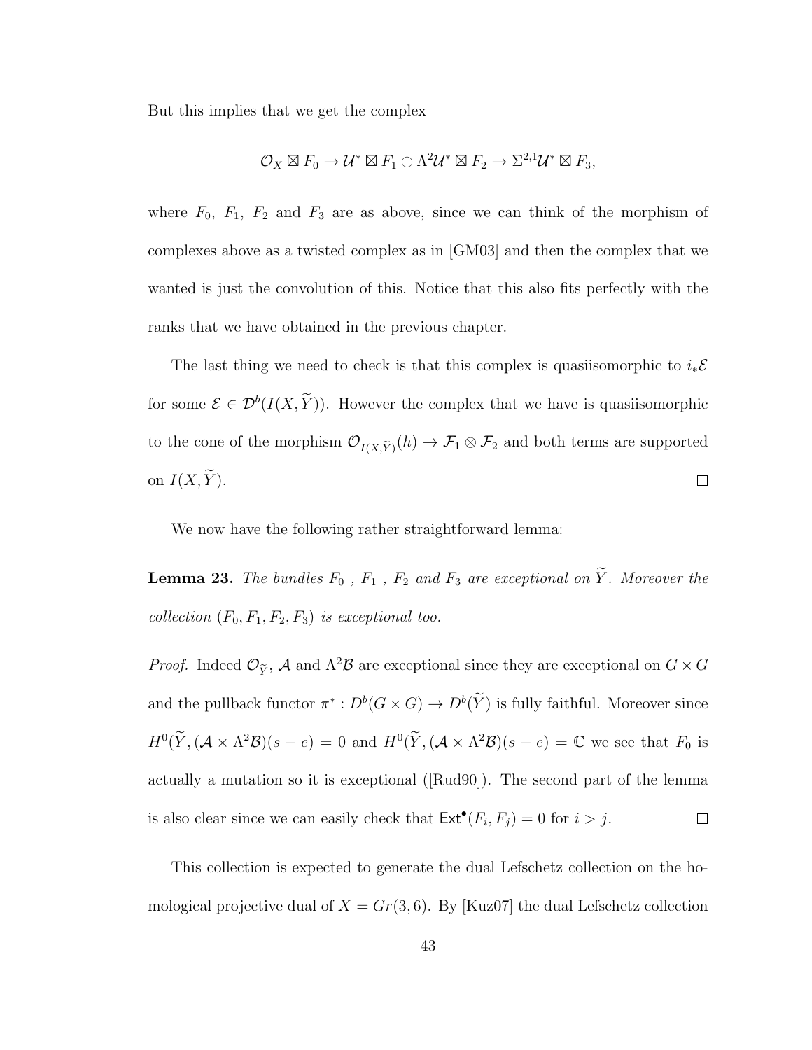But this implies that we get the complex

$$\mathcal{O}_X \boxtimes F_0 \to \mathcal{U}^* \boxtimes F_1 \oplus \Lambda^2\mathcal{U}^* \boxtimes F_2 \to \Sigma^{2,1}\mathcal{U}^* \boxtimes F_3,$$

where $F_0$, $F_1$, $F_2$ and $F_3$ are as above, since we can think of the morphism of complexes above as a twisted complex as in [GM03] and then the complex that we wanted is just the convolution of this. Notice that this also fits perfectly with the ranks that we have obtained in the previous chapter.

The last thing we need to check is that this complex is quasiisomorphic to $i_*\mathcal{E}$ for some $\mathcal{E} \in \mathcal{D}^b(I(X,\widetilde{Y}))$. However the complex that we have is quasiisomorphic to the cone of the morphism $\mathcal{O}_{I(X,\widetilde{Y})}(h) \to \mathcal{F}_1 \otimes \mathcal{F}_2$ and both terms are supported on $I(X,\widetilde{Y})$. □

We now have the following rather straightforward lemma:

**Lemma 23.** *The bundles $F_0$ , $F_1$ , $F_2$ and $F_3$ are exceptional on $\widetilde{Y}$. Moreover the collection $(F_0, F_1, F_2, F_3)$ is exceptional too.*

*Proof.* Indeed $\mathcal{O}_{\widetilde{Y}}$, $\mathcal{A}$ and $\Lambda^2\mathcal{B}$ are exceptional since they are exceptional on $G \times G$ and the pullback functor $\pi^* : D^b(G \times G) \to D^b(\widetilde{Y})$ is fully faithful. Moreover since $H^0(\widetilde{Y}, (\mathcal{A} \times \Lambda^2\mathcal{B})(s-e) = 0$ and $H^0(\widetilde{Y}, (\mathcal{A} \times \Lambda^2\mathcal{B})(s-e) = \mathbb{C}$ we see that $F_0$ is actually a mutation so it is exceptional ([Rud90]). The second part of the lemma is also clear since we can easily check that $\mathsf{Ext}^\bullet(F_i, F_j) = 0$ for $i > j$. □

This collection is expected to generate the dual Lefschetz collection on the homological projective dual of $X = Gr(3,6)$. By [Kuz07] the dual Lefschetz collection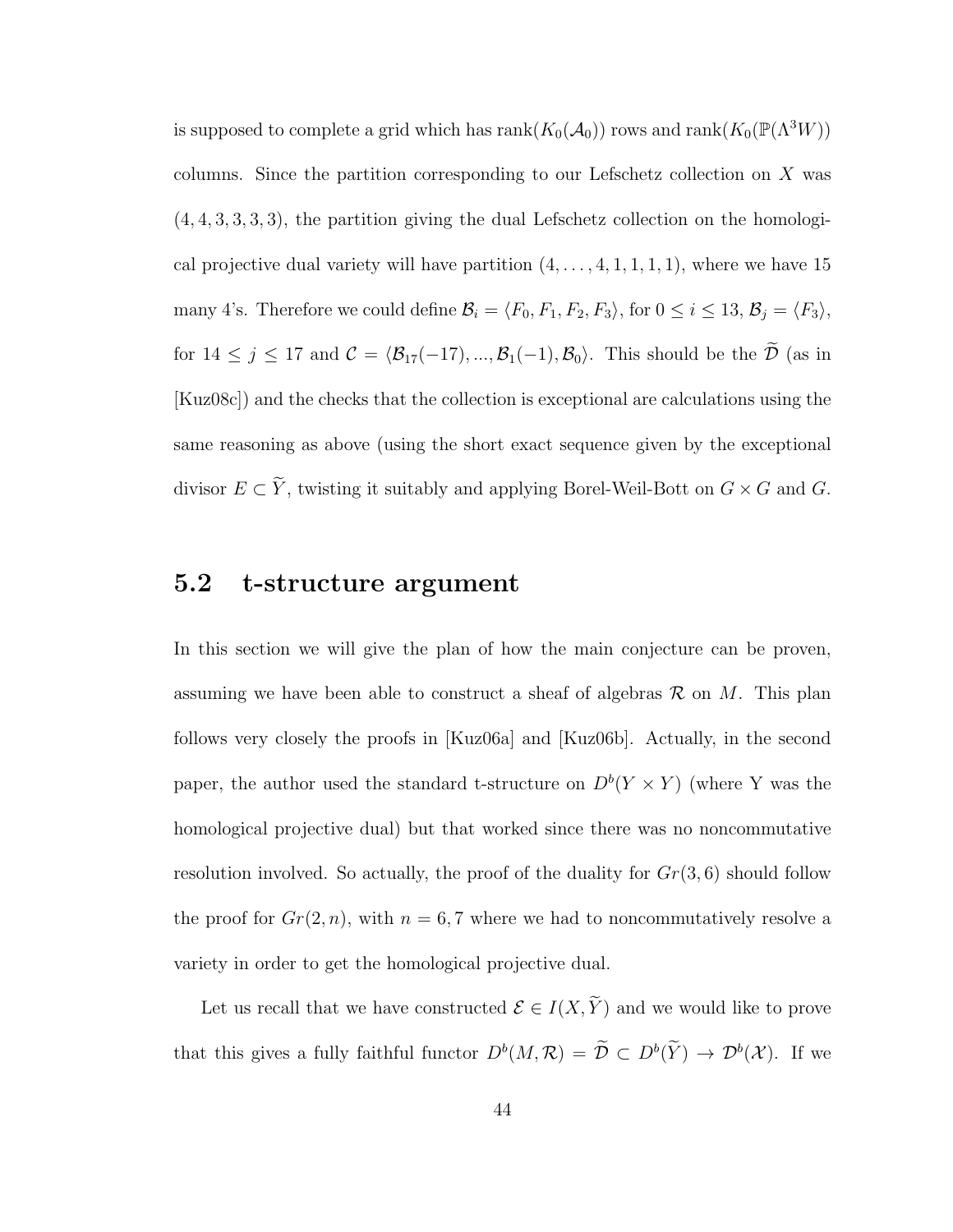is supposed to complete a grid which has $\text{rank}(K_0(\mathcal{A}_0))$ rows and $\text{rank}(K_0(\mathbb{P}(\Lambda^3 W))$ columns. Since the partition corresponding to our Lefschetz collection on $X$ was $(4,4,3,3,3,3)$, the partition giving the dual Lefschetz collection on the homological projective dual variety will have partition $(4,\ldots,4,1,1,1,1)$, where we have 15 many 4's. Therefore we could define $\mathcal{B}_i = \langle F_0, F_1, F_2, F_3\rangle$, for $0 \leq i \leq 13$, $\mathcal{B}_j = \langle F_3\rangle$, for $14 \leq j \leq 17$ and $\mathcal{C} = \langle \mathcal{B}_{17}(-17), ..., \mathcal{B}_1(-1), \mathcal{B}_0\rangle$. This should be the $\widetilde{\mathcal{D}}$ (as in [Kuz08c]) and the checks that the collection is exceptional are calculations using the same reasoning as above (using the short exact sequence given by the exceptional divisor $E \subset \widetilde{Y}$, twisting it suitably and applying Borel-Weil-Bott on $G \times G$ and $G$.

## 5.2 t-structure argument

In this section we will give the plan of how the main conjecture can be proven, assuming we have been able to construct a sheaf of algebras $\mathcal{R}$ on $M$. This plan follows very closely the proofs in [Kuz06a] and [Kuz06b]. Actually, in the second paper, the author used the standard t-structure on $D^b(Y \times Y)$ (where Y was the homological projective dual) but that worked since there was no noncommutative resolution involved. So actually, the proof of the duality for $Gr(3,6)$ should follow the proof for $Gr(2,n)$, with $n = 6,7$ where we had to noncommutatively resolve a variety in order to get the homological projective dual.

Let us recall that we have constructed $\mathcal{E} \in I(X, \widetilde{Y})$ and we would like to prove that this gives a fully faithful functor $D^b(M,\mathcal{R}) = \widetilde{\mathcal{D}} \subset D^b(\widetilde{Y}) \to \mathcal{D}^b(\mathcal{X})$. If we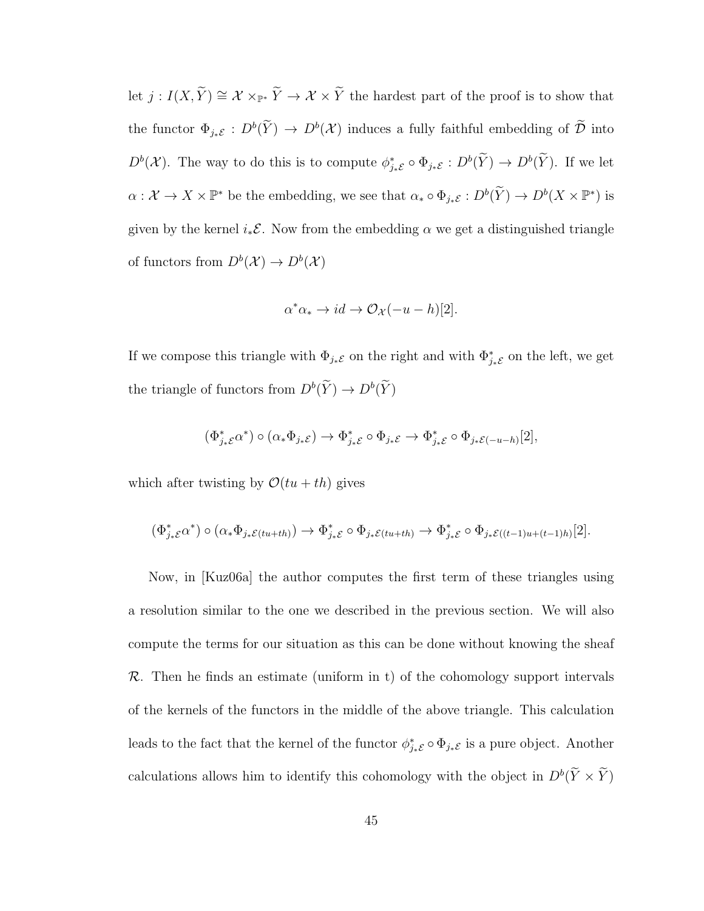let $j : I(X, \widetilde{Y}) \cong \mathcal{X} \times_{\mathbb{P}^*} \widetilde{Y} \to \mathcal{X} \times \widetilde{Y}$ the hardest part of the proof is to show that the functor $\Phi_{j_*\mathcal{E}} : D^b(\widetilde{Y}) \to D^b(\mathcal{X})$ induces a fully faithful embedding of $\widetilde{\mathcal{D}}$ into $D^b(\mathcal{X})$. The way to do this is to compute $\phi^*_{j_*\mathcal{E}} \circ \Phi_{j_*\mathcal{E}} : D^b(\widetilde{Y}) \to D^b(\widetilde{Y})$. If we let $\alpha : \mathcal{X} \to X \times \mathbb{P}^*$ be the embedding, we see that $\alpha_* \circ \Phi_{j_*\mathcal{E}} : D^b(\widetilde{Y}) \to D^b(X \times \mathbb{P}^*)$ is given by the kernel $i_*\mathcal{E}$. Now from the embedding $\alpha$ we get a distinguished triangle of functors from $D^b(\mathcal{X}) \to D^b(\mathcal{X})$

$$\alpha^*\alpha_* \to id \to \mathcal{O}_{\mathcal{X}}(-u-h)[2].$$

If we compose this triangle with $\Phi_{j_*\mathcal{E}}$ on the right and with $\Phi^*_{j_*\mathcal{E}}$ on the left, we get the triangle of functors from $D^b(\widetilde{Y}) \to D^b(\widetilde{Y})$

$$(\Phi^*_{j_*\mathcal{E}}\alpha^*) \circ (\alpha_*\Phi_{j_*\mathcal{E}}) \to \Phi^*_{j_*\mathcal{E}} \circ \Phi_{j_*\mathcal{E}} \to \Phi^*_{j_*\mathcal{E}} \circ \Phi_{j_*\mathcal{E}(-u-h)}[2],$$

which after twisting by $\mathcal{O}(tu + th)$ gives

$$(\Phi^*_{j_*\mathcal{E}}\alpha^*) \circ (\alpha_*\Phi_{j_*\mathcal{E}(tu+th)}) \to \Phi^*_{j_*\mathcal{E}} \circ \Phi_{j_*\mathcal{E}(tu+th)} \to \Phi^*_{j_*\mathcal{E}} \circ \Phi_{j_*\mathcal{E}((t-1)u+(t-1)h)}[2].$$

Now, in [Kuz06a] the author computes the first term of these triangles using a resolution similar to the one we described in the previous section. We will also compute the terms for our situation as this can be done without knowing the sheaf $\mathcal{R}$. Then he finds an estimate (uniform in t) of the cohomology support intervals of the kernels of the functors in the middle of the above triangle. This calculation leads to the fact that the kernel of the functor $\phi^*_{j_*\mathcal{E}} \circ \Phi_{j_*\mathcal{E}}$ is a pure object. Another calculations allows him to identify this cohomology with the object in $D^b(\widetilde{Y} \times \widetilde{Y})$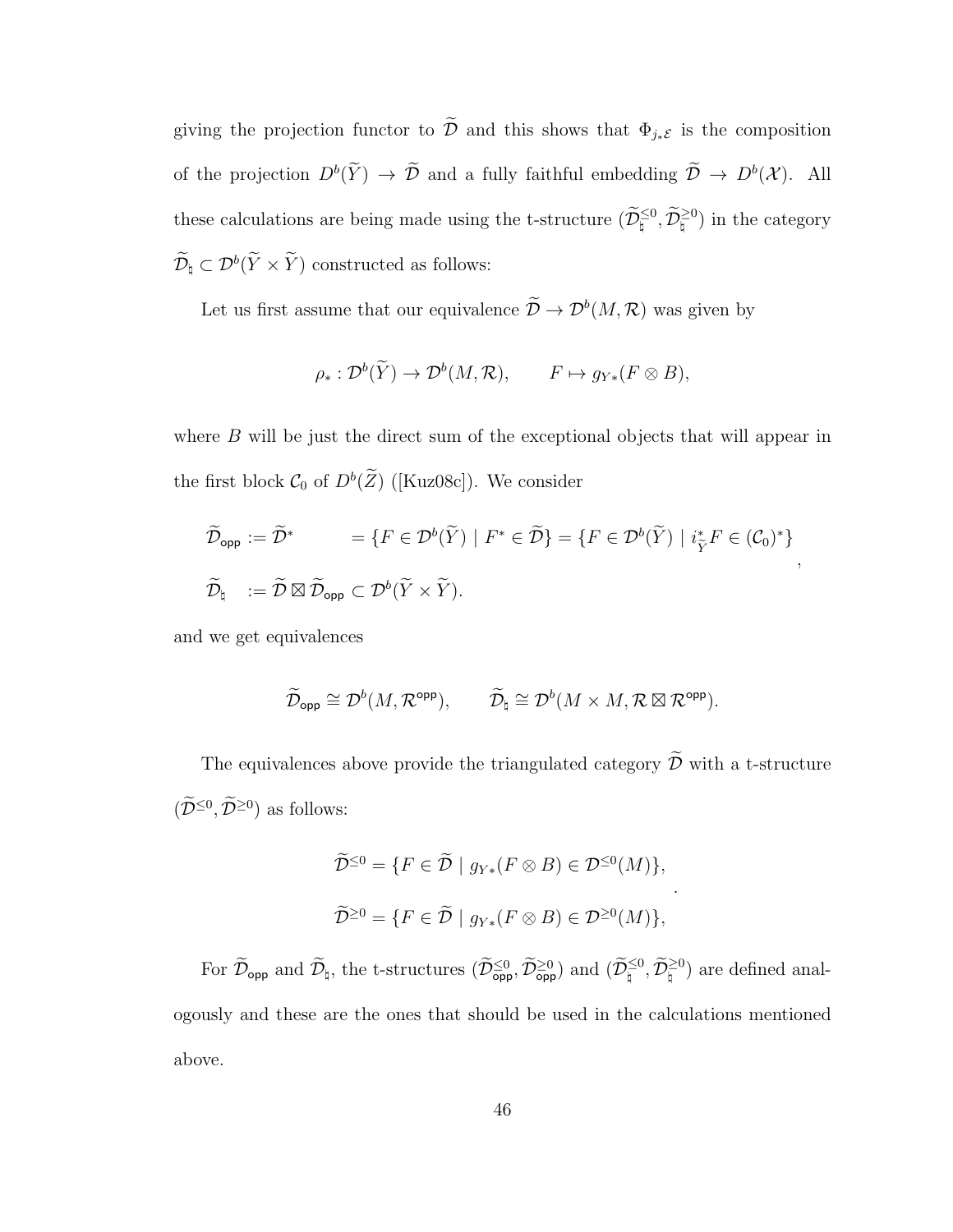giving the projection functor to $\widetilde{\mathcal{D}}$ and this shows that $\Phi_{j_*\mathcal{E}}$ is the composition of the projection $D^b(\widetilde{Y}) \to \widetilde{\mathcal{D}}$ and a fully faithful embedding $\widetilde{\mathcal{D}} \to D^b(\mathcal{X})$. All these calculations are being made using the t-structure $(\widetilde{\mathcal{D}}_\natural^{\leq 0}, \widetilde{\mathcal{D}}_\natural^{\geq 0})$ in the category $\widetilde{\mathcal{D}}_\natural \subset \mathcal{D}^b(\widetilde{Y} \times \widetilde{Y})$ constructed as follows:

Let us first assume that our equivalence $\widetilde{\mathcal{D}} \to \mathcal{D}^b(M, \mathcal{R})$ was given by

$$\rho_* : \mathcal{D}^b(\widetilde{Y}) \to \mathcal{D}^b(M, \mathcal{R}), \qquad F \mapsto g_{Y*}(F \otimes B),$$

where $B$ will be just the direct sum of the exceptional objects that will appear in the first block $\mathcal{C}_0$ of $D^b(\widetilde{Z})$ ([Kuz08c]). We consider

$$\begin{aligned} \widetilde{\mathcal{D}}_{\mathsf{opp}} &:= \widetilde{\mathcal{D}}^* &&= \{F \in \mathcal{D}^b(\widetilde{Y}) \mid F^* \in \widetilde{\mathcal{D}}\} = \{F \in \mathcal{D}^b(\widetilde{Y}) \mid i^*_{\widetilde{Y}} F \in (\mathcal{C}_0)^*\} \\ \widetilde{\mathcal{D}}_\natural &:= \widetilde{\mathcal{D}} \boxtimes \widetilde{\mathcal{D}}_{\mathsf{opp}} \subset \mathcal{D}^b(\widetilde{Y} \times \widetilde{Y}). \end{aligned},$$

and we get equivalences

$$\widetilde{\mathcal{D}}_{\mathsf{opp}} \cong \mathcal{D}^b(M, \mathcal{R}^{\mathsf{opp}}), \qquad \widetilde{\mathcal{D}}_\natural \cong \mathcal{D}^b(M \times M, \mathcal{R} \boxtimes \mathcal{R}^{\mathsf{opp}}).$$

The equivalences above provide the triangulated category $\widetilde{\mathcal{D}}$ with a t-structure $(\widetilde{\mathcal{D}}^{\leq 0}, \widetilde{\mathcal{D}}^{\geq 0})$ as follows:

$$\begin{aligned} \widetilde{\mathcal{D}}^{\leq 0} &= \{F \in \widetilde{\mathcal{D}} \mid g_{Y*}(F \otimes B) \in \mathcal{D}^{\leq 0}(M)\}, \\ \widetilde{\mathcal{D}}^{\geq 0} &= \{F \in \widetilde{\mathcal{D}} \mid g_{Y*}(F \otimes B) \in \mathcal{D}^{\geq 0}(M)\}, \end{aligned}.$$

For $\widetilde{\mathcal{D}}_{\mathsf{opp}}$ and $\widetilde{\mathcal{D}}_\natural$, the t-structures $(\widetilde{\mathcal{D}}_{\mathsf{opp}}^{\leq 0}, \widetilde{\mathcal{D}}_{\mathsf{opp}}^{\geq 0})$ and $(\widetilde{\mathcal{D}}_\natural^{\leq 0}, \widetilde{\mathcal{D}}_\natural^{\geq 0})$ are defined analogously and these are the ones that should be used in the calculations mentioned above.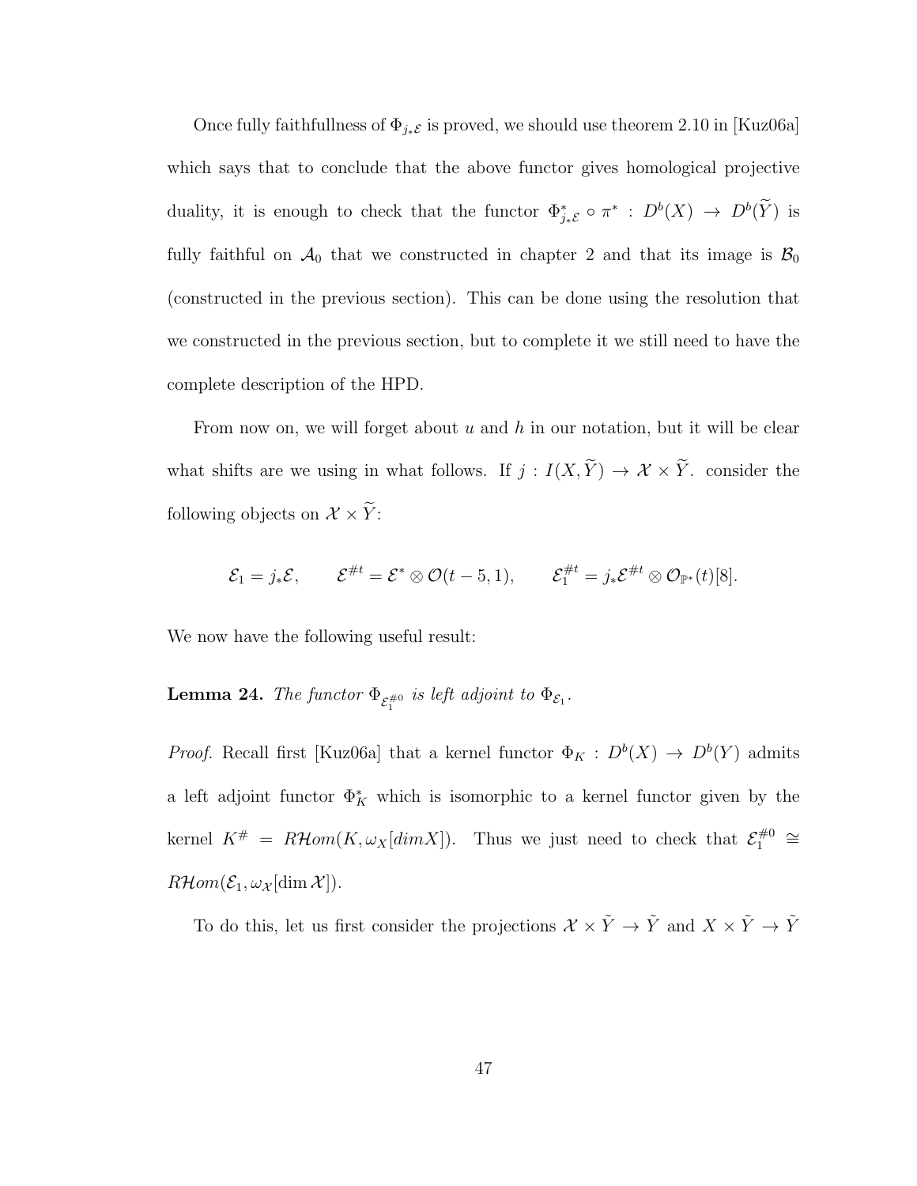Once fully faithfullness of $\Phi_{j_*\mathcal{E}}$ is proved, we should use theorem 2.10 in [Kuz06a] which says that to conclude that the above functor gives homological projective duality, it is enough to check that the functor $\Phi^*_{j_*\mathcal{E}} \circ \pi^* : D^b(X) \to D^b(\widetilde{Y})$ is fully faithful on $\mathcal{A}_0$ that we constructed in chapter 2 and that its image is $\mathcal{B}_0$ (constructed in the previous section). This can be done using the resolution that we constructed in the previous section, but to complete it we still need to have the complete description of the HPD.

From now on, we will forget about $u$ and $h$ in our notation, but it will be clear what shifts are we using in what follows. If $j : I(X, \widetilde{Y}) \to \mathcal{X} \times \widetilde{Y}$. consider the following objects on $\mathcal{X} \times \widetilde{Y}$:

$$\mathcal{E}_1 = j_*\mathcal{E}, \qquad \mathcal{E}^{\#t} = \mathcal{E}^* \otimes \mathcal{O}(t-5, 1), \qquad \mathcal{E}_1^{\#t} = j_*\mathcal{E}^{\#t} \otimes \mathcal{O}_{\mathbb{P}^*}(t)[8].$$

We now have the following useful result:

**Lemma 24.** *The functor $\Phi_{\mathcal{E}_1^{\#0}}$ is left adjoint to $\Phi_{\mathcal{E}_1}$.*

*Proof.* Recall first [Kuz06a] that a kernel functor $\Phi_K : D^b(X) \to D^b(Y)$ admits a left adjoint functor $\Phi^*_K$ which is isomorphic to a kernel functor given by the kernel $K^{\#} = R\mathcal{H}om(K, \omega_X[dimX])$. Thus we just need to check that $\mathcal{E}_1^{\#0} \cong R\mathcal{H}om(\mathcal{E}_1, \omega_{\mathcal{X}}[\dim \mathcal{X}])$.

To do this, let us first consider the projections $\mathcal{X} \times \tilde{Y} \to \tilde{Y}$ and $X \times \tilde{Y} \to \tilde{Y}$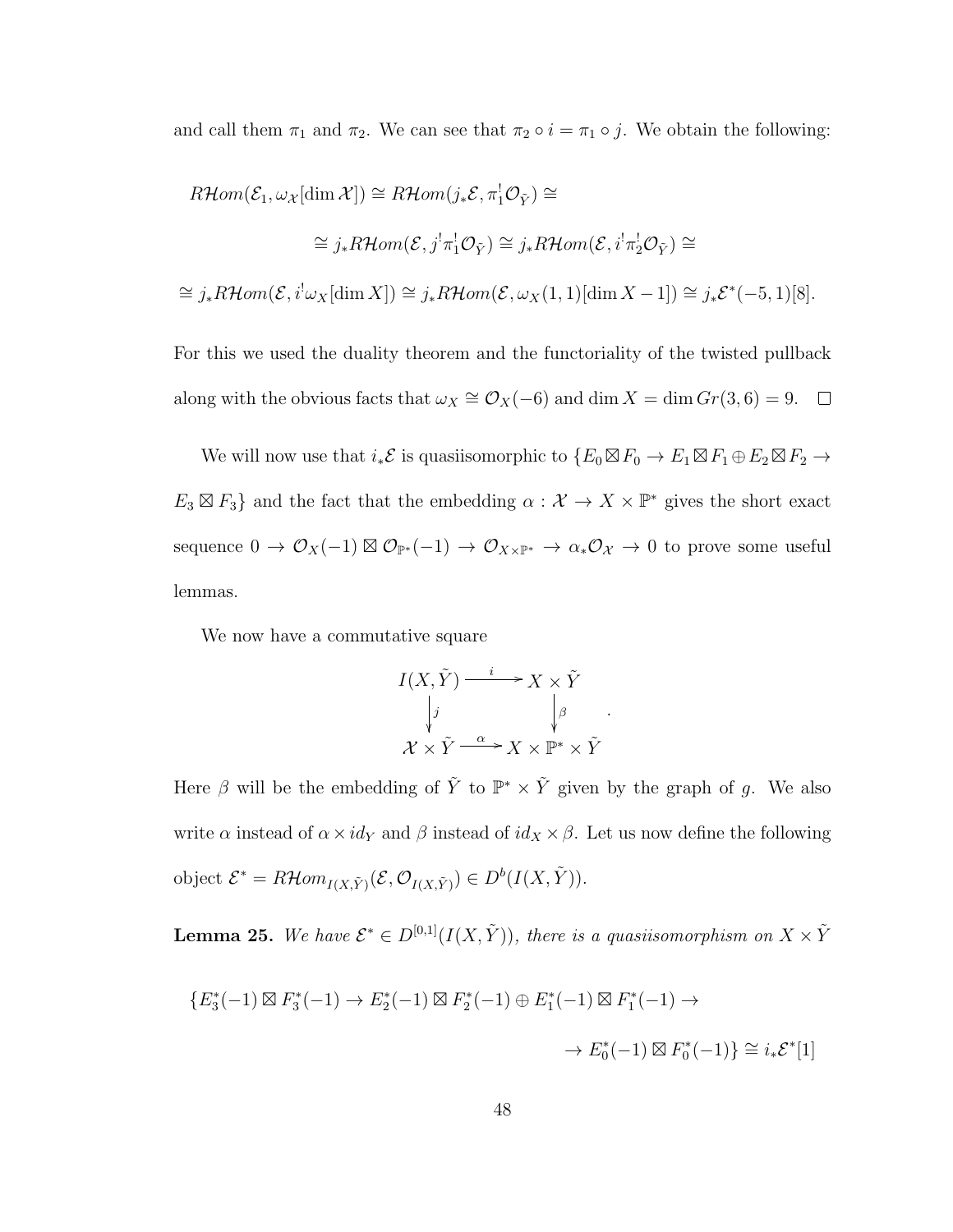and call them $\pi_1$ and $\pi_2$. We can see that $\pi_2 \circ i = \pi_1 \circ j$. We obtain the following:

$$R\mathcal{H}om(\mathcal{E}_1, \omega_{\mathcal{X}}[\dim \mathcal{X}]) \cong R\mathcal{H}om(j_*\mathcal{E}, \pi_1^! \mathcal{O}_{\tilde{Y}}) \cong$$

$$\cong j_* R\mathcal{H}om(\mathcal{E}, j^! \pi_1^! \mathcal{O}_{\tilde{Y}}) \cong j_* R\mathcal{H}om(\mathcal{E}, i^! \pi_2^! \mathcal{O}_{\tilde{Y}}) \cong$$

$$\cong j_* R\mathcal{H}om(\mathcal{E}, i^! \omega_X[\dim X]) \cong j_* R\mathcal{H}om(\mathcal{E}, \omega_X(1,1)[\dim X - 1]) \cong j_* \mathcal{E}^*(-5,1)[8].$$

For this we used the duality theorem and the functoriality of the twisted pullback along with the obvious facts that $\omega_X \cong \mathcal{O}_X(-6)$ and $\dim X = \dim Gr(3,6) = 9$. $\square$

We will now use that $i_*\mathcal{E}$ is quasiisomorphic to $\{E_0 \boxtimes F_0 \to E_1 \boxtimes F_1 \oplus E_2 \boxtimes F_2 \to E_3 \boxtimes F_3\}$ and the fact that the embedding $\alpha : \mathcal{X} \to X \times \mathbb{P}^*$ gives the short exact sequence $0 \to \mathcal{O}_X(-1) \boxtimes \mathcal{O}_{\mathbb{P}^*}(-1) \to \mathcal{O}_{X \times \mathbb{P}^*} \to \alpha_* \mathcal{O}_{\mathcal{X}} \to 0$ to prove some useful lemmas.

We now have a commutative square

$$\begin{array}{ccc} I(X, \tilde{Y}) & \xrightarrow{\ i\ } & X \times \tilde{Y} \\ \big\downarrow{\scriptstyle j} & & \big\downarrow{\scriptstyle \beta} \\ \mathcal{X} \times \tilde{Y} & \xrightarrow{\ \alpha\ } & X \times \mathbb{P}^* \times \tilde{Y} \end{array}.$$

Here $\beta$ will be the embedding of $\tilde{Y}$ to $\mathbb{P}^* \times \tilde{Y}$ given by the graph of $g$. We also write $\alpha$ instead of $\alpha \times id_Y$ and $\beta$ instead of $id_X \times \beta$. Let us now define the following object $\mathcal{E}^* = R\mathcal{H}om_{I(X,\tilde{Y})}(\mathcal{E}, \mathcal{O}_{I(X,\tilde{Y})}) \in D^b(I(X, \tilde{Y}))$.

**Lemma 25.** *We have $\mathcal{E}^* \in D^{[0,1]}(I(X, \tilde{Y}))$, there is a quasiisomorphism on $X \times \tilde{Y}$*

$$\{E_3^*(-1) \boxtimes F_3^*(-1) \to E_2^*(-1) \boxtimes F_2^*(-1) \oplus E_1^*(-1) \boxtimes F_1^*(-1) \to$$

$$\to E_0^*(-1) \boxtimes F_0^*(-1)\} \cong i_* \mathcal{E}^*[1]$$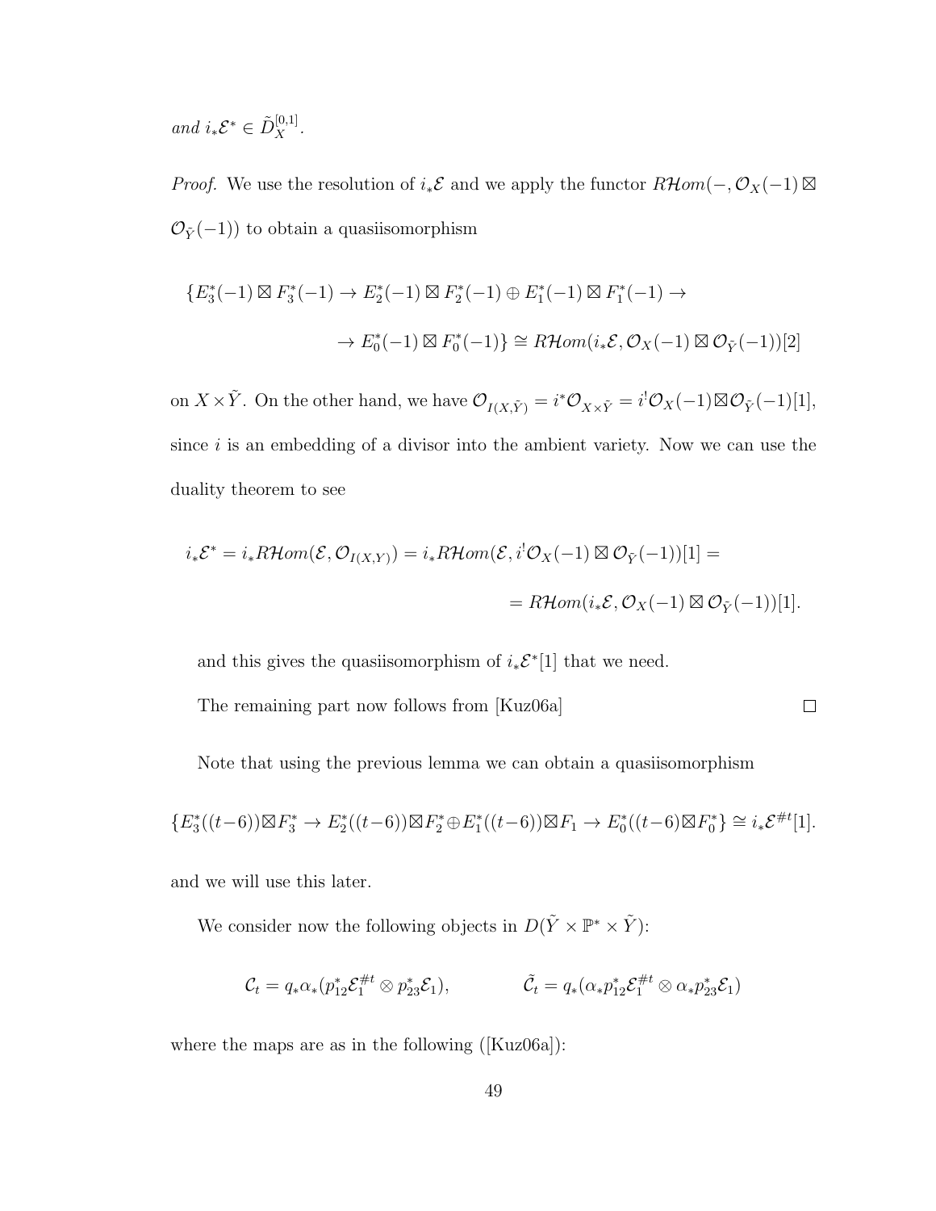*and* $i_*\mathcal{E}^* \in \tilde{D}_X^{[0,1]}$.

*Proof.* We use the resolution of $i_*\mathcal{E}$ and we apply the functor $R\mathcal{H}om(-, \mathcal{O}_X(-1) \boxtimes \mathcal{O}_{\tilde{Y}}(-1))$ to obtain a quasiisomorphism

$$\{E_3^*(-1) \boxtimes F_3^*(-1) \to E_2^*(-1) \boxtimes F_2^*(-1) \oplus E_1^*(-1) \boxtimes F_1^*(-1) \to$$
$$\to E_0^*(-1) \boxtimes F_0^*(-1)\} \cong R\mathcal{H}om(i_*\mathcal{E}, \mathcal{O}_X(-1) \boxtimes \mathcal{O}_{\tilde{Y}}(-1))[2]$$

on $X \times \tilde{Y}$. On the other hand, we have $\mathcal{O}_{I(X,\tilde{Y})} = i^*\mathcal{O}_{X\times\tilde{Y}} = i^!\mathcal{O}_X(-1)\boxtimes\mathcal{O}_{\tilde{Y}}(-1)[1]$, since $i$ is an embedding of a divisor into the ambient variety. Now we can use the duality theorem to see

$$i_*\mathcal{E}^* = i_*R\mathcal{H}om(\mathcal{E}, \mathcal{O}_{I(X,Y)}) = i_*R\mathcal{H}om(\mathcal{E}, i^!\mathcal{O}_X(-1) \boxtimes \mathcal{O}_{\tilde{Y}}(-1))[1] =$$
$$= R\mathcal{H}om(i_*\mathcal{E}, \mathcal{O}_X(-1) \boxtimes \mathcal{O}_{\tilde{Y}}(-1))[1].$$

and this gives the quasiisomorphism of $i_*\mathcal{E}^*[1]$ that we need.

The remaining part now follows from [Kuz06a] $\square$

Note that using the previous lemma we can obtain a quasiisomorphism

$$\{E_3^*((t-6))\boxtimes F_3^* \to E_2^*((t-6))\boxtimes F_2^* \oplus E_1^*((t-6))\boxtimes F_1 \to E_0^*((t-6)\boxtimes F_0^*\} \cong i_*\mathcal{E}^{\#t}[1].$$

and we will use this later.

We consider now the following objects in $D(\tilde{Y} \times \mathbb{P}^* \times \tilde{Y})$:

$$\mathcal{C}_t = q_*\alpha_*(p_{12}^*\mathcal{E}_1^{\#t} \otimes p_{23}^*\mathcal{E}_1), \qquad \tilde{\mathcal{C}}_t = q_*(\alpha_*p_{12}^*\mathcal{E}_1^{\#t} \otimes \alpha_*p_{23}^*\mathcal{E}_1)$$

where the maps are as in the following ([Kuz06a]):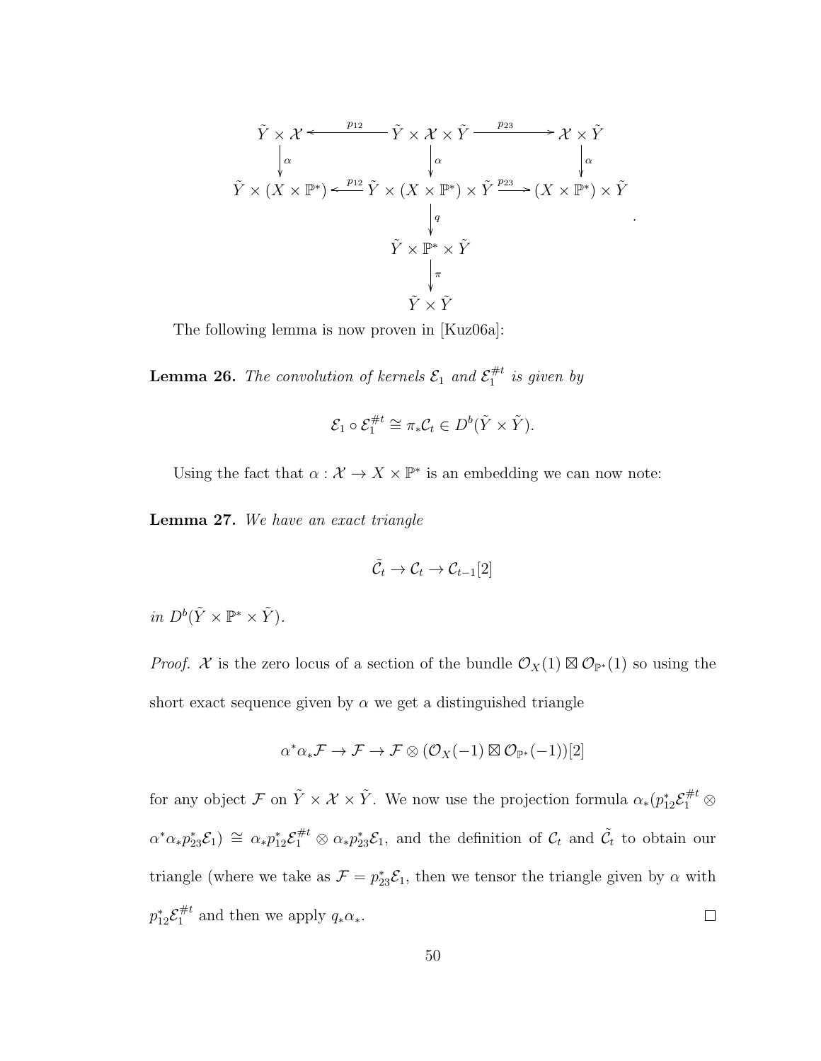$$
\begin{array}{ccccc}
\tilde{Y} \times \mathcal{X} & \xleftarrow{p_{12}} & \tilde{Y} \times \mathcal{X} \times \tilde{Y} & \xrightarrow{p_{23}} & \mathcal{X} \times \tilde{Y} \\
\downarrow{\scriptstyle \alpha} & & \downarrow{\scriptstyle \alpha} & & \downarrow{\scriptstyle \alpha} \\
\tilde{Y} \times (X \times \mathbb{P}^*) & \xleftarrow{p_{12}} & \tilde{Y} \times (X \times \mathbb{P}^*) \times \tilde{Y} & \xrightarrow{p_{23}} & (X \times \mathbb{P}^*) \times \tilde{Y} \\
 & & \downarrow{\scriptstyle q} & & \\
 & & \tilde{Y} \times \mathbb{P}^* \times \tilde{Y} & & \\
 & & \downarrow{\scriptstyle \pi} & & \\
 & & \tilde{Y} \times \tilde{Y} & &
\end{array}.
$$

The following lemma is now proven in [Kuz06a]:

**Lemma 26.** *The convolution of kernels $\mathcal{E}_1$ and $\mathcal{E}_1^{\#t}$ is given by*

$$\mathcal{E}_1 \circ \mathcal{E}_1^{\#t} \cong \pi_* \mathcal{C}_t \in D^b(\tilde{Y} \times \tilde{Y}).$$

Using the fact that $\alpha : \mathcal{X} \to X \times \mathbb{P}^*$ is an embedding we can now note:

**Lemma 27.** *We have an exact triangle*

$$\tilde{\mathcal{C}}_t \to \mathcal{C}_t \to \mathcal{C}_{t-1}[2]$$

*in $D^b(\tilde{Y} \times \mathbb{P}^* \times \tilde{Y})$.*

*Proof.* $\mathcal{X}$ is the zero locus of a section of the bundle $\mathcal{O}_X(1) \boxtimes \mathcal{O}_{\mathbb{P}^*}(1)$ so using the short exact sequence given by $\alpha$ we get a distinguished triangle

$$\alpha^* \alpha_* \mathcal{F} \to \mathcal{F} \to \mathcal{F} \otimes (\mathcal{O}_X(-1) \boxtimes \mathcal{O}_{\mathbb{P}^*}(-1))[2]$$

for any object $\mathcal{F}$ on $\tilde{Y} \times \mathcal{X} \times \tilde{Y}$. We now use the projection formula $\alpha_*(p_{12}^* \mathcal{E}_1^{\#t} \otimes \alpha^* \alpha_* p_{23}^* \mathcal{E}_1) \cong \alpha_* p_{12}^* \mathcal{E}_1^{\#t} \otimes \alpha_* p_{23}^* \mathcal{E}_1$, and the definition of $\mathcal{C}_t$ and $\tilde{\mathcal{C}}_t$ to obtain our triangle (where we take as $\mathcal{F} = p_{23}^* \mathcal{E}_1$, then we tensor the triangle given by $\alpha$ with $p_{12}^* \mathcal{E}_1^{\#t}$ and then we apply $q_* \alpha_*$. □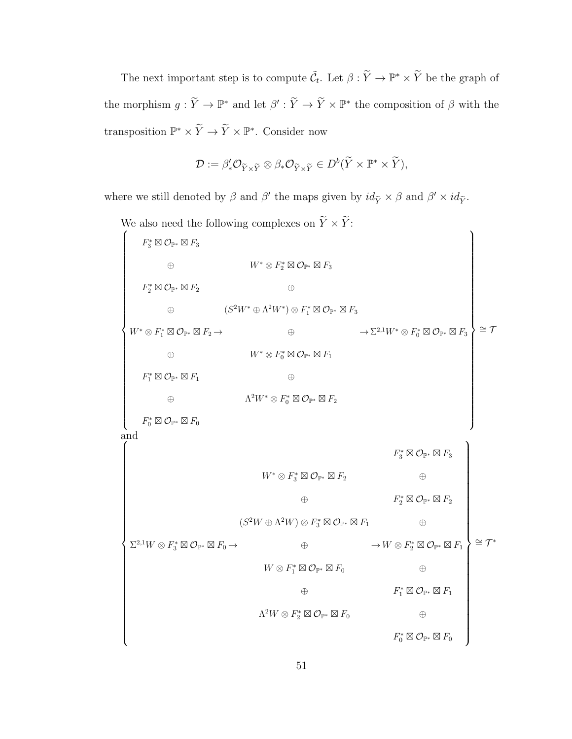The next important step is to compute $\tilde{\mathcal{C}}_t$. Let $\beta : \widetilde{Y} \to \mathbb{P}^* \times \widetilde{Y}$ be the graph of the morphism $g : \widetilde{Y} \to \mathbb{P}^*$ and let $\beta' : \widetilde{Y} \to \widetilde{Y} \times \mathbb{P}^*$ the composition of $\beta$ with the transposition $\mathbb{P}^* \times \widetilde{Y} \to \widetilde{Y} \times \mathbb{P}^*$. Consider now

$$\mathcal{D} := \beta'_* \mathcal{O}_{\widetilde{Y} \times \widetilde{Y}} \otimes \beta_* \mathcal{O}_{\widetilde{Y} \times \widetilde{Y}} \in D^b(\widetilde{Y} \times \mathbb{P}^* \times \widetilde{Y}),$$

where we still denoted by $\beta$ and $\beta'$ the maps given by $id_{\widetilde{Y}} \times \beta$ and $\beta' \times id_{\widetilde{Y}}$.

We also need the following complexes on $\widetilde{Y} \times \widetilde{Y}$:

$$\left\{ \begin{matrix} F_3^* \boxtimes \mathcal{O}_{\mathbb{P}^*} \boxtimes F_3 & & \\ \oplus & W^* \otimes F_2^* \boxtimes \mathcal{O}_{\mathbb{P}^*} \boxtimes F_3 & \\ F_2^* \boxtimes \mathcal{O}_{\mathbb{P}^*} \boxtimes F_2 & \oplus & \\ \oplus & (S^2W^* \oplus \Lambda^2 W^*) \otimes F_1^* \boxtimes \mathcal{O}_{\mathbb{P}^*} \boxtimes F_3 & \\ W^* \otimes F_1^* \boxtimes \mathcal{O}_{\mathbb{P}^*} \boxtimes F_2 \to & \oplus & \to \Sigma^{2,1} W^* \otimes F_0^* \boxtimes \mathcal{O}_{\mathbb{P}^*} \boxtimes F_3 \\ \oplus & W^* \otimes F_0^* \boxtimes \mathcal{O}_{\mathbb{P}^*} \boxtimes F_1 & \\ F_1^* \boxtimes \mathcal{O}_{\mathbb{P}^*} \boxtimes F_1 & \oplus & \\ \oplus & \Lambda^2 W^* \otimes F_0^* \boxtimes \mathcal{O}_{\mathbb{P}^*} \boxtimes F_2 & \\ F_0^* \boxtimes \mathcal{O}_{\mathbb{P}^*} \boxtimes F_0 & & \end{matrix} \right\} \cong \mathcal{T}$$

and

$$\left\{ \begin{matrix} & & F_3^* \boxtimes \mathcal{O}_{\mathbb{P}^*} \boxtimes F_3 \\ & W^* \otimes F_3^* \boxtimes \mathcal{O}_{\mathbb{P}^*} \boxtimes F_2 & \oplus \\ & \oplus & F_2^* \boxtimes \mathcal{O}_{\mathbb{P}^*} \boxtimes F_2 \\ & (S^2W \oplus \Lambda^2 W) \otimes F_3^* \boxtimes \mathcal{O}_{\mathbb{P}^*} \boxtimes F_1 & \oplus \\ \Sigma^{2,1} W \otimes F_3^* \boxtimes \mathcal{O}_{\mathbb{P}^*} \boxtimes F_0 \to & \oplus & \to W \otimes F_2^* \boxtimes \mathcal{O}_{\mathbb{P}^*} \boxtimes F_1 \\ & W \otimes F_1^* \boxtimes \mathcal{O}_{\mathbb{P}^*} \boxtimes F_0 & \oplus \\ & \oplus & F_1^* \boxtimes \mathcal{O}_{\mathbb{P}^*} \boxtimes F_1 \\ & \Lambda^2 W \otimes F_2^* \boxtimes \mathcal{O}_{\mathbb{P}^*} \boxtimes F_0 & \oplus \\ & & F_0^* \boxtimes \mathcal{O}_{\mathbb{P}^*} \boxtimes F_0 \end{matrix} \right\} \cong \mathcal{T}^*$$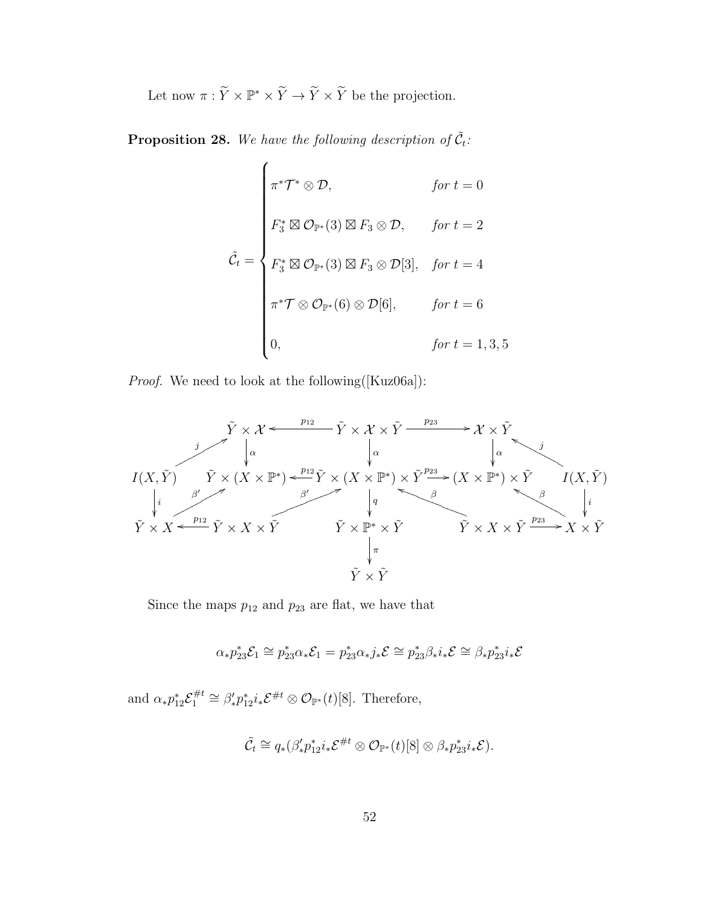Let now $\pi : \widetilde{Y} \times \mathbb{P}^* \times \widetilde{Y} \to \widetilde{Y} \times \widetilde{Y}$ be the projection.

**Proposition 28.** *We have the following description of* $\tilde{\mathcal{C}}_t$*:*

$$
\tilde{\mathcal{C}}_t = \begin{cases}
\pi^*\mathcal{T}^* \otimes \mathcal{D}, & \text{for } t = 0 \\[2ex]
F_3^* \boxtimes \mathcal{O}_{\mathbb{P}^*}(3) \boxtimes F_3 \otimes \mathcal{D}, & \text{for } t = 2 \\[2ex]
F_3^* \boxtimes \mathcal{O}_{\mathbb{P}^*}(3) \boxtimes F_3 \otimes \mathcal{D}[3], & \text{for } t = 4 \\[2ex]
\pi^*\mathcal{T} \otimes \mathcal{O}_{\mathbb{P}^*}(6) \otimes \mathcal{D}[6], & \text{for } t = 6 \\[2ex]
0, & \text{for } t = 1, 3, 5
\end{cases}
$$

*Proof.* We need to look at the following([Kuz06a]):

$$
\begin{array}{ccccccccc}
 & \tilde{Y} \times \mathcal{X} & \xleftarrow{p_{12}} & \tilde{Y} \times \mathcal{X} \times \tilde{Y} & \xrightarrow{p_{23}} & \mathcal{X} \times \tilde{Y} & \\
 & \downarrow \alpha & & \downarrow \alpha & & \downarrow \alpha & \\
I(X,\tilde{Y}) \xrightarrow{j} \tilde{Y}\times\mathcal{X} & \tilde{Y} \times (X \times \mathbb{P}^*) & \xleftarrow{p_{12}} & \tilde{Y} \times (X \times \mathbb{P}^*) \times \tilde{Y} & \xrightarrow{p_{23}} & (X \times \mathbb{P}^*) \times \tilde{Y} & I(X,\tilde{Y}) \xrightarrow{j} \mathcal{X}\times\tilde{Y} \\
\downarrow i & \uparrow \beta' & & \downarrow q & & \uparrow \beta & \downarrow i \\
\tilde{Y} \times X \xleftarrow{p_{12}} \tilde{Y} \times X \times \tilde{Y} & & & \tilde{Y} \times \mathbb{P}^* \times \tilde{Y} & & \tilde{Y} \times X \times \tilde{Y} \xrightarrow{p_{23}} X \times \tilde{Y} & \\
 & & & \downarrow \pi & & & \\
 & & & \tilde{Y} \times \tilde{Y} & & &
\end{array}
$$

Since the maps $p_{12}$ and $p_{23}$ are flat, we have that

$$
\alpha_* p_{23}^* \mathcal{E}_1 \cong p_{23}^* \alpha_* \mathcal{E}_1 = p_{23}^* \alpha_* j_* \mathcal{E} \cong p_{23}^* \beta_* i_* \mathcal{E} \cong \beta_* p_{23}^* i_* \mathcal{E}
$$

and $\alpha_* p_{12}^* \mathcal{E}_1^{\#t} \cong \beta'_* p_{12}^* i_* \mathcal{E}^{\#t} \otimes \mathcal{O}_{\mathbb{P}^*}(t)[8]$. Therefore,

$$
\tilde{\mathcal{C}}_t \cong q_*(\beta'_* p_{12}^* i_* \mathcal{E}^{\#t} \otimes \mathcal{O}_{\mathbb{P}^*}(t)[8] \otimes \beta_* p_{23}^* i_* \mathcal{E}).
$$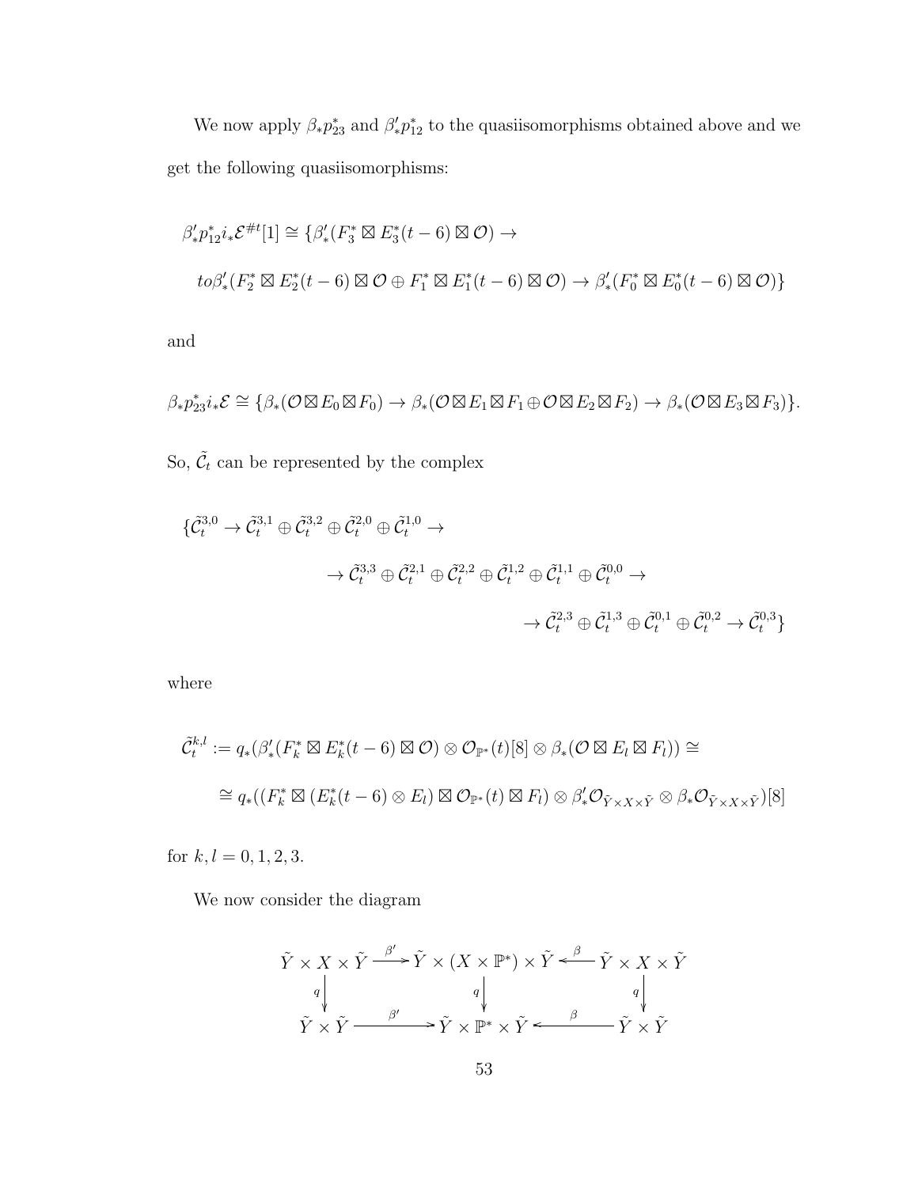We now apply $\beta_* p_{23}^*$ and $\beta'_* p_{12}^*$ to the quasiisomorphisms obtained above and we get the following quasiisomorphisms:

$$\beta'_* p_{12}^* i_* \mathcal{E}^{\#t}[1] \cong \{\beta'_*(F_3^* \boxtimes E_3^*(t-6) \boxtimes \mathcal{O}) \to$$

$$to\beta'_*(F_2^* \boxtimes E_2^*(t-6) \boxtimes \mathcal{O} \oplus F_1^* \boxtimes E_1^*(t-6) \boxtimes \mathcal{O}) \to \beta'_*(F_0^* \boxtimes E_0^*(t-6) \boxtimes \mathcal{O})\}$$

and

$$\beta_* p_{23}^* i_* \mathcal{E} \cong \{\beta_*(\mathcal{O} \boxtimes E_0 \boxtimes F_0) \to \beta_*(\mathcal{O} \boxtimes E_1 \boxtimes F_1 \oplus \mathcal{O} \boxtimes E_2 \boxtimes F_2) \to \beta_*(\mathcal{O} \boxtimes E_3 \boxtimes F_3)\}.$$

So, $\tilde{\mathcal{C}}_t$ can be represented by the complex

$$\{\tilde{\mathcal{C}}_t^{3,0} \to \tilde{\mathcal{C}}_t^{3,1} \oplus \tilde{\mathcal{C}}_t^{3,2} \oplus \tilde{\mathcal{C}}_t^{2,0} \oplus \tilde{\mathcal{C}}_t^{1,0} \to$$

$$\to \tilde{\mathcal{C}}_t^{3,3} \oplus \tilde{\mathcal{C}}_t^{2,1} \oplus \tilde{\mathcal{C}}_t^{2,2} \oplus \tilde{\mathcal{C}}_t^{1,2} \oplus \tilde{\mathcal{C}}_t^{1,1} \oplus \tilde{\mathcal{C}}_t^{0,0} \to$$

$$\to \tilde{\mathcal{C}}_t^{2,3} \oplus \tilde{\mathcal{C}}_t^{1,3} \oplus \tilde{\mathcal{C}}_t^{0,1} \oplus \tilde{\mathcal{C}}_t^{0,2} \to \tilde{\mathcal{C}}_t^{0,3}\}$$

where

$$\tilde{\mathcal{C}}_t^{k,l} := q_*(\beta'_*(F_k^* \boxtimes E_k^*(t-6) \boxtimes \mathcal{O}) \otimes \mathcal{O}_{\mathbb{P}^*}(t)[8] \otimes \beta_*(\mathcal{O} \boxtimes E_l \boxtimes F_l)) \cong$$

$$\cong q_*((F_k^* \boxtimes (E_k^*(t-6) \otimes E_l) \boxtimes \mathcal{O}_{\mathbb{P}^*}(t) \boxtimes F_l) \otimes \beta'_* \mathcal{O}_{\tilde{Y} \times X \times \tilde{Y}} \otimes \beta_* \mathcal{O}_{\tilde{Y} \times X \times \tilde{Y}})[8]$$

for $k, l = 0, 1, 2, 3$.

We now consider the diagram

$$\begin{array}{ccccc}
\tilde{Y} \times X \times \tilde{Y} & \xrightarrow{\beta'} & \tilde{Y} \times (X \times \mathbb{P}^*) \times \tilde{Y} & \xleftarrow{\beta} & \tilde{Y} \times X \times \tilde{Y} \\
\downarrow q & & \downarrow q & & \downarrow q \\
\tilde{Y} \times \tilde{Y} & \xrightarrow{\beta'} & \tilde{Y} \times \mathbb{P}^* \times \tilde{Y} & \xleftarrow{\beta} & \tilde{Y} \times \tilde{Y}
\end{array}$$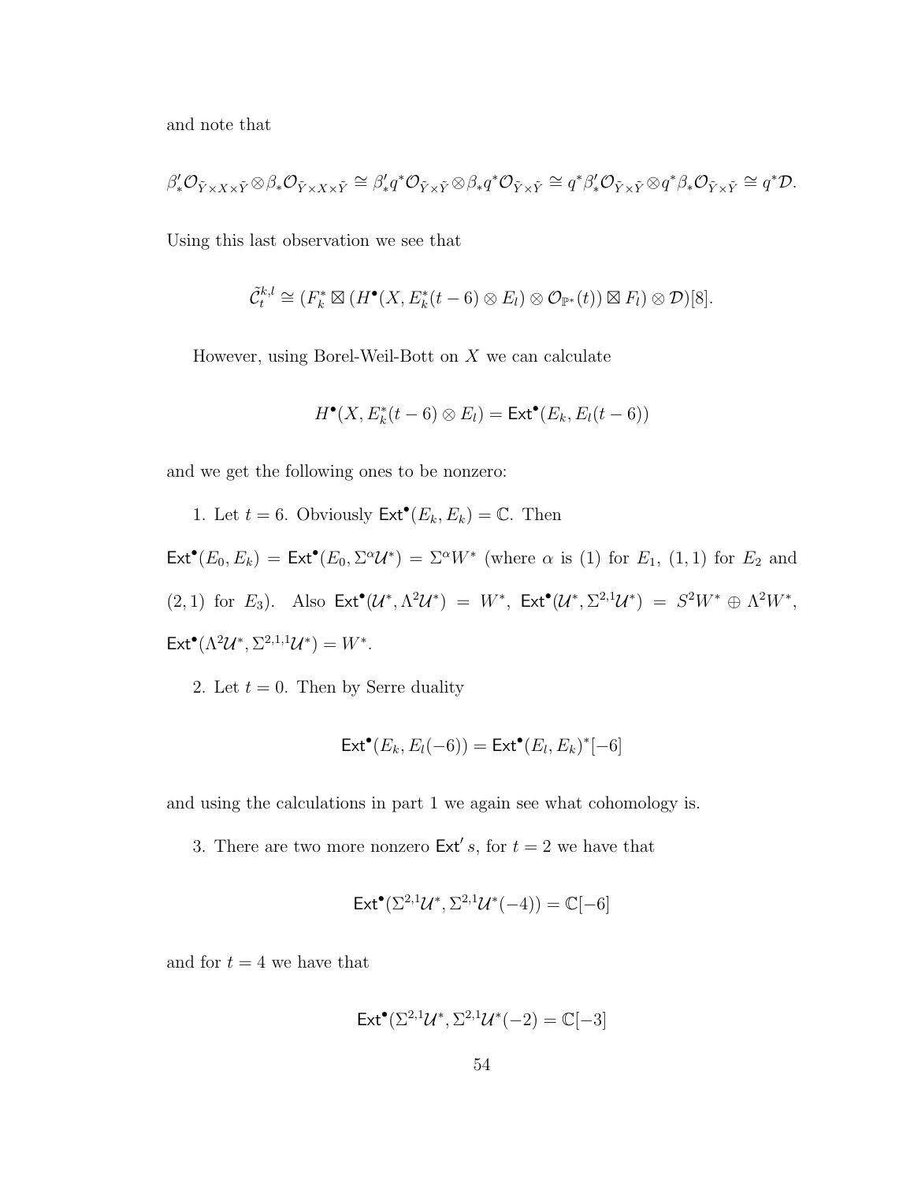and note that

$$\beta'_* \mathcal{O}_{\tilde{Y} \times X \times \tilde{Y}} \otimes \beta_* \mathcal{O}_{\tilde{Y} \times X \times \tilde{Y}} \cong \beta'_* q^* \mathcal{O}_{\tilde{Y} \times \tilde{Y}} \otimes \beta_* q^* \mathcal{O}_{\tilde{Y} \times \tilde{Y}} \cong q^* \beta'_* \mathcal{O}_{\tilde{Y} \times \tilde{Y}} \otimes q^* \beta_* \mathcal{O}_{\tilde{Y} \times \tilde{Y}} \cong q^* \mathcal{D}.$$

Using this last observation we see that

$$\tilde{\mathcal{C}}_t^{k,l} \cong (F_k^* \boxtimes (H^\bullet(X, E_k^*(t-6) \otimes E_l) \otimes \mathcal{O}_{\mathbb{P}^*}(t)) \boxtimes F_l) \otimes \mathcal{D})[8].$$

However, using Borel-Weil-Bott on $X$ we can calculate

$$H^\bullet(X, E_k^*(t-6) \otimes E_l) = \mathsf{Ext}^\bullet(E_k, E_l(t-6))$$

and we get the following ones to be nonzero:

1. Let $t = 6$. Obviously $\mathsf{Ext}^\bullet(E_k, E_k) = \mathbb{C}$. Then $\mathsf{Ext}^\bullet(E_0, E_k) = \mathsf{Ext}^\bullet(E_0, \Sigma^\alpha \mathcal{U}^*) = \Sigma^\alpha W^*$ (where $\alpha$ is $(1)$ for $E_1$, $(1,1)$ for $E_2$ and $(2,1)$ for $E_3$). Also $\mathsf{Ext}^\bullet(\mathcal{U}^*, \Lambda^2 \mathcal{U}^*) = W^*$, $\mathsf{Ext}^\bullet(\mathcal{U}^*, \Sigma^{2,1} \mathcal{U}^*) = S^2 W^* \oplus \Lambda^2 W^*$, $\mathsf{Ext}^\bullet(\Lambda^2 \mathcal{U}^*, \Sigma^{2,1,1} \mathcal{U}^*) = W^*$.

2. Let $t = 0$. Then by Serre duality

$$\mathsf{Ext}^\bullet(E_k, E_l(-6)) = \mathsf{Ext}^\bullet(E_l, E_k)^*[-6]$$

and using the calculations in part 1 we again see what cohomology is.

3. There are two more nonzero $\mathsf{Ext}'s$, for $t = 2$ we have that

$$\mathsf{Ext}^\bullet(\Sigma^{2,1} \mathcal{U}^*, \Sigma^{2,1} \mathcal{U}^*(-4)) = \mathbb{C}[-6]$$

and for $t = 4$ we have that

$$\mathsf{Ext}^\bullet(\Sigma^{2,1} \mathcal{U}^*, \Sigma^{2,1} \mathcal{U}^*(-2) = \mathbb{C}[-3]$$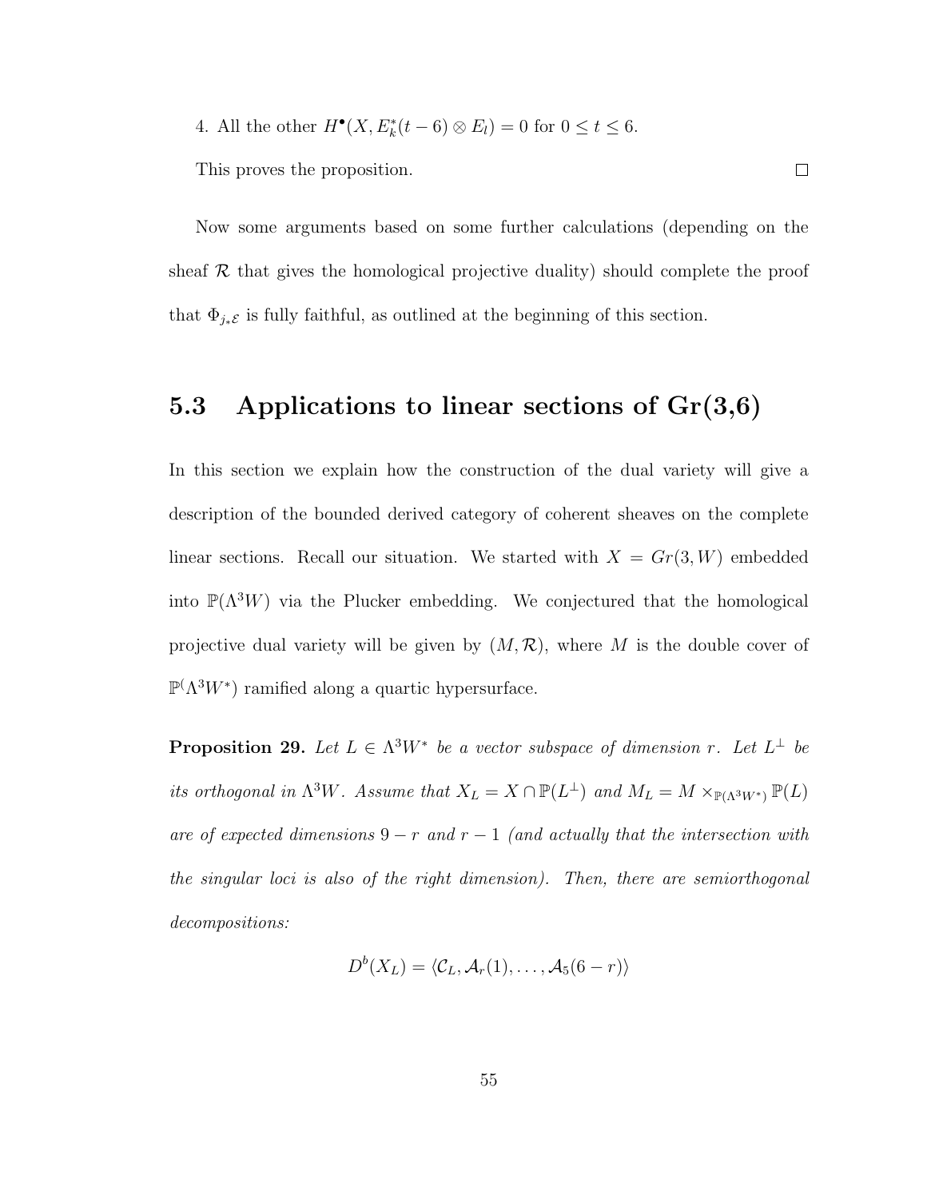4. All the other $H^\bullet(X, E_k^*(t-6) \otimes E_l) = 0$ for $0 \leq t \leq 6$.

This proves the proposition. □

Now some arguments based on some further calculations (depending on the sheaf $\mathcal{R}$ that gives the homological projective duality) should complete the proof that $\Phi_{j_*\mathcal{E}}$ is fully faithful, as outlined at the beginning of this section.

## 5.3 Applications to linear sections of Gr(3,6)

In this section we explain how the construction of the dual variety will give a description of the bounded derived category of coherent sheaves on the complete linear sections. Recall our situation. We started with $X = Gr(3, W)$ embedded into $\mathbb{P}(\Lambda^3 W)$ via the Plucker embedding. We conjectured that the homological projective dual variety will be given by $(M, \mathcal{R})$, where $M$ is the double cover of $\mathbb{P}(\Lambda^3 W^*)$ ramified along a quartic hypersurface.

**Proposition 29.** *Let $L \in \Lambda^3 W^*$ be a vector subspace of dimension $r$. Let $L^\perp$ be its orthogonal in $\Lambda^3 W$. Assume that $X_L = X \cap \mathbb{P}(L^\perp)$ and $M_L = M \times_{\mathbb{P}(\Lambda^3 W^*)} \mathbb{P}(L)$ are of expected dimensions $9 - r$ and $r - 1$ (and actually that the intersection with the singular loci is also of the right dimension). Then, there are semiorthogonal decompositions:*

$$D^b(X_L) = \langle \mathcal{C}_L, \mathcal{A}_r(1), \ldots, \mathcal{A}_5(6-r) \rangle$$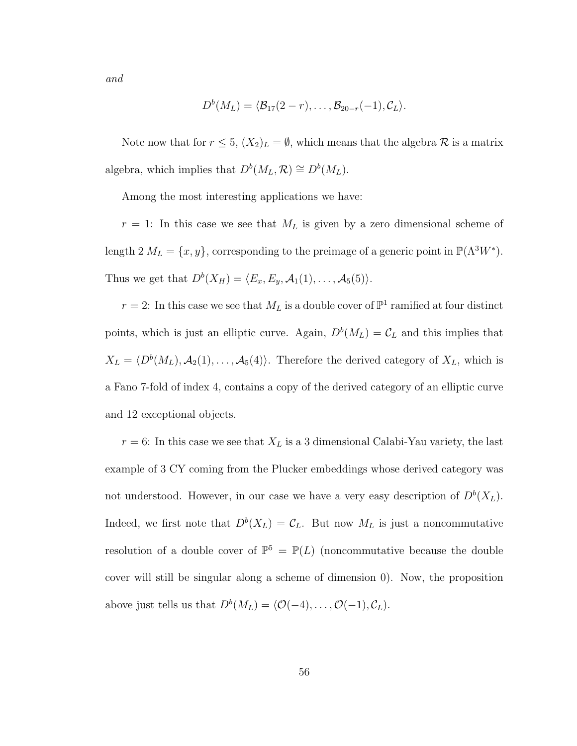*and*

$$D^b(M_L) = \langle \mathcal{B}_{17}(2-r), \ldots, \mathcal{B}_{20-r}(-1), \mathcal{C}_L \rangle.$$

Note now that for $r \leq 5$, $(X_2)_L = \emptyset$, which means that the algebra $\mathcal{R}$ is a matrix algebra, which implies that $D^b(M_L, \mathcal{R}) \cong D^b(M_L)$.

Among the most interesting applications we have:

$r = 1$: In this case we see that $M_L$ is given by a zero dimensional scheme of length 2 $M_L = \{x, y\}$, corresponding to the preimage of a generic point in $\mathbb{P}(\Lambda^3 W^*)$. Thus we get that $D^b(X_H) = \langle E_x, E_y, \mathcal{A}_1(1), \ldots, \mathcal{A}_5(5) \rangle$.

$r = 2$: In this case we see that $M_L$ is a double cover of $\mathbb{P}^1$ ramified at four distinct points, which is just an elliptic curve. Again, $D^b(M_L) = \mathcal{C}_L$ and this implies that $X_L = \langle D^b(M_L), \mathcal{A}_2(1), \ldots, \mathcal{A}_5(4) \rangle$. Therefore the derived category of $X_L$, which is a Fano 7-fold of index 4, contains a copy of the derived category of an elliptic curve and 12 exceptional objects.

$r = 6$: In this case we see that $X_L$ is a 3 dimensional Calabi-Yau variety, the last example of 3 CY coming from the Plucker embeddings whose derived category was not understood. However, in our case we have a very easy description of $D^b(X_L)$. Indeed, we first note that $D^b(X_L) = \mathcal{C}_L$. But now $M_L$ is just a noncommutative resolution of a double cover of $\mathbb{P}^5 = \mathbb{P}(L)$ (noncommutative because the double cover will still be singular along a scheme of dimension 0). Now, the proposition above just tells us that $D^b(M_L) = \langle \mathcal{O}(-4), \ldots, \mathcal{O}(-1), \mathcal{C}_L \rangle$.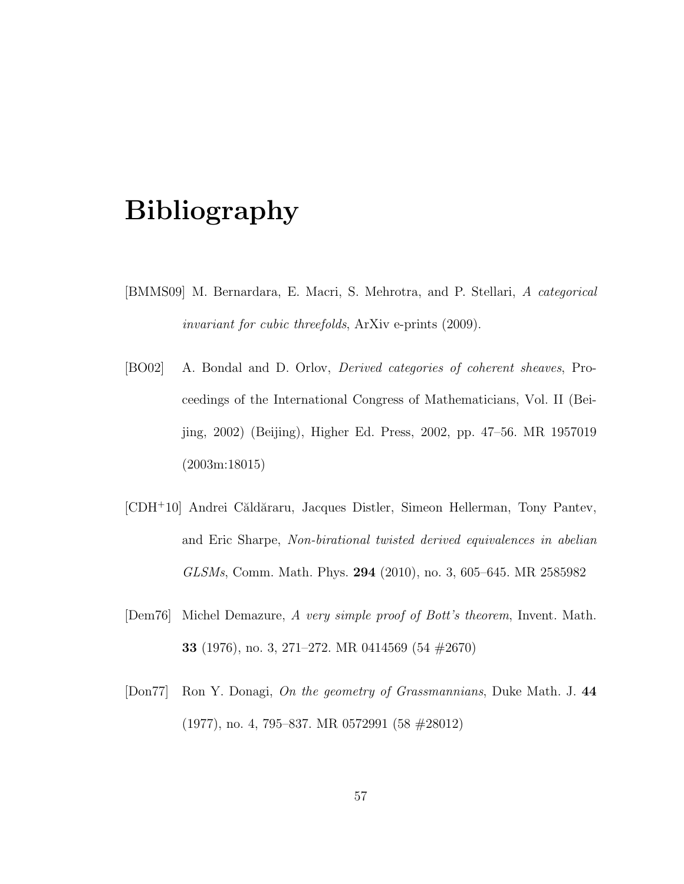# Bibliography

[BMMS09] M. Bernardara, E. Macri, S. Mehrotra, and P. Stellari, *A categorical invariant for cubic threefolds*, ArXiv e-prints (2009).

[BO02] A. Bondal and D. Orlov, *Derived categories of coherent sheaves*, Proceedings of the International Congress of Mathematicians, Vol. II (Beijing, 2002) (Beijing), Higher Ed. Press, 2002, pp. 47–56. MR 1957019 (2003m:18015)

[CDH+10] Andrei Căldăraru, Jacques Distler, Simeon Hellerman, Tony Pantev, and Eric Sharpe, *Non-birational twisted derived equivalences in abelian GLSMs*, Comm. Math. Phys. **294** (2010), no. 3, 605–645. MR 2585982

[Dem76] Michel Demazure, *A very simple proof of Bott's theorem*, Invent. Math. **33** (1976), no. 3, 271–272. MR 0414569 (54 #2670)

[Don77] Ron Y. Donagi, *On the geometry of Grassmannians*, Duke Math. J. **44** (1977), no. 4, 795–837. MR 0572991 (58 #28012)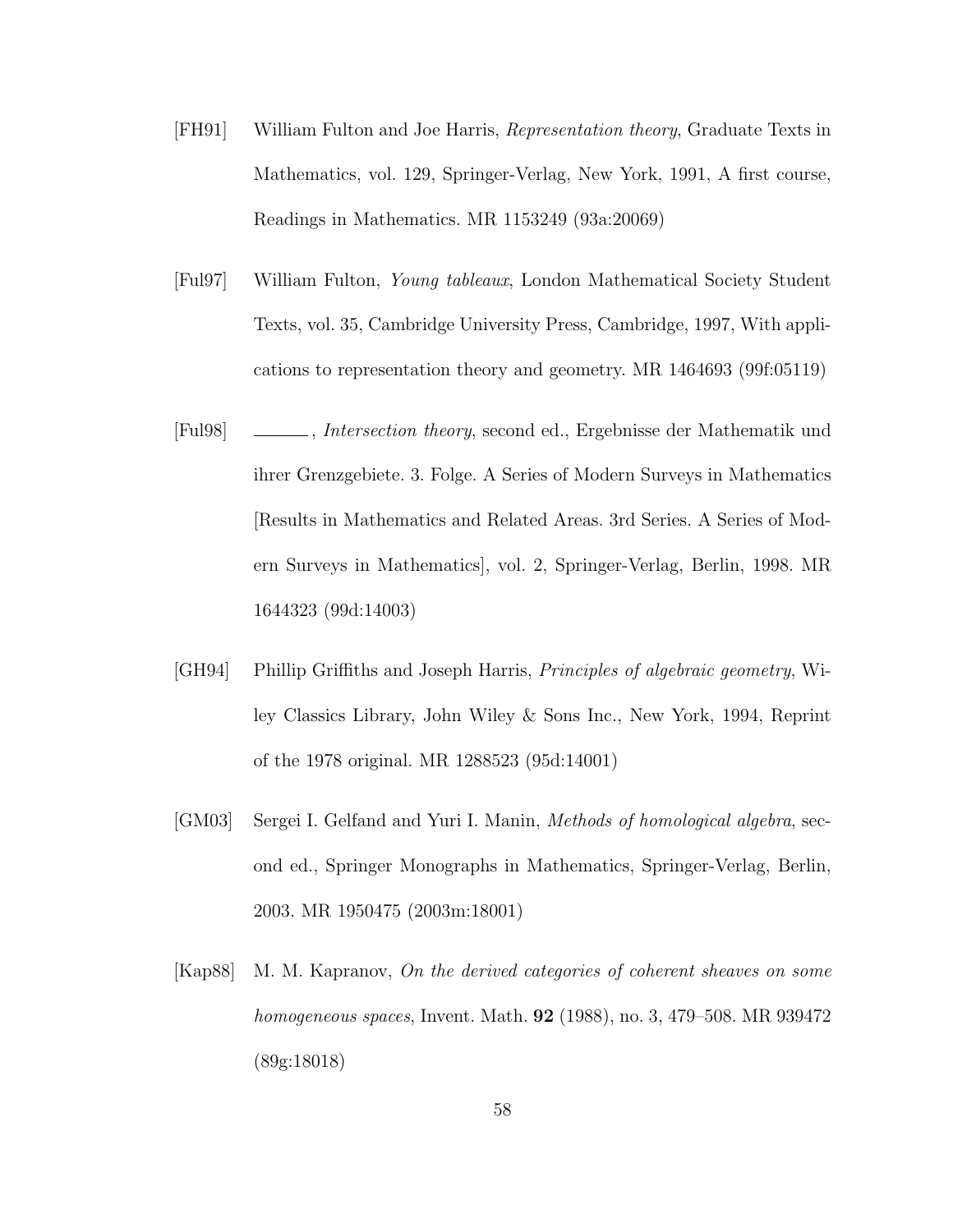[FH91] William Fulton and Joe Harris, *Representation theory*, Graduate Texts in Mathematics, vol. 129, Springer-Verlag, New York, 1991, A first course, Readings in Mathematics. MR 1153249 (93a:20069)

[Ful97] William Fulton, *Young tableaux*, London Mathematical Society Student Texts, vol. 35, Cambridge University Press, Cambridge, 1997, With applications to representation theory and geometry. MR 1464693 (99f:05119)

[Ful98] ______, *Intersection theory*, second ed., Ergebnisse der Mathematik und ihrer Grenzgebiete. 3. Folge. A Series of Modern Surveys in Mathematics [Results in Mathematics and Related Areas. 3rd Series. A Series of Modern Surveys in Mathematics], vol. 2, Springer-Verlag, Berlin, 1998. MR 1644323 (99d:14003)

[GH94] Phillip Griffiths and Joseph Harris, *Principles of algebraic geometry*, Wiley Classics Library, John Wiley & Sons Inc., New York, 1994, Reprint of the 1978 original. MR 1288523 (95d:14001)

[GM03] Sergei I. Gelfand and Yuri I. Manin, *Methods of homological algebra*, second ed., Springer Monographs in Mathematics, Springer-Verlag, Berlin, 2003. MR 1950475 (2003m:18001)

[Kap88] M. M. Kapranov, *On the derived categories of coherent sheaves on some homogeneous spaces*, Invent. Math. **92** (1988), no. 3, 479–508. MR 939472 (89g:18018)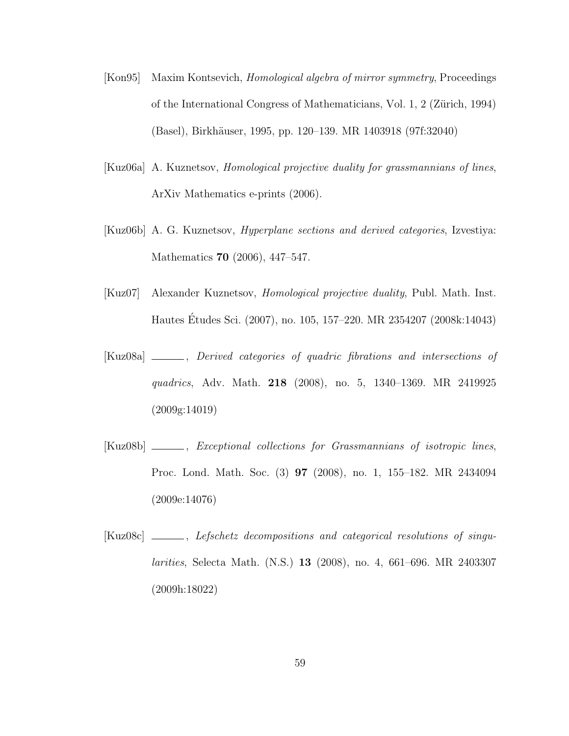[Kon95] Maxim Kontsevich, *Homological algebra of mirror symmetry*, Proceedings of the International Congress of Mathematicians, Vol. 1, 2 (Zürich, 1994) (Basel), Birkhäuser, 1995, pp. 120–139. MR 1403918 (97f:32040)

[Kuz06a] A. Kuznetsov, *Homological projective duality for grassmannians of lines*, ArXiv Mathematics e-prints (2006).

[Kuz06b] A. G. Kuznetsov, *Hyperplane sections and derived categories*, Izvestiya: Mathematics **70** (2006), 447–547.

[Kuz07] Alexander Kuznetsov, *Homological projective duality*, Publ. Math. Inst. Hautes Études Sci. (2007), no. 105, 157–220. MR 2354207 (2008k:14043)

[Kuz08a] ———, *Derived categories of quadric fibrations and intersections of quadrics*, Adv. Math. **218** (2008), no. 5, 1340–1369. MR 2419925 (2009g:14019)

[Kuz08b] ———, *Exceptional collections for Grassmannians of isotropic lines*, Proc. Lond. Math. Soc. (3) **97** (2008), no. 1, 155–182. MR 2434094 (2009e:14076)

[Kuz08c] ———, *Lefschetz decompositions and categorical resolutions of singularities*, Selecta Math. (N.S.) **13** (2008), no. 4, 661–696. MR 2403307 (2009h:18022)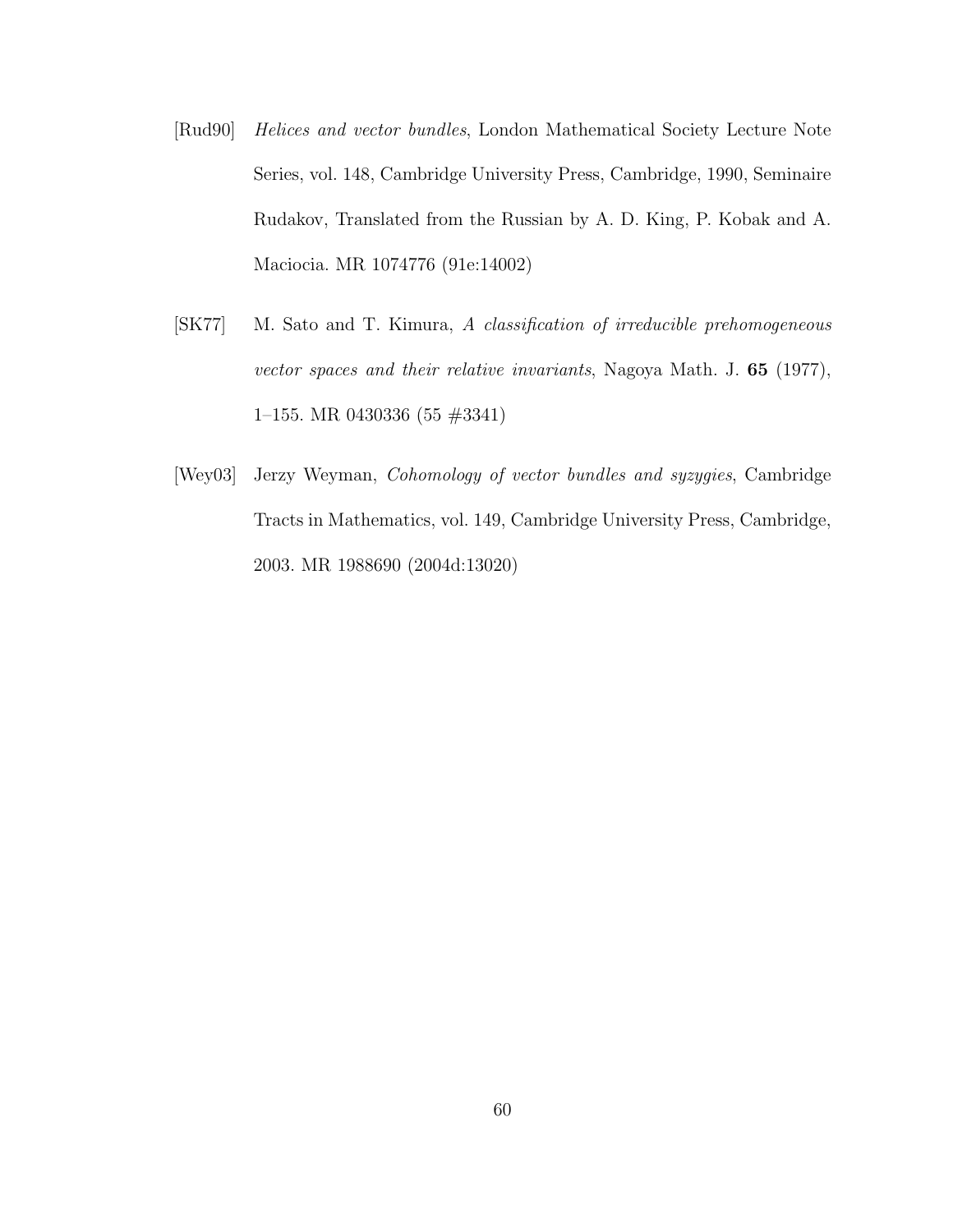[Rud90] *Helices and vector bundles*, London Mathematical Society Lecture Note Series, vol. 148, Cambridge University Press, Cambridge, 1990, Seminaire Rudakov, Translated from the Russian by A. D. King, P. Kobak and A. Maciocia. MR 1074776 (91e:14002)

[SK77] M. Sato and T. Kimura, *A classification of irreducible prehomogeneous vector spaces and their relative invariants*, Nagoya Math. J. **65** (1977), 1–155. MR 0430336 (55 #3341)

[Wey03] Jerzy Weyman, *Cohomology of vector bundles and syzygies*, Cambridge Tracts in Mathematics, vol. 149, Cambridge University Press, Cambridge, 2003. MR 1988690 (2004d:13020)